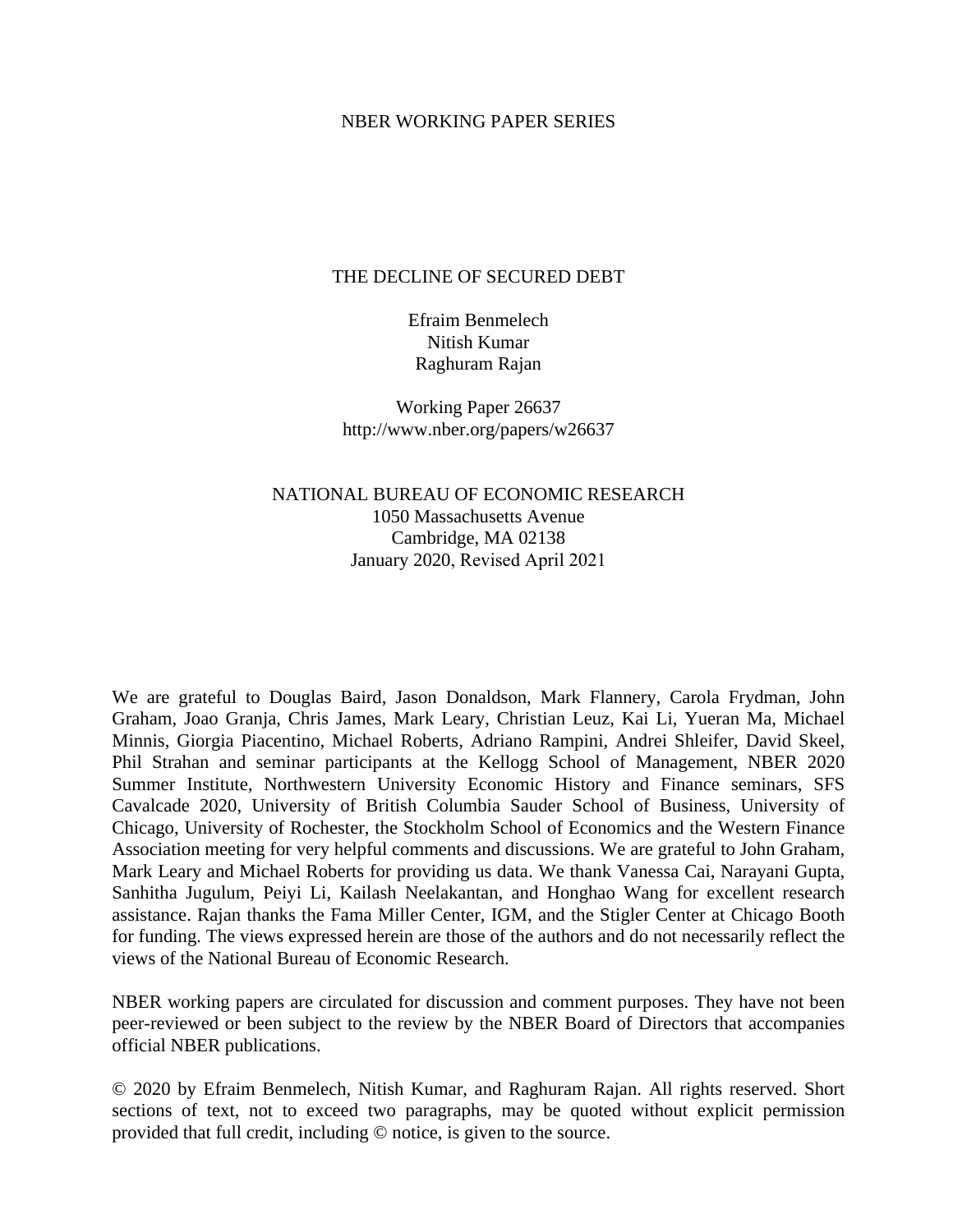NBER WORKING PAPER SERIES

# THE DECLINE OF SECURED DEBT

Efraim Benmelech
Nitish Kumar
Raghuram Rajan

Working Paper 26637
http://www.nber.org/papers/w26637

NATIONAL BUREAU OF ECONOMIC RESEARCH
1050 Massachusetts Avenue
Cambridge, MA 02138
January 2020, Revised April 2021

We are grateful to Douglas Baird, Jason Donaldson, Mark Flannery, Carola Frydman, John Graham, Joao Granja, Chris James, Mark Leary, Christian Leuz, Kai Li, Yueran Ma, Michael Minnis, Giorgia Piacentino, Michael Roberts, Adriano Rampini, Andrei Shleifer, David Skeel, Phil Strahan and seminar participants at the Kellogg School of Management, NBER 2020 Summer Institute, Northwestern University Economic History and Finance seminars, SFS Cavalcade 2020, University of British Columbia Sauder School of Business, University of Chicago, University of Rochester, the Stockholm School of Economics and the Western Finance Association meeting for very helpful comments and discussions. We are grateful to John Graham, Mark Leary and Michael Roberts for providing us data. We thank Vanessa Cai, Narayani Gupta, Sanhitha Jugulum, Peiyi Li, Kailash Neelakantan, and Honghao Wang for excellent research assistance. Rajan thanks the Fama Miller Center, IGM, and the Stigler Center at Chicago Booth for funding. The views expressed herein are those of the authors and do not necessarily reflect the views of the National Bureau of Economic Research.

NBER working papers are circulated for discussion and comment purposes. They have not been peer-reviewed or been subject to the review by the NBER Board of Directors that accompanies official NBER publications.

© 2020 by Efraim Benmelech, Nitish Kumar, and Raghuram Rajan. All rights reserved. Short sections of text, not to exceed two paragraphs, may be quoted without explicit permission provided that full credit, including © notice, is given to the source.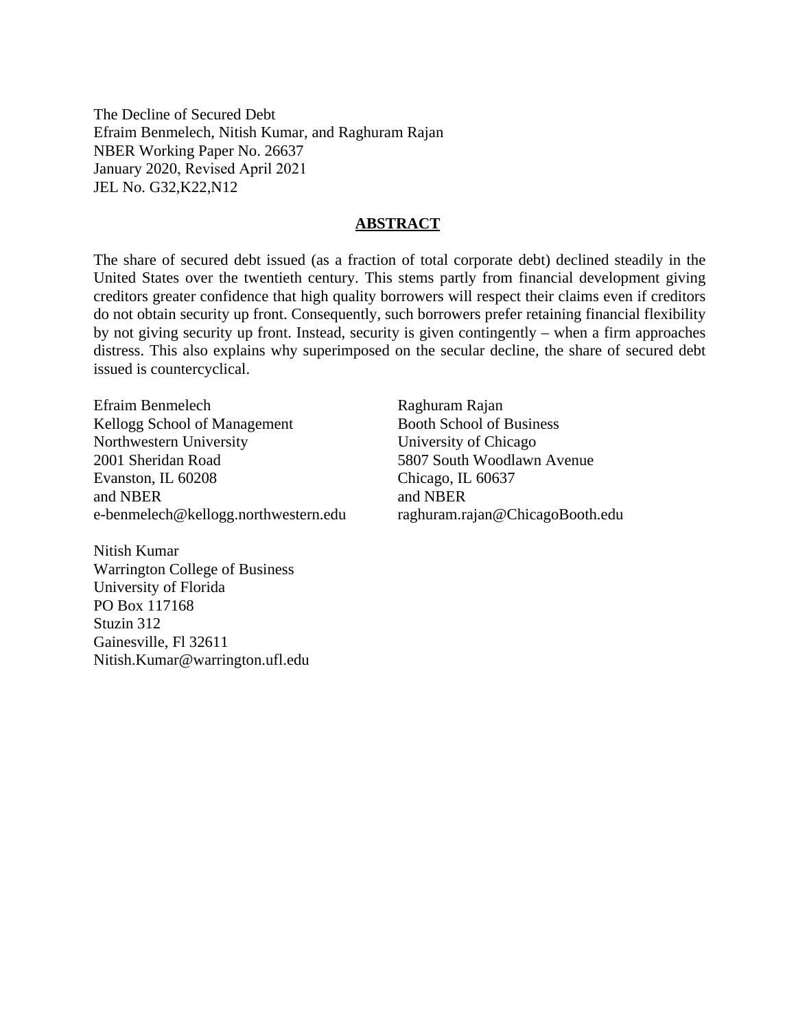The Decline of Secured Debt
Efraim Benmelech, Nitish Kumar, and Raghuram Rajan
NBER Working Paper No. 26637
January 2020, Revised April 2021
JEL No. G32,K22,N12

## ABSTRACT

The share of secured debt issued (as a fraction of total corporate debt) declined steadily in the United States over the twentieth century. This stems partly from financial development giving creditors greater confidence that high quality borrowers will respect their claims even if creditors do not obtain security up front. Consequently, such borrowers prefer retaining financial flexibility by not giving security up front. Instead, security is given contingently – when a firm approaches distress. This also explains why superimposed on the secular decline, the share of secured debt issued is countercyclical.

Efraim Benmelech
Kellogg School of Management
Northwestern University
2001 Sheridan Road
Evanston, IL 60208
and NBER
e-benmelech@kellogg.northwestern.edu

Raghuram Rajan
Booth School of Business
University of Chicago
5807 South Woodlawn Avenue
Chicago, IL 60637
and NBER
raghuram.rajan@ChicagoBooth.edu

Nitish Kumar
Warrington College of Business
University of Florida
PO Box 117168
Stuzin 312
Gainesville, Fl 32611
Nitish.Kumar@warrington.ufl.edu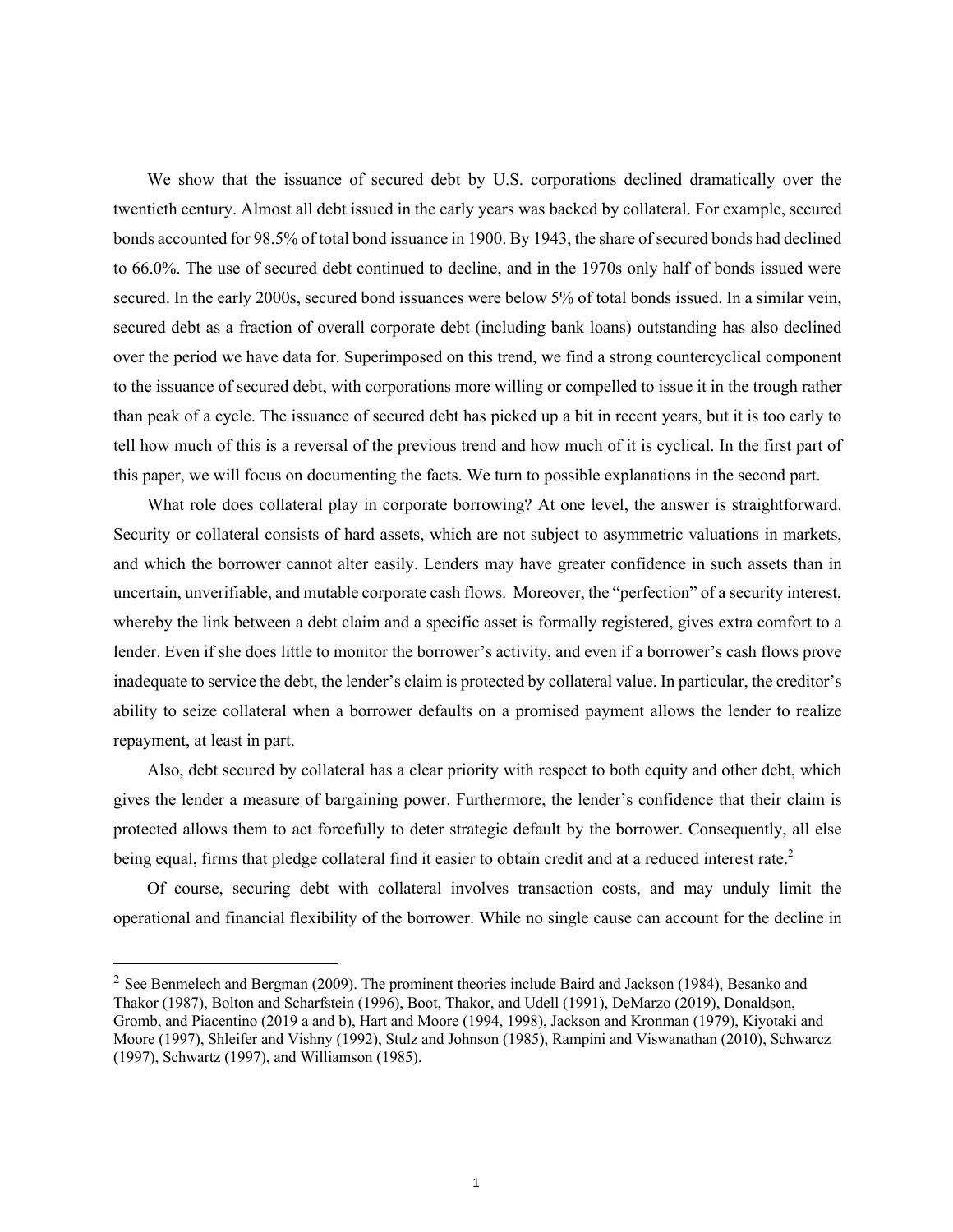We show that the issuance of secured debt by U.S. corporations declined dramatically over the twentieth century. Almost all debt issued in the early years was backed by collateral. For example, secured bonds accounted for 98.5% of total bond issuance in 1900. By 1943, the share of secured bonds had declined to 66.0%. The use of secured debt continued to decline, and in the 1970s only half of bonds issued were secured. In the early 2000s, secured bond issuances were below 5% of total bonds issued. In a similar vein, secured debt as a fraction of overall corporate debt (including bank loans) outstanding has also declined over the period we have data for. Superimposed on this trend, we find a strong countercyclical component to the issuance of secured debt, with corporations more willing or compelled to issue it in the trough rather than peak of a cycle. The issuance of secured debt has picked up a bit in recent years, but it is too early to tell how much of this is a reversal of the previous trend and how much of it is cyclical. In the first part of this paper, we will focus on documenting the facts. We turn to possible explanations in the second part.

What role does collateral play in corporate borrowing? At one level, the answer is straightforward. Security or collateral consists of hard assets, which are not subject to asymmetric valuations in markets, and which the borrower cannot alter easily. Lenders may have greater confidence in such assets than in uncertain, unverifiable, and mutable corporate cash flows. Moreover, the "perfection" of a security interest, whereby the link between a debt claim and a specific asset is formally registered, gives extra comfort to a lender. Even if she does little to monitor the borrower's activity, and even if a borrower's cash flows prove inadequate to service the debt, the lender's claim is protected by collateral value. In particular, the creditor's ability to seize collateral when a borrower defaults on a promised payment allows the lender to realize repayment, at least in part.

Also, debt secured by collateral has a clear priority with respect to both equity and other debt, which gives the lender a measure of bargaining power. Furthermore, the lender's confidence that their claim is protected allows them to act forcefully to deter strategic default by the borrower. Consequently, all else being equal, firms that pledge collateral find it easier to obtain credit and at a reduced interest rate.[2]

Of course, securing debt with collateral involves transaction costs, and may unduly limit the operational and financial flexibility of the borrower. While no single cause can account for the decline in

[2] See Benmelech and Bergman (2009). The prominent theories include Baird and Jackson (1984), Besanko and Thakor (1987), Bolton and Scharfstein (1996), Boot, Thakor, and Udell (1991), DeMarzo (2019), Donaldson, Gromb, and Piacentino (2019 a and b), Hart and Moore (1994, 1998), Jackson and Kronman (1979), Kiyotaki and Moore (1997), Shleifer and Vishny (1992), Stulz and Johnson (1985), Rampini and Viswanathan (2010), Schwarcz (1997), Schwartz (1997), and Williamson (1985).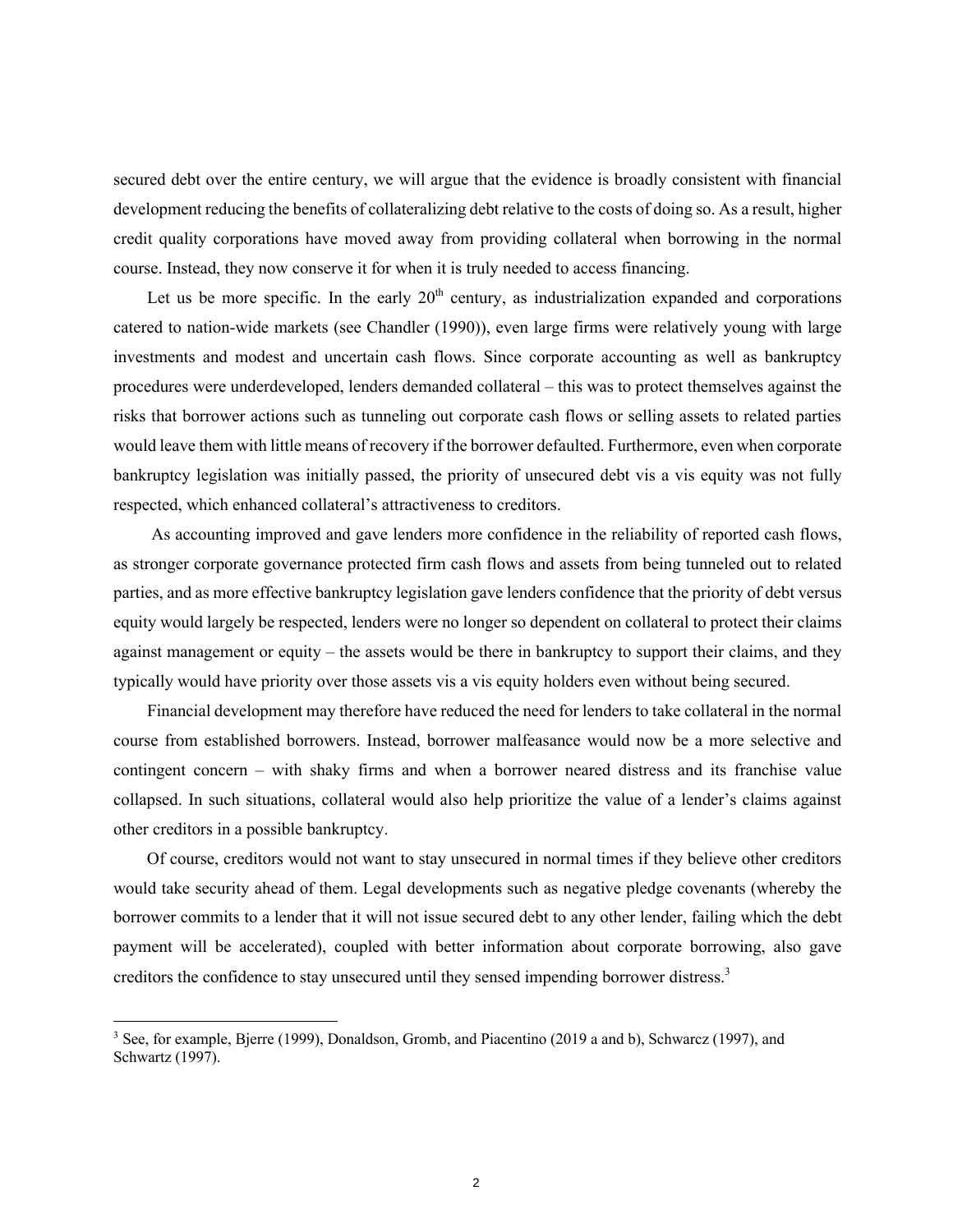secured debt over the entire century, we will argue that the evidence is broadly consistent with financial development reducing the benefits of collateralizing debt relative to the costs of doing so. As a result, higher credit quality corporations have moved away from providing collateral when borrowing in the normal course. Instead, they now conserve it for when it is truly needed to access financing.

Let us be more specific. In the early 20th century, as industrialization expanded and corporations catered to nation-wide markets (see Chandler (1990)), even large firms were relatively young with large investments and modest and uncertain cash flows. Since corporate accounting as well as bankruptcy procedures were underdeveloped, lenders demanded collateral – this was to protect themselves against the risks that borrower actions such as tunneling out corporate cash flows or selling assets to related parties would leave them with little means of recovery if the borrower defaulted. Furthermore, even when corporate bankruptcy legislation was initially passed, the priority of unsecured debt vis a vis equity was not fully respected, which enhanced collateral's attractiveness to creditors.

As accounting improved and gave lenders more confidence in the reliability of reported cash flows, as stronger corporate governance protected firm cash flows and assets from being tunneled out to related parties, and as more effective bankruptcy legislation gave lenders confidence that the priority of debt versus equity would largely be respected, lenders were no longer so dependent on collateral to protect their claims against management or equity – the assets would be there in bankruptcy to support their claims, and they typically would have priority over those assets vis a vis equity holders even without being secured.

Financial development may therefore have reduced the need for lenders to take collateral in the normal course from established borrowers. Instead, borrower malfeasance would now be a more selective and contingent concern – with shaky firms and when a borrower neared distress and its franchise value collapsed. In such situations, collateral would also help prioritize the value of a lender's claims against other creditors in a possible bankruptcy.

Of course, creditors would not want to stay unsecured in normal times if they believe other creditors would take security ahead of them. Legal developments such as negative pledge covenants (whereby the borrower commits to a lender that it will not issue secured debt to any other lender, failing which the debt payment will be accelerated), coupled with better information about corporate borrowing, also gave creditors the confidence to stay unsecured until they sensed impending borrower distress.[3]

[3] See, for example, Bjerre (1999), Donaldson, Gromb, and Piacentino (2019 a and b), Schwarcz (1997), and Schwartz (1997).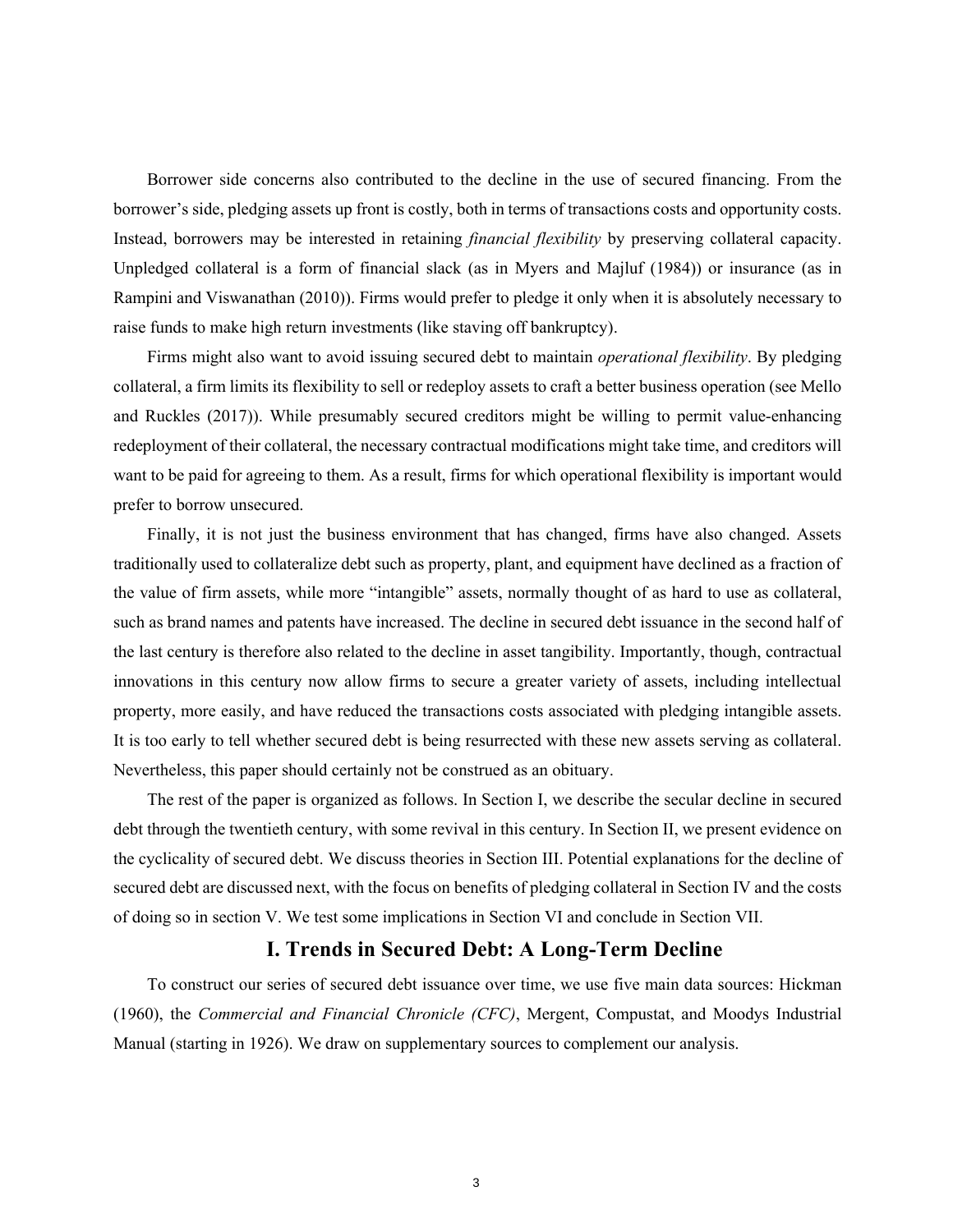Borrower side concerns also contributed to the decline in the use of secured financing. From the borrower's side, pledging assets up front is costly, both in terms of transactions costs and opportunity costs. Instead, borrowers may be interested in retaining *financial flexibility* by preserving collateral capacity. Unpledged collateral is a form of financial slack (as in Myers and Majluf (1984)) or insurance (as in Rampini and Viswanathan (2010)). Firms would prefer to pledge it only when it is absolutely necessary to raise funds to make high return investments (like staving off bankruptcy).

Firms might also want to avoid issuing secured debt to maintain *operational flexibility*. By pledging collateral, a firm limits its flexibility to sell or redeploy assets to craft a better business operation (see Mello and Ruckles (2017)). While presumably secured creditors might be willing to permit value-enhancing redeployment of their collateral, the necessary contractual modifications might take time, and creditors will want to be paid for agreeing to them. As a result, firms for which operational flexibility is important would prefer to borrow unsecured.

Finally, it is not just the business environment that has changed, firms have also changed. Assets traditionally used to collateralize debt such as property, plant, and equipment have declined as a fraction of the value of firm assets, while more "intangible" assets, normally thought of as hard to use as collateral, such as brand names and patents have increased. The decline in secured debt issuance in the second half of the last century is therefore also related to the decline in asset tangibility. Importantly, though, contractual innovations in this century now allow firms to secure a greater variety of assets, including intellectual property, more easily, and have reduced the transactions costs associated with pledging intangible assets. It is too early to tell whether secured debt is being resurrected with these new assets serving as collateral. Nevertheless, this paper should certainly not be construed as an obituary.

The rest of the paper is organized as follows. In Section I, we describe the secular decline in secured debt through the twentieth century, with some revival in this century. In Section II, we present evidence on the cyclicality of secured debt. We discuss theories in Section III. Potential explanations for the decline of secured debt are discussed next, with the focus on benefits of pledging collateral in Section IV and the costs of doing so in section V. We test some implications in Section VI and conclude in Section VII.

## I. Trends in Secured Debt: A Long-Term Decline

To construct our series of secured debt issuance over time, we use five main data sources: Hickman (1960), the *Commercial and Financial Chronicle (CFC)*, Mergent, Compustat, and Moodys Industrial Manual (starting in 1926). We draw on supplementary sources to complement our analysis.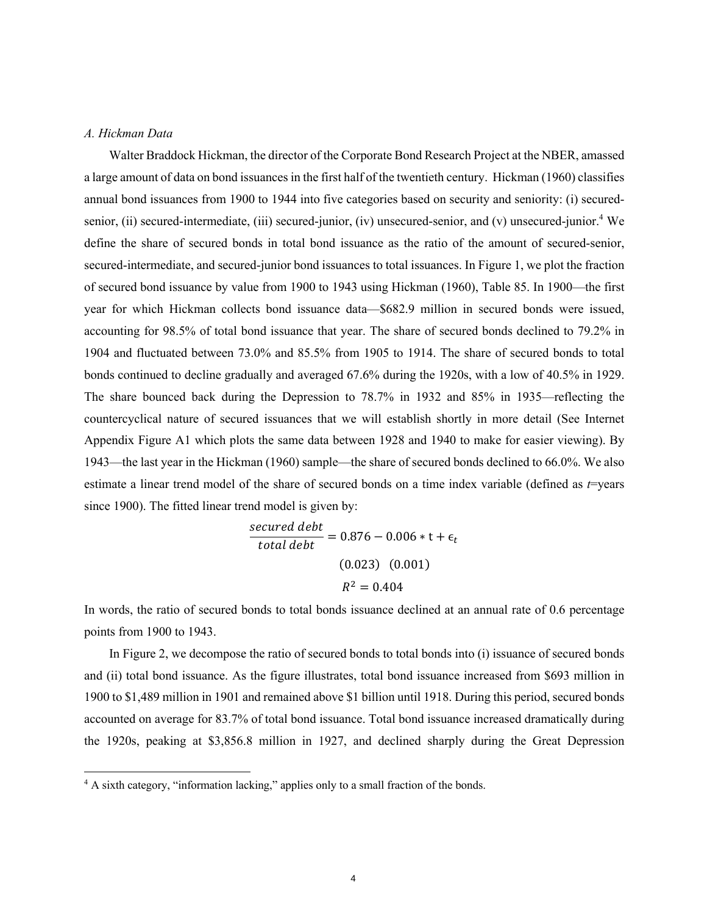*A. Hickman Data*

Walter Braddock Hickman, the director of the Corporate Bond Research Project at the NBER, amassed a large amount of data on bond issuances in the first half of the twentieth century. Hickman (1960) classifies annual bond issuances from 1900 to 1944 into five categories based on security and seniority: (i) secured-senior, (ii) secured-intermediate, (iii) secured-junior, (iv) unsecured-senior, and (v) unsecured-junior.[4] We define the share of secured bonds in total bond issuance as the ratio of the amount of secured-senior, secured-intermediate, and secured-junior bond issuances to total issuances. In Figure 1, we plot the fraction of secured bond issuance by value from 1900 to 1943 using Hickman (1960), Table 85. In 1900—the first year for which Hickman collects bond issuance data—$682.9 million in secured bonds were issued, accounting for 98.5% of total bond issuance that year. The share of secured bonds declined to 79.2% in 1904 and fluctuated between 73.0% and 85.5% from 1905 to 1914. The share of secured bonds to total bonds continued to decline gradually and averaged 67.6% during the 1920s, with a low of 40.5% in 1929. The share bounced back during the Depression to 78.7% in 1932 and 85% in 1935—reflecting the countercyclical nature of secured issuances that we will establish shortly in more detail (See Internet Appendix Figure A1 which plots the same data between 1928 and 1940 to make for easier viewing). By 1943—the last year in the Hickman (1960) sample—the share of secured bonds declined to 66.0%. We also estimate a linear trend model of the share of secured bonds on a time index variable (defined as *t*=years since 1900). The fitted linear trend model is given by:

$$\frac{secured\ debt}{total\ debt} = 0.876 - 0.006 * \mathrm{t} + \epsilon_t$$

$$(0.023) \quad (0.001)$$

$$R^2 = 0.404$$

In words, the ratio of secured bonds to total bonds issuance declined at an annual rate of 0.6 percentage points from 1900 to 1943.

In Figure 2, we decompose the ratio of secured bonds to total bonds into (i) issuance of secured bonds and (ii) total bond issuance. As the figure illustrates, total bond issuance increased from $693 million in 1900 to $1,489 million in 1901 and remained above $1 billion until 1918. During this period, secured bonds accounted on average for 83.7% of total bond issuance. Total bond issuance increased dramatically during the 1920s, peaking at $3,856.8 million in 1927, and declined sharply during the Great Depression

[4] A sixth category, "information lacking," applies only to a small fraction of the bonds.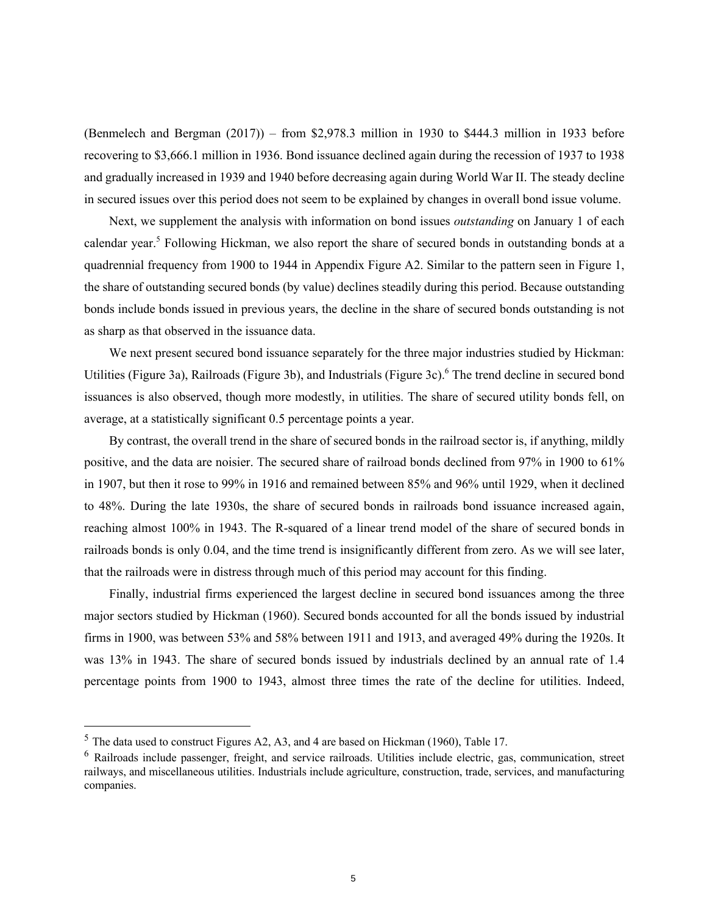(Benmelech and Bergman (2017)) – from $2,978.3 million in 1930 to $444.3 million in 1933 before recovering to $3,666.1 million in 1936. Bond issuance declined again during the recession of 1937 to 1938 and gradually increased in 1939 and 1940 before decreasing again during World War II. The steady decline in secured issues over this period does not seem to be explained by changes in overall bond issue volume.

Next, we supplement the analysis with information on bond issues *outstanding* on January 1 of each calendar year.[5] Following Hickman, we also report the share of secured bonds in outstanding bonds at a quadrennial frequency from 1900 to 1944 in Appendix Figure A2. Similar to the pattern seen in Figure 1, the share of outstanding secured bonds (by value) declines steadily during this period. Because outstanding bonds include bonds issued in previous years, the decline in the share of secured bonds outstanding is not as sharp as that observed in the issuance data.

We next present secured bond issuance separately for the three major industries studied by Hickman: Utilities (Figure 3a), Railroads (Figure 3b), and Industrials (Figure 3c).[6] The trend decline in secured bond issuances is also observed, though more modestly, in utilities. The share of secured utility bonds fell, on average, at a statistically significant 0.5 percentage points a year.

By contrast, the overall trend in the share of secured bonds in the railroad sector is, if anything, mildly positive, and the data are noisier. The secured share of railroad bonds declined from 97% in 1900 to 61% in 1907, but then it rose to 99% in 1916 and remained between 85% and 96% until 1929, when it declined to 48%. During the late 1930s, the share of secured bonds in railroads bond issuance increased again, reaching almost 100% in 1943. The R-squared of a linear trend model of the share of secured bonds in railroads bonds is only 0.04, and the time trend is insignificantly different from zero. As we will see later, that the railroads were in distress through much of this period may account for this finding.

Finally, industrial firms experienced the largest decline in secured bond issuances among the three major sectors studied by Hickman (1960). Secured bonds accounted for all the bonds issued by industrial firms in 1900, was between 53% and 58% between 1911 and 1913, and averaged 49% during the 1920s. It was 13% in 1943. The share of secured bonds issued by industrials declined by an annual rate of 1.4 percentage points from 1900 to 1943, almost three times the rate of the decline for utilities. Indeed,

---

[5] The data used to construct Figures A2, A3, and 4 are based on Hickman (1960), Table 17.

[6] Railroads include passenger, freight, and service railroads. Utilities include electric, gas, communication, street railways, and miscellaneous utilities. Industrials include agriculture, construction, trade, services, and manufacturing companies.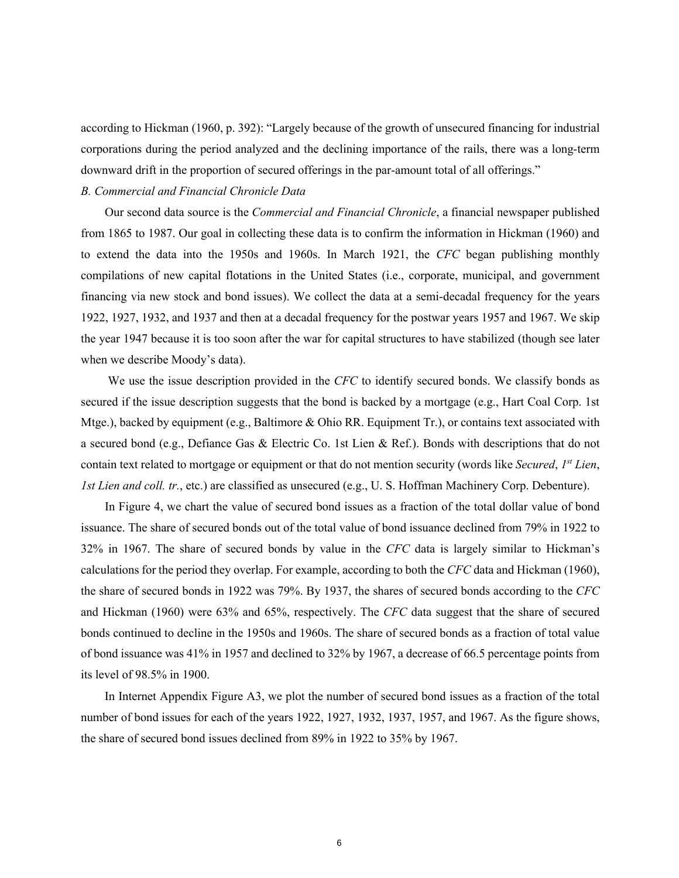according to Hickman (1960, p. 392): "Largely because of the growth of unsecured financing for industrial corporations during the period analyzed and the declining importance of the rails, there was a long-term downward drift in the proportion of secured offerings in the par-amount total of all offerings."

*B. Commercial and Financial Chronicle Data*

Our second data source is the *Commercial and Financial Chronicle*, a financial newspaper published from 1865 to 1987. Our goal in collecting these data is to confirm the information in Hickman (1960) and to extend the data into the 1950s and 1960s. In March 1921, the *CFC* began publishing monthly compilations of new capital flotations in the United States (i.e., corporate, municipal, and government financing via new stock and bond issues). We collect the data at a semi-decadal frequency for the years 1922, 1927, 1932, and 1937 and then at a decadal frequency for the postwar years 1957 and 1967. We skip the year 1947 because it is too soon after the war for capital structures to have stabilized (though see later when we describe Moody's data).

We use the issue description provided in the *CFC* to identify secured bonds. We classify bonds as secured if the issue description suggests that the bond is backed by a mortgage (e.g., Hart Coal Corp. 1st Mtge.), backed by equipment (e.g., Baltimore & Ohio RR. Equipment Tr.), or contains text associated with a secured bond (e.g., Defiance Gas & Electric Co. 1st Lien & Ref.). Bonds with descriptions that do not contain text related to mortgage or equipment or that do not mention security (words like *Secured*, *1st Lien*, *1st Lien and coll. tr.*, etc.) are classified as unsecured (e.g., U. S. Hoffman Machinery Corp. Debenture).

In Figure 4, we chart the value of secured bond issues as a fraction of the total dollar value of bond issuance. The share of secured bonds out of the total value of bond issuance declined from 79% in 1922 to 32% in 1967. The share of secured bonds by value in the *CFC* data is largely similar to Hickman's calculations for the period they overlap. For example, according to both the *CFC* data and Hickman (1960), the share of secured bonds in 1922 was 79%. By 1937, the shares of secured bonds according to the *CFC* and Hickman (1960) were 63% and 65%, respectively. The *CFC* data suggest that the share of secured bonds continued to decline in the 1950s and 1960s. The share of secured bonds as a fraction of total value of bond issuance was 41% in 1957 and declined to 32% by 1967, a decrease of 66.5 percentage points from its level of 98.5% in 1900.

In Internet Appendix Figure A3, we plot the number of secured bond issues as a fraction of the total number of bond issues for each of the years 1922, 1927, 1932, 1937, 1957, and 1967. As the figure shows, the share of secured bond issues declined from 89% in 1922 to 35% by 1967.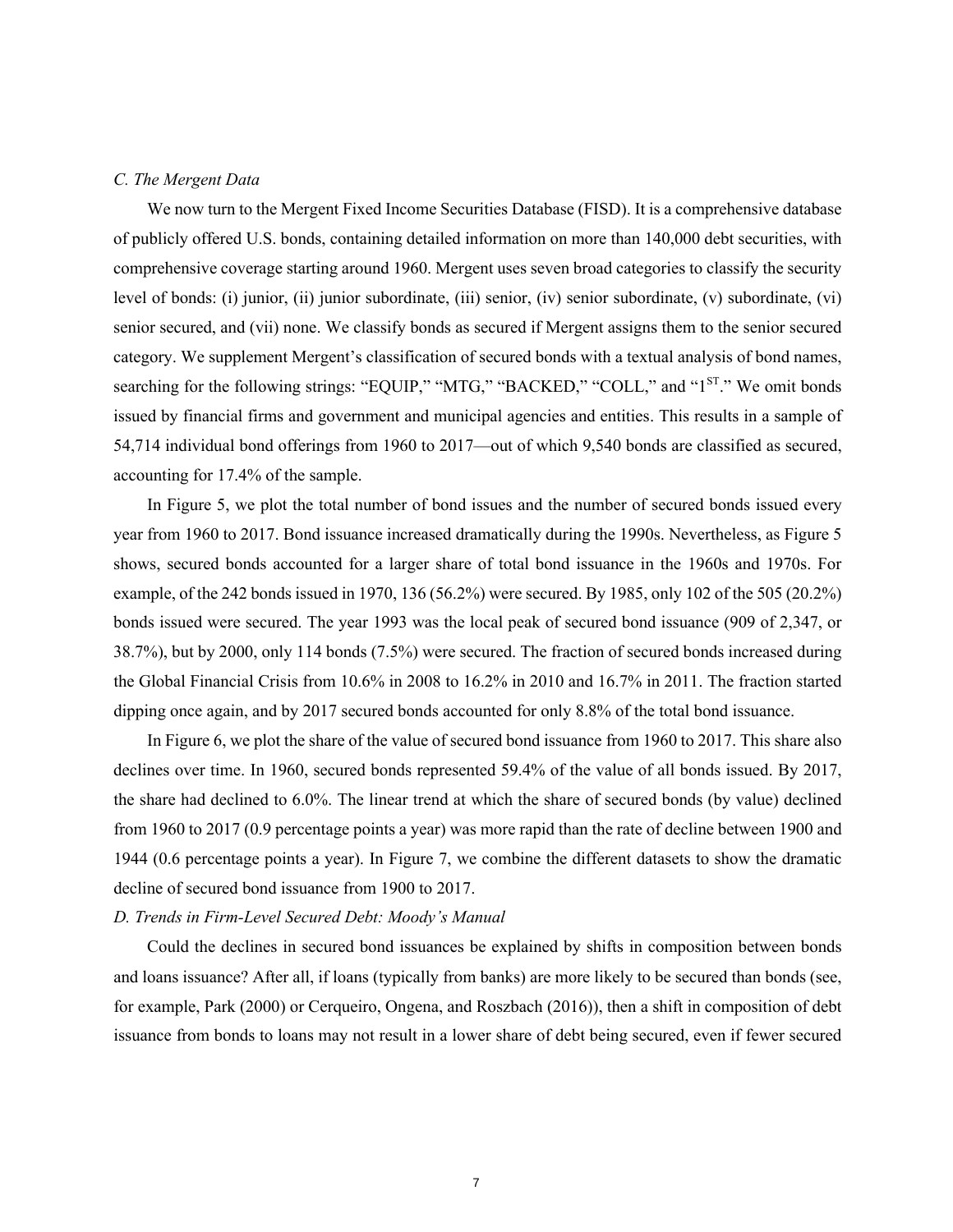*C. The Mergent Data*

We now turn to the Mergent Fixed Income Securities Database (FISD). It is a comprehensive database of publicly offered U.S. bonds, containing detailed information on more than 140,000 debt securities, with comprehensive coverage starting around 1960. Mergent uses seven broad categories to classify the security level of bonds: (i) junior, (ii) junior subordinate, (iii) senior, (iv) senior subordinate, (v) subordinate, (vi) senior secured, and (vii) none. We classify bonds as secured if Mergent assigns them to the senior secured category. We supplement Mergent's classification of secured bonds with a textual analysis of bond names, searching for the following strings: "EQUIP," "MTG," "BACKED," "COLL," and "1[ST]." We omit bonds issued by financial firms and government and municipal agencies and entities. This results in a sample of 54,714 individual bond offerings from 1960 to 2017—out of which 9,540 bonds are classified as secured, accounting for 17.4% of the sample.

In Figure 5, we plot the total number of bond issues and the number of secured bonds issued every year from 1960 to 2017. Bond issuance increased dramatically during the 1990s. Nevertheless, as Figure 5 shows, secured bonds accounted for a larger share of total bond issuance in the 1960s and 1970s. For example, of the 242 bonds issued in 1970, 136 (56.2%) were secured. By 1985, only 102 of the 505 (20.2%) bonds issued were secured. The year 1993 was the local peak of secured bond issuance (909 of 2,347, or 38.7%), but by 2000, only 114 bonds (7.5%) were secured. The fraction of secured bonds increased during the Global Financial Crisis from 10.6% in 2008 to 16.2% in 2010 and 16.7% in 2011. The fraction started dipping once again, and by 2017 secured bonds accounted for only 8.8% of the total bond issuance.

In Figure 6, we plot the share of the value of secured bond issuance from 1960 to 2017. This share also declines over time. In 1960, secured bonds represented 59.4% of the value of all bonds issued. By 2017, the share had declined to 6.0%. The linear trend at which the share of secured bonds (by value) declined from 1960 to 2017 (0.9 percentage points a year) was more rapid than the rate of decline between 1900 and 1944 (0.6 percentage points a year). In Figure 7, we combine the different datasets to show the dramatic decline of secured bond issuance from 1900 to 2017.

*D. Trends in Firm-Level Secured Debt: Moody's Manual*

Could the declines in secured bond issuances be explained by shifts in composition between bonds and loans issuance? After all, if loans (typically from banks) are more likely to be secured than bonds (see, for example, Park (2000) or Cerqueiro, Ongena, and Roszbach (2016)), then a shift in composition of debt issuance from bonds to loans may not result in a lower share of debt being secured, even if fewer secured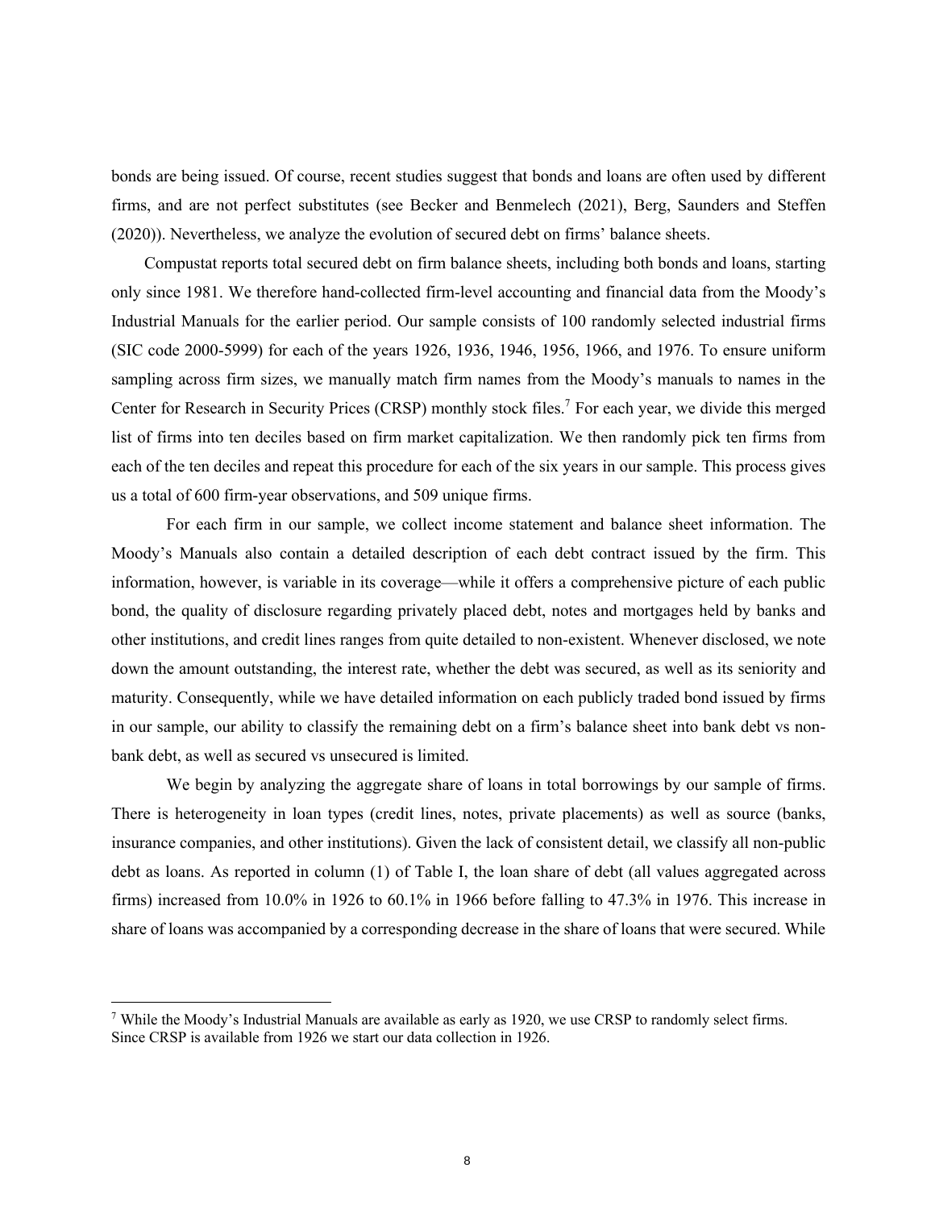bonds are being issued. Of course, recent studies suggest that bonds and loans are often used by different firms, and are not perfect substitutes (see Becker and Benmelech (2021), Berg, Saunders and Steffen (2020)). Nevertheless, we analyze the evolution of secured debt on firms' balance sheets.

Compustat reports total secured debt on firm balance sheets, including both bonds and loans, starting only since 1981. We therefore hand-collected firm-level accounting and financial data from the Moody's Industrial Manuals for the earlier period. Our sample consists of 100 randomly selected industrial firms (SIC code 2000-5999) for each of the years 1926, 1936, 1946, 1956, 1966, and 1976. To ensure uniform sampling across firm sizes, we manually match firm names from the Moody's manuals to names in the Center for Research in Security Prices (CRSP) monthly stock files.[7] For each year, we divide this merged list of firms into ten deciles based on firm market capitalization. We then randomly pick ten firms from each of the ten deciles and repeat this procedure for each of the six years in our sample. This process gives us a total of 600 firm-year observations, and 509 unique firms.

For each firm in our sample, we collect income statement and balance sheet information. The Moody's Manuals also contain a detailed description of each debt contract issued by the firm. This information, however, is variable in its coverage—while it offers a comprehensive picture of each public bond, the quality of disclosure regarding privately placed debt, notes and mortgages held by banks and other institutions, and credit lines ranges from quite detailed to non-existent. Whenever disclosed, we note down the amount outstanding, the interest rate, whether the debt was secured, as well as its seniority and maturity. Consequently, while we have detailed information on each publicly traded bond issued by firms in our sample, our ability to classify the remaining debt on a firm's balance sheet into bank debt vs non-bank debt, as well as secured vs unsecured is limited.

We begin by analyzing the aggregate share of loans in total borrowings by our sample of firms. There is heterogeneity in loan types (credit lines, notes, private placements) as well as source (banks, insurance companies, and other institutions). Given the lack of consistent detail, we classify all non-public debt as loans. As reported in column (1) of Table I, the loan share of debt (all values aggregated across firms) increased from 10.0% in 1926 to 60.1% in 1966 before falling to 47.3% in 1976. This increase in share of loans was accompanied by a corresponding decrease in the share of loans that were secured. While

---

[7] While the Moody's Industrial Manuals are available as early as 1920, we use CRSP to randomly select firms. Since CRSP is available from 1926 we start our data collection in 1926.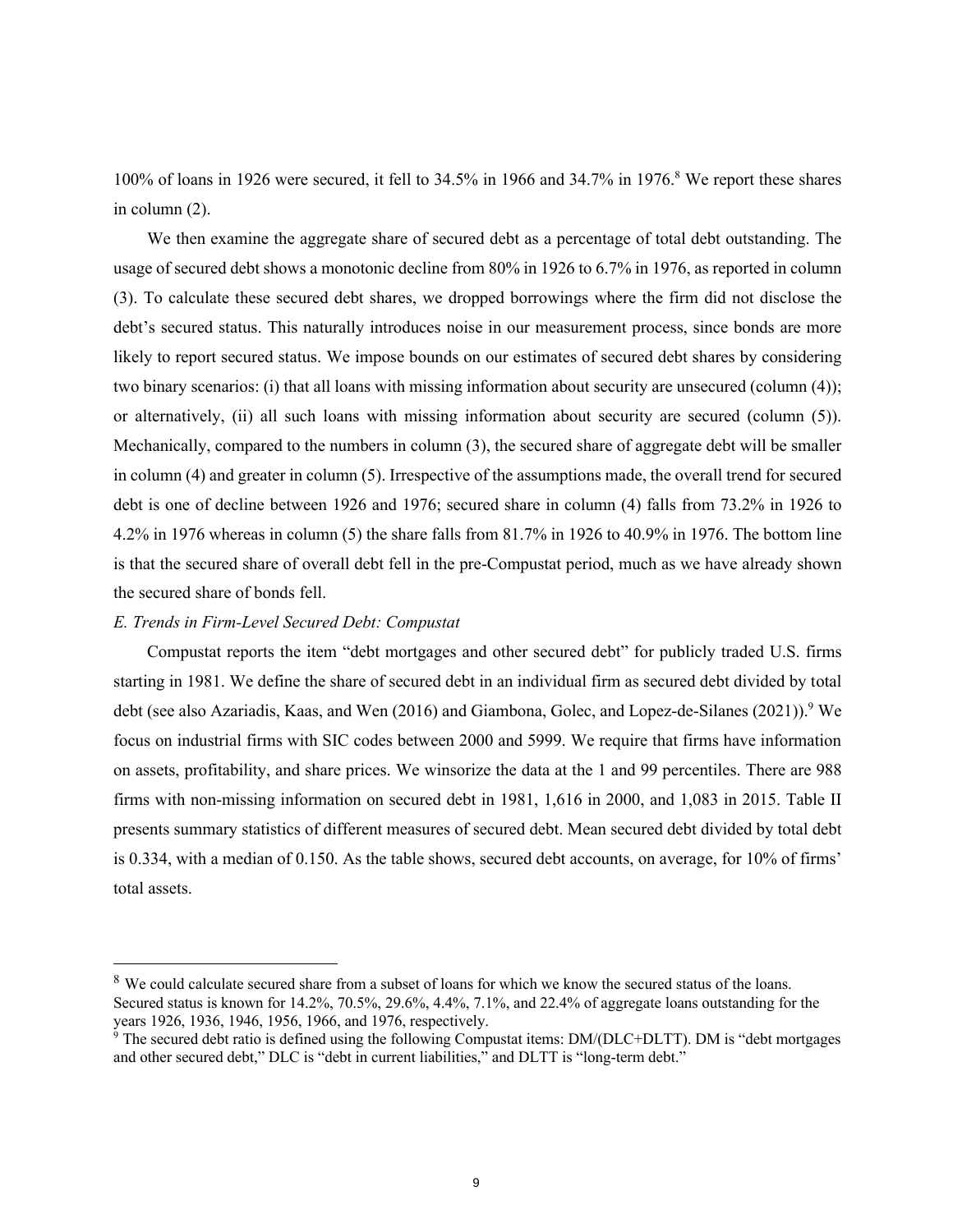100% of loans in 1926 were secured, it fell to 34.5% in 1966 and 34.7% in 1976.[8] We report these shares in column (2).

We then examine the aggregate share of secured debt as a percentage of total debt outstanding. The usage of secured debt shows a monotonic decline from 80% in 1926 to 6.7% in 1976, as reported in column (3). To calculate these secured debt shares, we dropped borrowings where the firm did not disclose the debt's secured status. This naturally introduces noise in our measurement process, since bonds are more likely to report secured status. We impose bounds on our estimates of secured debt shares by considering two binary scenarios: (i) that all loans with missing information about security are unsecured (column (4)); or alternatively, (ii) all such loans with missing information about security are secured (column (5)). Mechanically, compared to the numbers in column (3), the secured share of aggregate debt will be smaller in column (4) and greater in column (5). Irrespective of the assumptions made, the overall trend for secured debt is one of decline between 1926 and 1976; secured share in column (4) falls from 73.2% in 1926 to 4.2% in 1976 whereas in column (5) the share falls from 81.7% in 1926 to 40.9% in 1976. The bottom line is that the secured share of overall debt fell in the pre-Compustat period, much as we have already shown the secured share of bonds fell.

*E. Trends in Firm-Level Secured Debt: Compustat*

Compustat reports the item "debt mortgages and other secured debt" for publicly traded U.S. firms starting in 1981. We define the share of secured debt in an individual firm as secured debt divided by total debt (see also Azariadis, Kaas, and Wen (2016) and Giambona, Golec, and Lopez-de-Silanes (2021)).[9] We focus on industrial firms with SIC codes between 2000 and 5999. We require that firms have information on assets, profitability, and share prices. We winsorize the data at the 1 and 99 percentiles. There are 988 firms with non-missing information on secured debt in 1981, 1,616 in 2000, and 1,083 in 2015. Table II presents summary statistics of different measures of secured debt. Mean secured debt divided by total debt is 0.334, with a median of 0.150. As the table shows, secured debt accounts, on average, for 10% of firms' total assets.

---

[8] We could calculate secured share from a subset of loans for which we know the secured status of the loans. Secured status is known for 14.2%, 70.5%, 29.6%, 4.4%, 7.1%, and 22.4% of aggregate loans outstanding for the years 1926, 1936, 1946, 1956, 1966, and 1976, respectively.

[9] The secured debt ratio is defined using the following Compustat items: DM/(DLC+DLTT). DM is "debt mortgages and other secured debt," DLC is "debt in current liabilities," and DLTT is "long-term debt."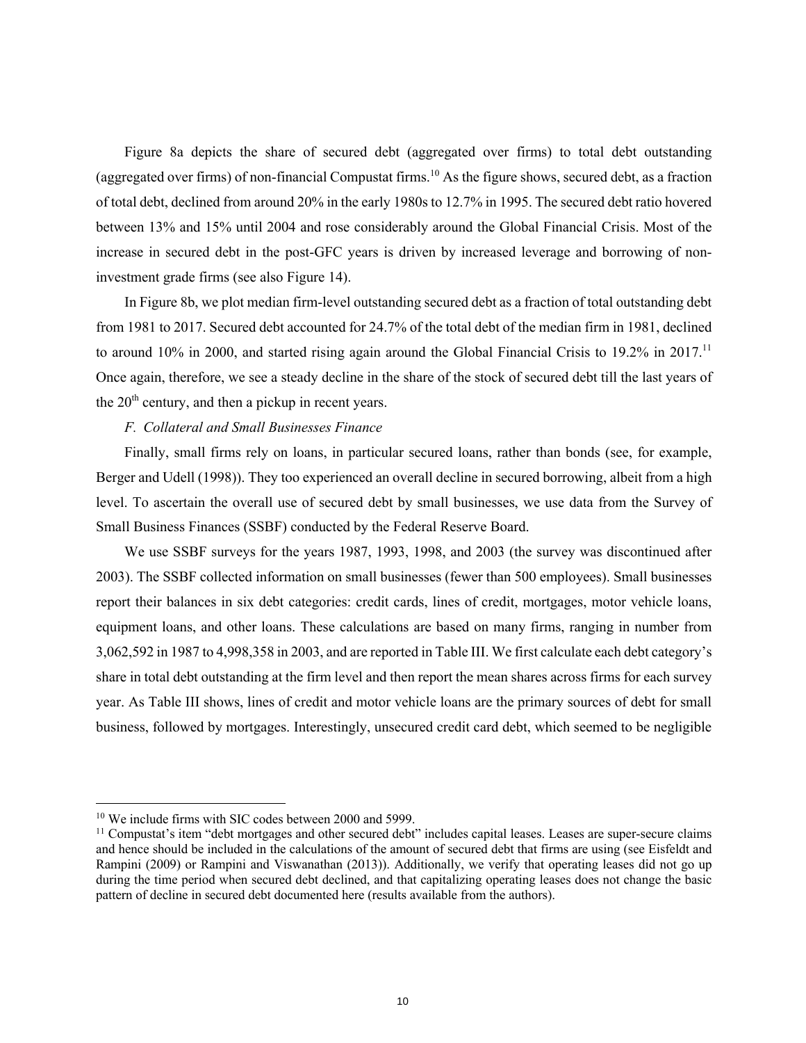Figure 8a depicts the share of secured debt (aggregated over firms) to total debt outstanding (aggregated over firms) of non-financial Compustat firms.[10] As the figure shows, secured debt, as a fraction of total debt, declined from around 20% in the early 1980s to 12.7% in 1995. The secured debt ratio hovered between 13% and 15% until 2004 and rose considerably around the Global Financial Crisis. Most of the increase in secured debt in the post-GFC years is driven by increased leverage and borrowing of non-investment grade firms (see also Figure 14).

In Figure 8b, we plot median firm-level outstanding secured debt as a fraction of total outstanding debt from 1981 to 2017. Secured debt accounted for 24.7% of the total debt of the median firm in 1981, declined to around 10% in 2000, and started rising again around the Global Financial Crisis to 19.2% in 2017.[11] Once again, therefore, we see a steady decline in the share of the stock of secured debt till the last years of the 20th century, and then a pickup in recent years.

*F. Collateral and Small Businesses Finance*

Finally, small firms rely on loans, in particular secured loans, rather than bonds (see, for example, Berger and Udell (1998)). They too experienced an overall decline in secured borrowing, albeit from a high level. To ascertain the overall use of secured debt by small businesses, we use data from the Survey of Small Business Finances (SSBF) conducted by the Federal Reserve Board.

We use SSBF surveys for the years 1987, 1993, 1998, and 2003 (the survey was discontinued after 2003). The SSBF collected information on small businesses (fewer than 500 employees). Small businesses report their balances in six debt categories: credit cards, lines of credit, mortgages, motor vehicle loans, equipment loans, and other loans. These calculations are based on many firms, ranging in number from 3,062,592 in 1987 to 4,998,358 in 2003, and are reported in Table III. We first calculate each debt category's share in total debt outstanding at the firm level and then report the mean shares across firms for each survey year. As Table III shows, lines of credit and motor vehicle loans are the primary sources of debt for small business, followed by mortgages. Interestingly, unsecured credit card debt, which seemed to be negligible

[10] We include firms with SIC codes between 2000 and 5999.

[11] Compustat's item "debt mortgages and other secured debt" includes capital leases. Leases are super-secure claims and hence should be included in the calculations of the amount of secured debt that firms are using (see Eisfeldt and Rampini (2009) or Rampini and Viswanathan (2013)). Additionally, we verify that operating leases did not go up during the time period when secured debt declined, and that capitalizing operating leases does not change the basic pattern of decline in secured debt documented here (results available from the authors).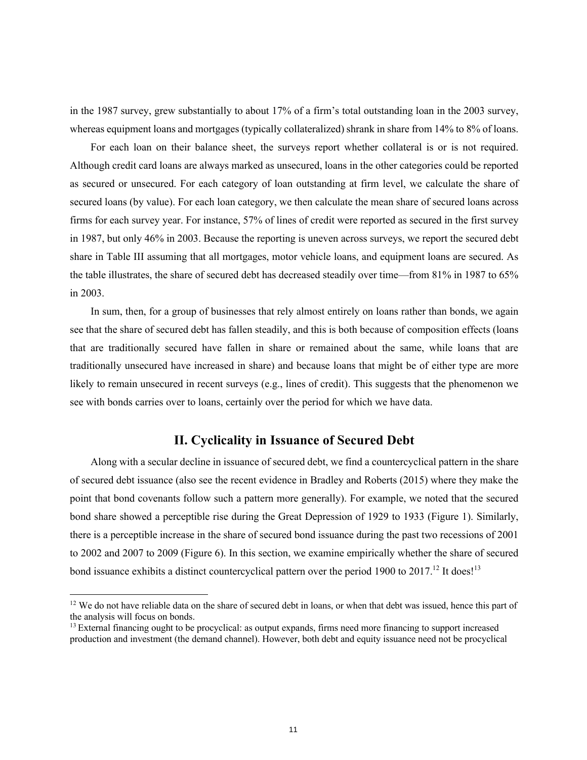in the 1987 survey, grew substantially to about 17% of a firm's total outstanding loan in the 2003 survey, whereas equipment loans and mortgages (typically collateralized) shrank in share from 14% to 8% of loans.

For each loan on their balance sheet, the surveys report whether collateral is or is not required. Although credit card loans are always marked as unsecured, loans in the other categories could be reported as secured or unsecured. For each category of loan outstanding at firm level, we calculate the share of secured loans (by value). For each loan category, we then calculate the mean share of secured loans across firms for each survey year. For instance, 57% of lines of credit were reported as secured in the first survey in 1987, but only 46% in 2003. Because the reporting is uneven across surveys, we report the secured debt share in Table III assuming that all mortgages, motor vehicle loans, and equipment loans are secured. As the table illustrates, the share of secured debt has decreased steadily over time—from 81% in 1987 to 65% in 2003.

In sum, then, for a group of businesses that rely almost entirely on loans rather than bonds, we again see that the share of secured debt has fallen steadily, and this is both because of composition effects (loans that are traditionally secured have fallen in share or remained about the same, while loans that are traditionally unsecured have increased in share) and because loans that might be of either type are more likely to remain unsecured in recent surveys (e.g., lines of credit). This suggests that the phenomenon we see with bonds carries over to loans, certainly over the period for which we have data.

## II. Cyclicality in Issuance of Secured Debt

Along with a secular decline in issuance of secured debt, we find a countercyclical pattern in the share of secured debt issuance (also see the recent evidence in Bradley and Roberts (2015) where they make the point that bond covenants follow such a pattern more generally). For example, we noted that the secured bond share showed a perceptible rise during the Great Depression of 1929 to 1933 (Figure 1). Similarly, there is a perceptible increase in the share of secured bond issuance during the past two recessions of 2001 to 2002 and 2007 to 2009 (Figure 6). In this section, we examine empirically whether the share of secured bond issuance exhibits a distinct countercyclical pattern over the period 1900 to 2017.[12] It does![13]

[12] We do not have reliable data on the share of secured debt in loans, or when that debt was issued, hence this part of the analysis will focus on bonds.

[13] External financing ought to be procyclical: as output expands, firms need more financing to support increased production and investment (the demand channel). However, both debt and equity issuance need not be procyclical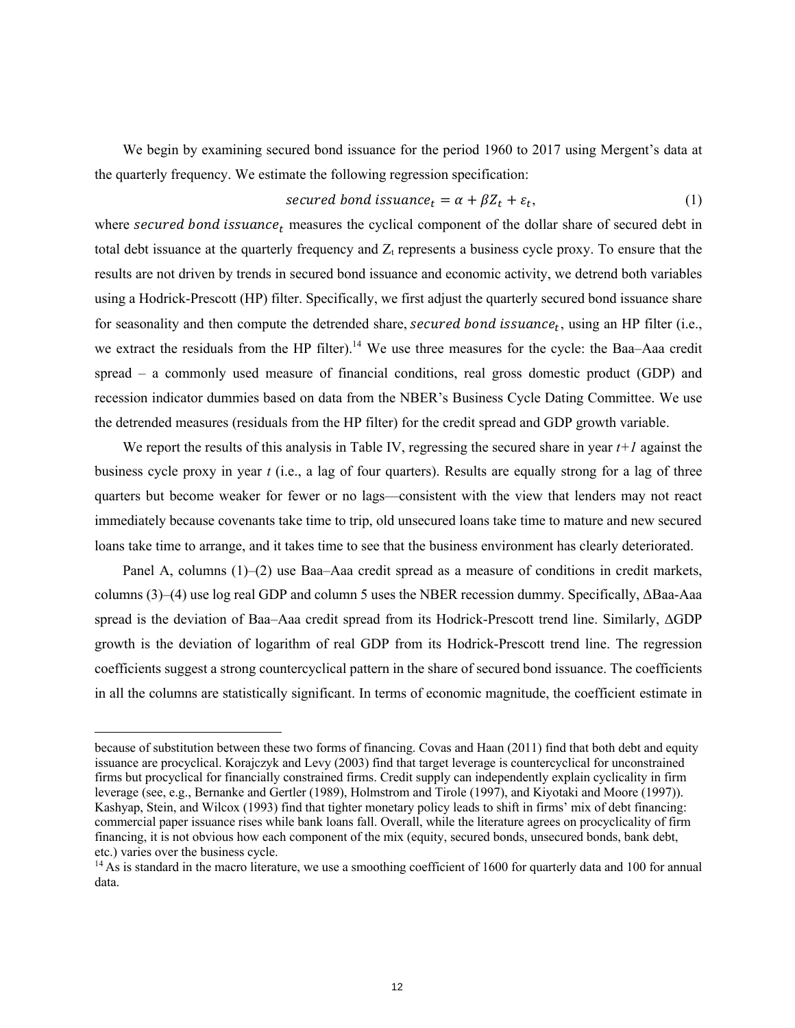We begin by examining secured bond issuance for the period 1960 to 2017 using Mergent's data at the quarterly frequency. We estimate the following regression specification:

$$secured\ bond\ issuance_t = \alpha + \beta Z_t + \varepsilon_t, \tag{1}$$

where $secured\ bond\ issuance_t$ measures the cyclical component of the dollar share of secured debt in total debt issuance at the quarterly frequency and $Z_t$ represents a business cycle proxy. To ensure that the results are not driven by trends in secured bond issuance and economic activity, we detrend both variables using a Hodrick-Prescott (HP) filter. Specifically, we first adjust the quarterly secured bond issuance share for seasonality and then compute the detrended share, $secured\ bond\ issuance_t$, using an HP filter (i.e., we extract the residuals from the HP filter).[14] We use three measures for the cycle: the Baa–Aaa credit spread – a commonly used measure of financial conditions, real gross domestic product (GDP) and recession indicator dummies based on data from the NBER's Business Cycle Dating Committee. We use the detrended measures (residuals from the HP filter) for the credit spread and GDP growth variable.

We report the results of this analysis in Table IV, regressing the secured share in year *t+1* against the business cycle proxy in year *t* (i.e., a lag of four quarters). Results are equally strong for a lag of three quarters but become weaker for fewer or no lags—consistent with the view that lenders may not react immediately because covenants take time to trip, old unsecured loans take time to mature and new secured loans take time to arrange, and it takes time to see that the business environment has clearly deteriorated.

Panel A, columns (1)–(2) use Baa–Aaa credit spread as a measure of conditions in credit markets, columns (3)–(4) use log real GDP and column 5 uses the NBER recession dummy. Specifically, ΔBaa-Aaa spread is the deviation of Baa–Aaa credit spread from its Hodrick-Prescott trend line. Similarly, ΔGDP growth is the deviation of logarithm of real GDP from its Hodrick-Prescott trend line. The regression coefficients suggest a strong countercyclical pattern in the share of secured bond issuance. The coefficients in all the columns are statistically significant. In terms of economic magnitude, the coefficient estimate in

---

because of substitution between these two forms of financing. Covas and Haan (2011) find that both debt and equity issuance are procyclical. Korajczyk and Levy (2003) find that target leverage is countercyclical for unconstrained firms but procyclical for financially constrained firms. Credit supply can independently explain cyclicality in firm leverage (see, e.g., Bernanke and Gertler (1989), Holmstrom and Tirole (1997), and Kiyotaki and Moore (1997)). Kashyap, Stein, and Wilcox (1993) find that tighter monetary policy leads to shift in firms' mix of debt financing: commercial paper issuance rises while bank loans fall. Overall, while the literature agrees on procyclicality of firm financing, it is not obvious how each component of the mix (equity, secured bonds, unsecured bonds, bank debt, etc.) varies over the business cycle.

[14] As is standard in the macro literature, we use a smoothing coefficient of 1600 for quarterly data and 100 for annual data.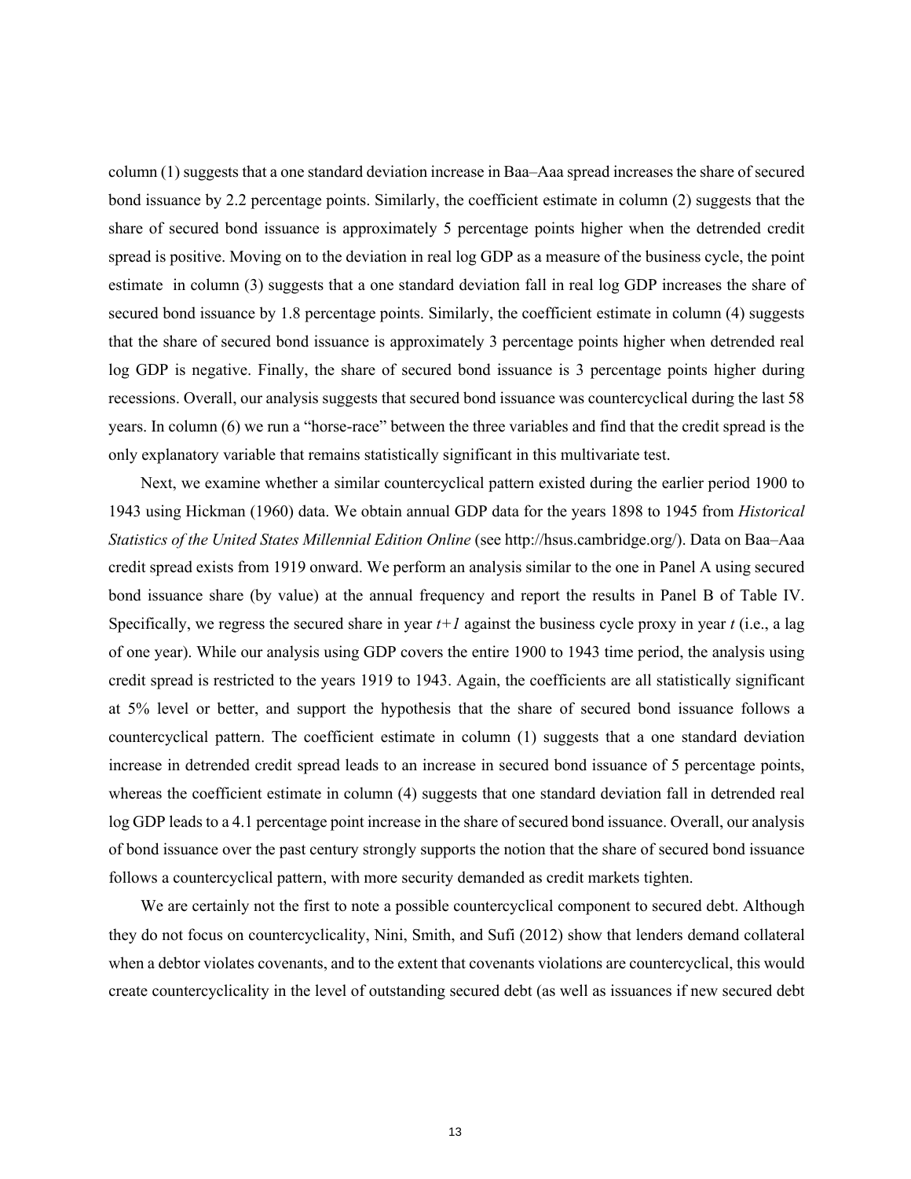column (1) suggests that a one standard deviation increase in Baa–Aaa spread increases the share of secured bond issuance by 2.2 percentage points. Similarly, the coefficient estimate in column (2) suggests that the share of secured bond issuance is approximately 5 percentage points higher when the detrended credit spread is positive. Moving on to the deviation in real log GDP as a measure of the business cycle, the point estimate in column (3) suggests that a one standard deviation fall in real log GDP increases the share of secured bond issuance by 1.8 percentage points. Similarly, the coefficient estimate in column (4) suggests that the share of secured bond issuance is approximately 3 percentage points higher when detrended real log GDP is negative. Finally, the share of secured bond issuance is 3 percentage points higher during recessions. Overall, our analysis suggests that secured bond issuance was countercyclical during the last 58 years. In column (6) we run a "horse-race" between the three variables and find that the credit spread is the only explanatory variable that remains statistically significant in this multivariate test.

Next, we examine whether a similar countercyclical pattern existed during the earlier period 1900 to 1943 using Hickman (1960) data. We obtain annual GDP data for the years 1898 to 1945 from *Historical Statistics of the United States Millennial Edition Online* (see http://hsus.cambridge.org/). Data on Baa–Aaa credit spread exists from 1919 onward. We perform an analysis similar to the one in Panel A using secured bond issuance share (by value) at the annual frequency and report the results in Panel B of Table IV. Specifically, we regress the secured share in year $t+1$ against the business cycle proxy in year $t$ (i.e., a lag of one year). While our analysis using GDP covers the entire 1900 to 1943 time period, the analysis using credit spread is restricted to the years 1919 to 1943. Again, the coefficients are all statistically significant at 5% level or better, and support the hypothesis that the share of secured bond issuance follows a countercyclical pattern. The coefficient estimate in column (1) suggests that a one standard deviation increase in detrended credit spread leads to an increase in secured bond issuance of 5 percentage points, whereas the coefficient estimate in column (4) suggests that one standard deviation fall in detrended real log GDP leads to a 4.1 percentage point increase in the share of secured bond issuance. Overall, our analysis of bond issuance over the past century strongly supports the notion that the share of secured bond issuance follows a countercyclical pattern, with more security demanded as credit markets tighten.

We are certainly not the first to note a possible countercyclical component to secured debt. Although they do not focus on countercyclicality, Nini, Smith, and Sufi (2012) show that lenders demand collateral when a debtor violates covenants, and to the extent that covenants violations are countercyclical, this would create countercyclicality in the level of outstanding secured debt (as well as issuances if new secured debt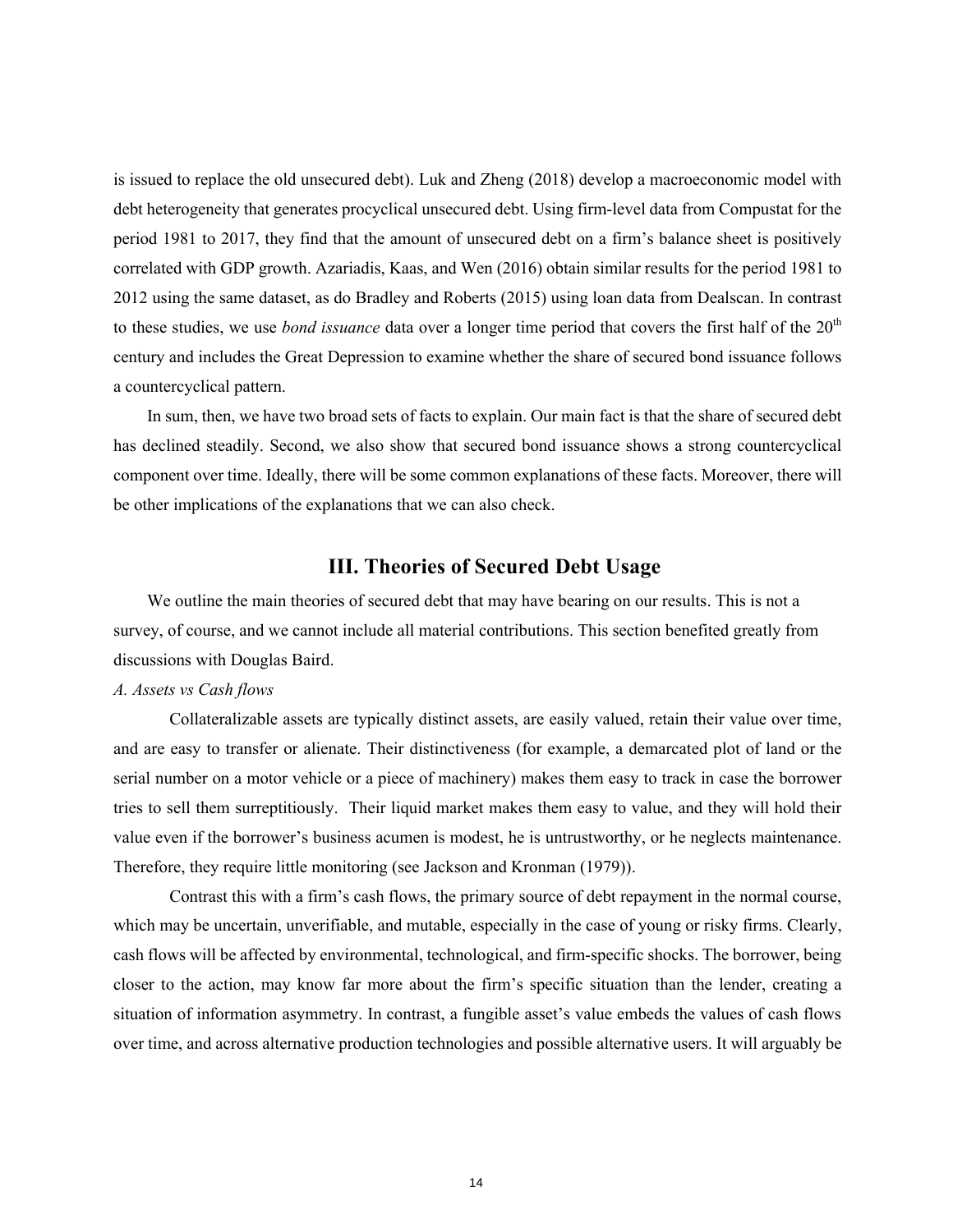is issued to replace the old unsecured debt). Luk and Zheng (2018) develop a macroeconomic model with debt heterogeneity that generates procyclical unsecured debt. Using firm-level data from Compustat for the period 1981 to 2017, they find that the amount of unsecured debt on a firm's balance sheet is positively correlated with GDP growth. Azariadis, Kaas, and Wen (2016) obtain similar results for the period 1981 to 2012 using the same dataset, as do Bradley and Roberts (2015) using loan data from Dealscan. In contrast to these studies, we use *bond issuance* data over a longer time period that covers the first half of the 20th century and includes the Great Depression to examine whether the share of secured bond issuance follows a countercyclical pattern.

In sum, then, we have two broad sets of facts to explain. Our main fact is that the share of secured debt has declined steadily. Second, we also show that secured bond issuance shows a strong countercyclical component over time. Ideally, there will be some common explanations of these facts. Moreover, there will be other implications of the explanations that we can also check.

## III. Theories of Secured Debt Usage

We outline the main theories of secured debt that may have bearing on our results. This is not a survey, of course, and we cannot include all material contributions. This section benefited greatly from discussions with Douglas Baird.

*A. Assets vs Cash flows*

Collateralizable assets are typically distinct assets, are easily valued, retain their value over time, and are easy to transfer or alienate. Their distinctiveness (for example, a demarcated plot of land or the serial number on a motor vehicle or a piece of machinery) makes them easy to track in case the borrower tries to sell them surreptitiously. Their liquid market makes them easy to value, and they will hold their value even if the borrower's business acumen is modest, he is untrustworthy, or he neglects maintenance. Therefore, they require little monitoring (see Jackson and Kronman (1979)).

Contrast this with a firm's cash flows, the primary source of debt repayment in the normal course, which may be uncertain, unverifiable, and mutable, especially in the case of young or risky firms. Clearly, cash flows will be affected by environmental, technological, and firm-specific shocks. The borrower, being closer to the action, may know far more about the firm's specific situation than the lender, creating a situation of information asymmetry. In contrast, a fungible asset's value embeds the values of cash flows over time, and across alternative production technologies and possible alternative users. It will arguably be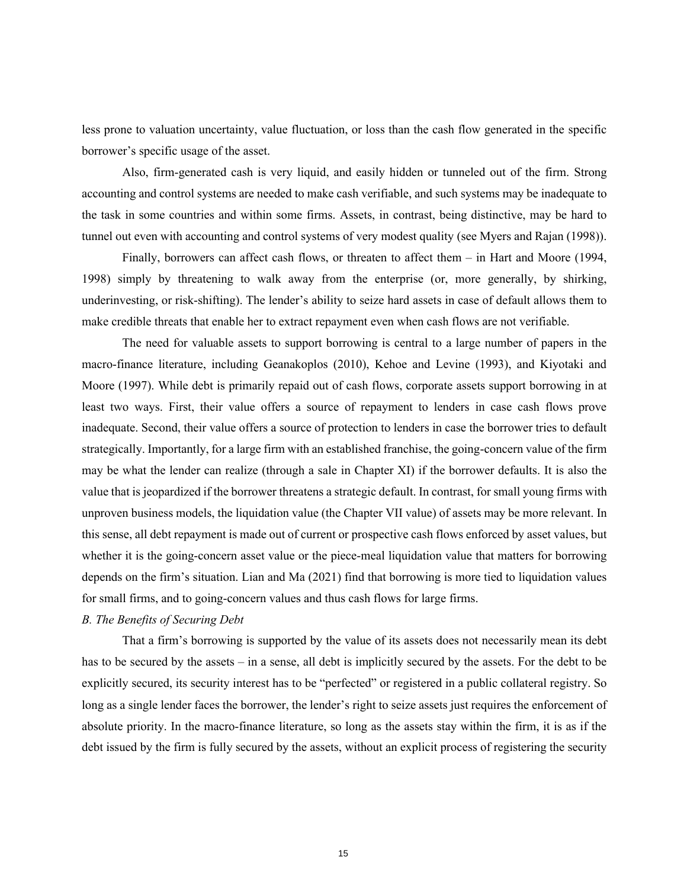less prone to valuation uncertainty, value fluctuation, or loss than the cash flow generated in the specific borrower's specific usage of the asset.

Also, firm-generated cash is very liquid, and easily hidden or tunneled out of the firm. Strong accounting and control systems are needed to make cash verifiable, and such systems may be inadequate to the task in some countries and within some firms. Assets, in contrast, being distinctive, may be hard to tunnel out even with accounting and control systems of very modest quality (see Myers and Rajan (1998)).

Finally, borrowers can affect cash flows, or threaten to affect them – in Hart and Moore (1994, 1998) simply by threatening to walk away from the enterprise (or, more generally, by shirking, underinvesting, or risk-shifting). The lender's ability to seize hard assets in case of default allows them to make credible threats that enable her to extract repayment even when cash flows are not verifiable.

The need for valuable assets to support borrowing is central to a large number of papers in the macro-finance literature, including Geanakoplos (2010), Kehoe and Levine (1993), and Kiyotaki and Moore (1997). While debt is primarily repaid out of cash flows, corporate assets support borrowing in at least two ways. First, their value offers a source of repayment to lenders in case cash flows prove inadequate. Second, their value offers a source of protection to lenders in case the borrower tries to default strategically. Importantly, for a large firm with an established franchise, the going-concern value of the firm may be what the lender can realize (through a sale in Chapter XI) if the borrower defaults. It is also the value that is jeopardized if the borrower threatens a strategic default. In contrast, for small young firms with unproven business models, the liquidation value (the Chapter VII value) of assets may be more relevant. In this sense, all debt repayment is made out of current or prospective cash flows enforced by asset values, but whether it is the going-concern asset value or the piece-meal liquidation value that matters for borrowing depends on the firm's situation. Lian and Ma (2021) find that borrowing is more tied to liquidation values for small firms, and to going-concern values and thus cash flows for large firms.

*B. The Benefits of Securing Debt*

That a firm's borrowing is supported by the value of its assets does not necessarily mean its debt has to be secured by the assets – in a sense, all debt is implicitly secured by the assets. For the debt to be explicitly secured, its security interest has to be "perfected" or registered in a public collateral registry. So long as a single lender faces the borrower, the lender's right to seize assets just requires the enforcement of absolute priority. In the macro-finance literature, so long as the assets stay within the firm, it is as if the debt issued by the firm is fully secured by the assets, without an explicit process of registering the security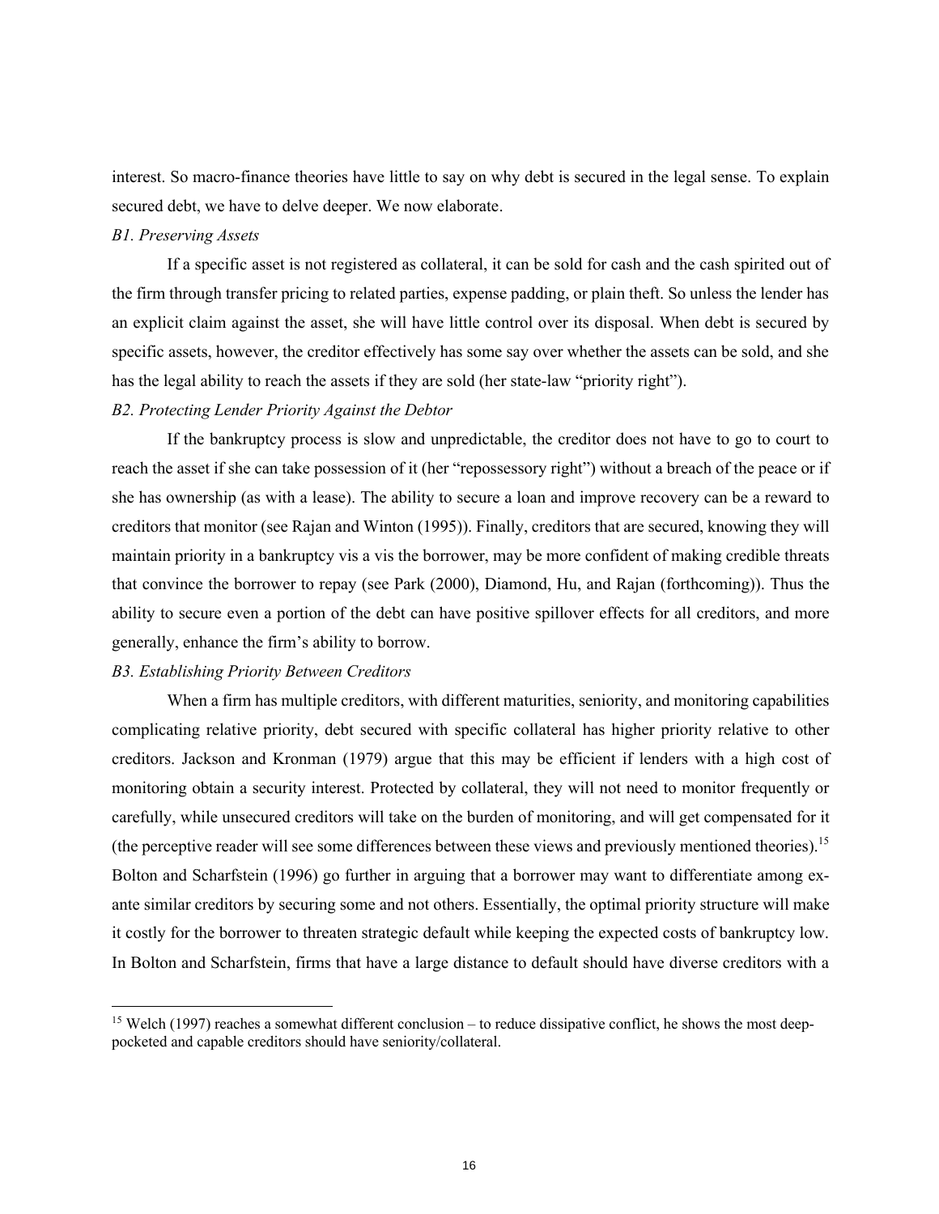interest. So macro-finance theories have little to say on why debt is secured in the legal sense. To explain secured debt, we have to delve deeper. We now elaborate.

*B1. Preserving Assets*

If a specific asset is not registered as collateral, it can be sold for cash and the cash spirited out of the firm through transfer pricing to related parties, expense padding, or plain theft. So unless the lender has an explicit claim against the asset, she will have little control over its disposal. When debt is secured by specific assets, however, the creditor effectively has some say over whether the assets can be sold, and she has the legal ability to reach the assets if they are sold (her state-law "priority right").

*B2. Protecting Lender Priority Against the Debtor*

If the bankruptcy process is slow and unpredictable, the creditor does not have to go to court to reach the asset if she can take possession of it (her "repossessory right") without a breach of the peace or if she has ownership (as with a lease). The ability to secure a loan and improve recovery can be a reward to creditors that monitor (see Rajan and Winton (1995)). Finally, creditors that are secured, knowing they will maintain priority in a bankruptcy vis a vis the borrower, may be more confident of making credible threats that convince the borrower to repay (see Park (2000), Diamond, Hu, and Rajan (forthcoming)). Thus the ability to secure even a portion of the debt can have positive spillover effects for all creditors, and more generally, enhance the firm's ability to borrow.

*B3. Establishing Priority Between Creditors*

When a firm has multiple creditors, with different maturities, seniority, and monitoring capabilities complicating relative priority, debt secured with specific collateral has higher priority relative to other creditors. Jackson and Kronman (1979) argue that this may be efficient if lenders with a high cost of monitoring obtain a security interest. Protected by collateral, they will not need to monitor frequently or carefully, while unsecured creditors will take on the burden of monitoring, and will get compensated for it (the perceptive reader will see some differences between these views and previously mentioned theories).[15] Bolton and Scharfstein (1996) go further in arguing that a borrower may want to differentiate among ex-ante similar creditors by securing some and not others. Essentially, the optimal priority structure will make it costly for the borrower to threaten strategic default while keeping the expected costs of bankruptcy low. In Bolton and Scharfstein, firms that have a large distance to default should have diverse creditors with a

[15] Welch (1997) reaches a somewhat different conclusion – to reduce dissipative conflict, he shows the most deep-pocketed and capable creditors should have seniority/collateral.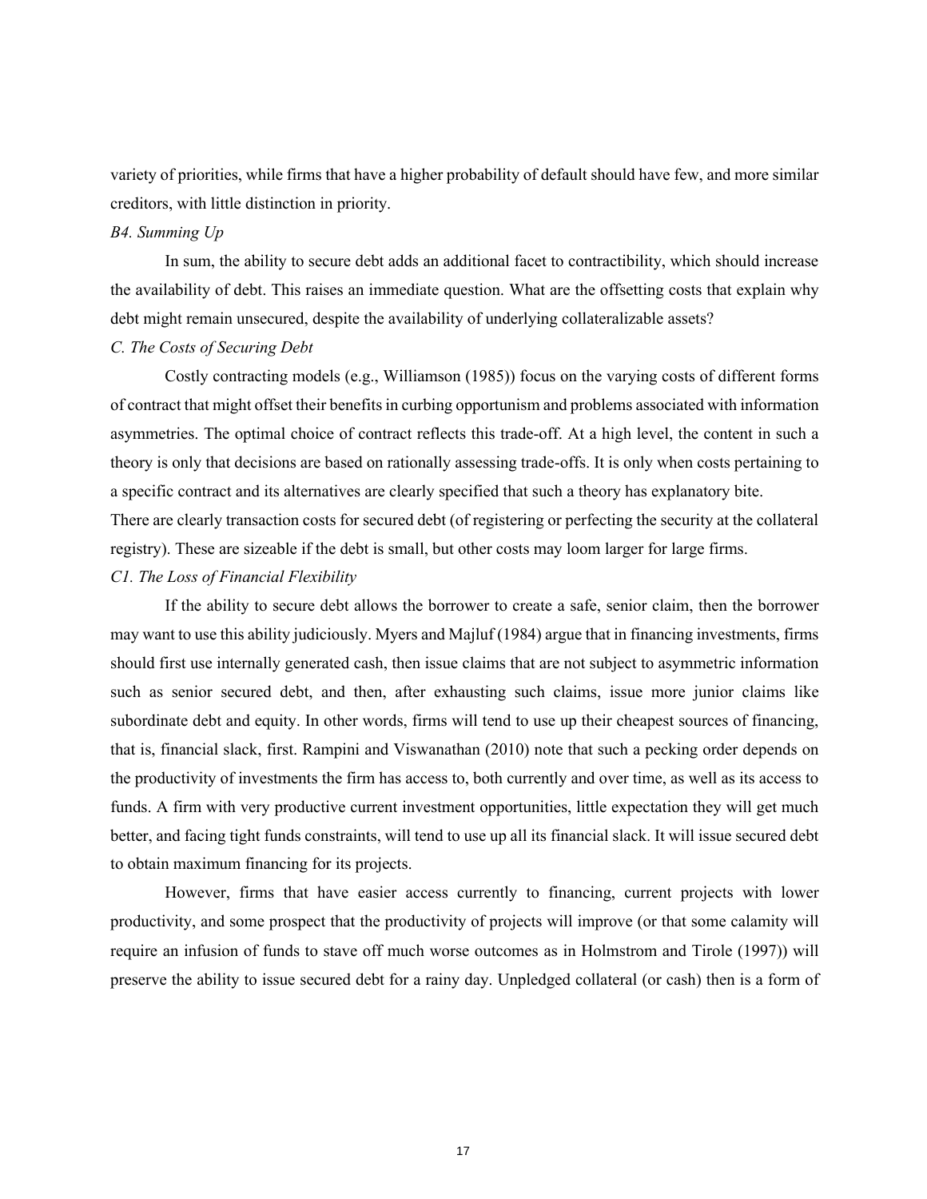variety of priorities, while firms that have a higher probability of default should have few, and more similar creditors, with little distinction in priority.

*B4. Summing Up*

In sum, the ability to secure debt adds an additional facet to contractibility, which should increase the availability of debt. This raises an immediate question. What are the offsetting costs that explain why debt might remain unsecured, despite the availability of underlying collateralizable assets?

*C. The Costs of Securing Debt*

Costly contracting models (e.g., Williamson (1985)) focus on the varying costs of different forms of contract that might offset their benefits in curbing opportunism and problems associated with information asymmetries. The optimal choice of contract reflects this trade-off. At a high level, the content in such a theory is only that decisions are based on rationally assessing trade-offs. It is only when costs pertaining to a specific contract and its alternatives are clearly specified that such a theory has explanatory bite.

There are clearly transaction costs for secured debt (of registering or perfecting the security at the collateral registry). These are sizeable if the debt is small, but other costs may loom larger for large firms.

*C1. The Loss of Financial Flexibility*

If the ability to secure debt allows the borrower to create a safe, senior claim, then the borrower may want to use this ability judiciously. Myers and Majluf (1984) argue that in financing investments, firms should first use internally generated cash, then issue claims that are not subject to asymmetric information such as senior secured debt, and then, after exhausting such claims, issue more junior claims like subordinate debt and equity. In other words, firms will tend to use up their cheapest sources of financing, that is, financial slack, first. Rampini and Viswanathan (2010) note that such a pecking order depends on the productivity of investments the firm has access to, both currently and over time, as well as its access to funds. A firm with very productive current investment opportunities, little expectation they will get much better, and facing tight funds constraints, will tend to use up all its financial slack. It will issue secured debt to obtain maximum financing for its projects.

However, firms that have easier access currently to financing, current projects with lower productivity, and some prospect that the productivity of projects will improve (or that some calamity will require an infusion of funds to stave off much worse outcomes as in Holmstrom and Tirole (1997)) will preserve the ability to issue secured debt for a rainy day. Unpledged collateral (or cash) then is a form of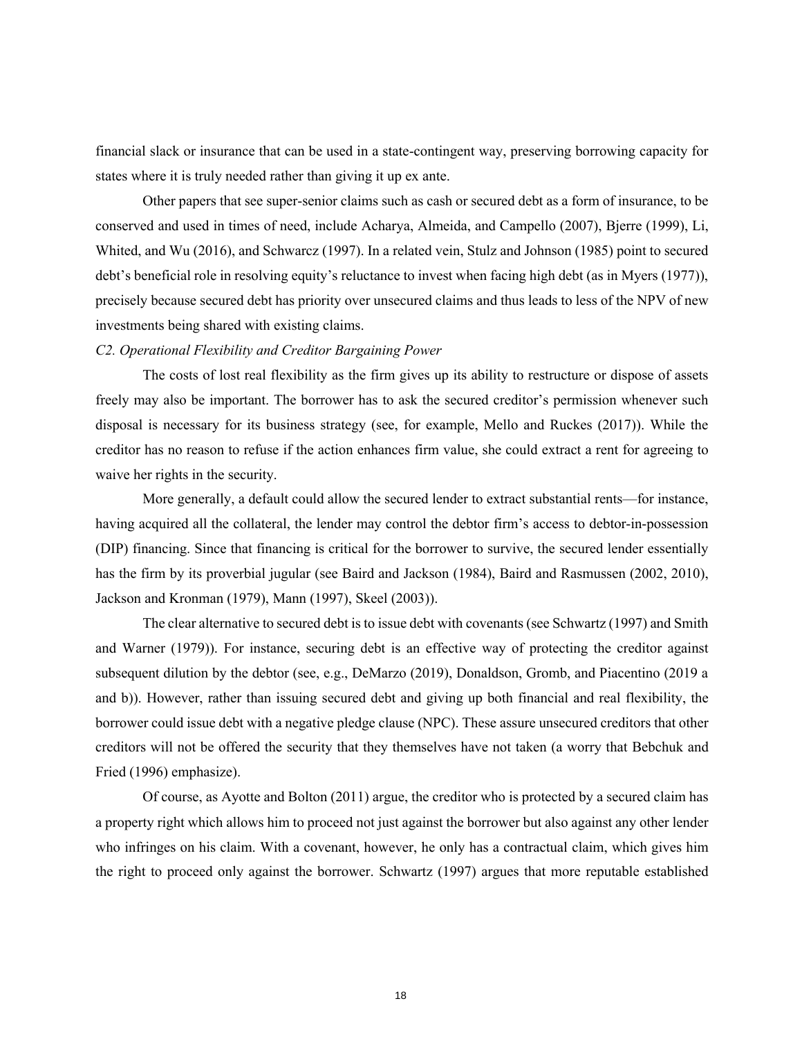financial slack or insurance that can be used in a state-contingent way, preserving borrowing capacity for states where it is truly needed rather than giving it up ex ante.

Other papers that see super-senior claims such as cash or secured debt as a form of insurance, to be conserved and used in times of need, include Acharya, Almeida, and Campello (2007), Bjerre (1999), Li, Whited, and Wu (2016), and Schwarcz (1997). In a related vein, Stulz and Johnson (1985) point to secured debt's beneficial role in resolving equity's reluctance to invest when facing high debt (as in Myers (1977)), precisely because secured debt has priority over unsecured claims and thus leads to less of the NPV of new investments being shared with existing claims.

*C2. Operational Flexibility and Creditor Bargaining Power*

The costs of lost real flexibility as the firm gives up its ability to restructure or dispose of assets freely may also be important. The borrower has to ask the secured creditor's permission whenever such disposal is necessary for its business strategy (see, for example, Mello and Ruckes (2017)). While the creditor has no reason to refuse if the action enhances firm value, she could extract a rent for agreeing to waive her rights in the security.

More generally, a default could allow the secured lender to extract substantial rents—for instance, having acquired all the collateral, the lender may control the debtor firm's access to debtor-in-possession (DIP) financing. Since that financing is critical for the borrower to survive, the secured lender essentially has the firm by its proverbial jugular (see Baird and Jackson (1984), Baird and Rasmussen (2002, 2010), Jackson and Kronman (1979), Mann (1997), Skeel (2003)).

The clear alternative to secured debt is to issue debt with covenants (see Schwartz (1997) and Smith and Warner (1979)). For instance, securing debt is an effective way of protecting the creditor against subsequent dilution by the debtor (see, e.g., DeMarzo (2019), Donaldson, Gromb, and Piacentino (2019 a and b)). However, rather than issuing secured debt and giving up both financial and real flexibility, the borrower could issue debt with a negative pledge clause (NPC). These assure unsecured creditors that other creditors will not be offered the security that they themselves have not taken (a worry that Bebchuk and Fried (1996) emphasize).

Of course, as Ayotte and Bolton (2011) argue, the creditor who is protected by a secured claim has a property right which allows him to proceed not just against the borrower but also against any other lender who infringes on his claim. With a covenant, however, he only has a contractual claim, which gives him the right to proceed only against the borrower. Schwartz (1997) argues that more reputable established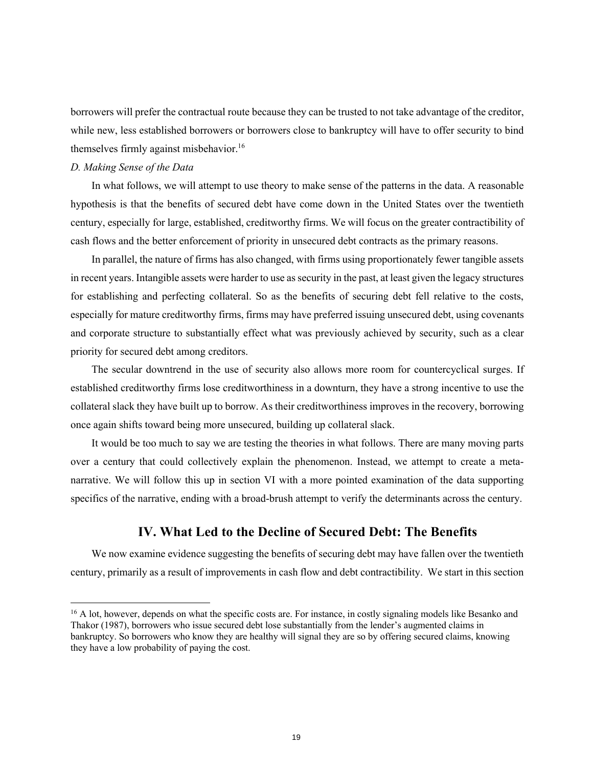borrowers will prefer the contractual route because they can be trusted to not take advantage of the creditor, while new, less established borrowers or borrowers close to bankruptcy will have to offer security to bind themselves firmly against misbehavior.[16]

*D. Making Sense of the Data*

In what follows, we will attempt to use theory to make sense of the patterns in the data. A reasonable hypothesis is that the benefits of secured debt have come down in the United States over the twentieth century, especially for large, established, creditworthy firms. We will focus on the greater contractibility of cash flows and the better enforcement of priority in unsecured debt contracts as the primary reasons.

In parallel, the nature of firms has also changed, with firms using proportionately fewer tangible assets in recent years. Intangible assets were harder to use as security in the past, at least given the legacy structures for establishing and perfecting collateral. So as the benefits of securing debt fell relative to the costs, especially for mature creditworthy firms, firms may have preferred issuing unsecured debt, using covenants and corporate structure to substantially effect what was previously achieved by security, such as a clear priority for secured debt among creditors.

The secular downtrend in the use of security also allows more room for countercyclical surges. If established creditworthy firms lose creditworthiness in a downturn, they have a strong incentive to use the collateral slack they have built up to borrow. As their creditworthiness improves in the recovery, borrowing once again shifts toward being more unsecured, building up collateral slack.

It would be too much to say we are testing the theories in what follows. There are many moving parts over a century that could collectively explain the phenomenon. Instead, we attempt to create a meta-narrative. We will follow this up in section VI with a more pointed examination of the data supporting specifics of the narrative, ending with a broad-brush attempt to verify the determinants across the century.

## IV. What Led to the Decline of Secured Debt: The Benefits

We now examine evidence suggesting the benefits of securing debt may have fallen over the twentieth century, primarily as a result of improvements in cash flow and debt contractibility. We start in this section

---

[16] A lot, however, depends on what the specific costs are. For instance, in costly signaling models like Besanko and Thakor (1987), borrowers who issue secured debt lose substantially from the lender's augmented claims in bankruptcy. So borrowers who know they are healthy will signal they are so by offering secured claims, knowing they have a low probability of paying the cost.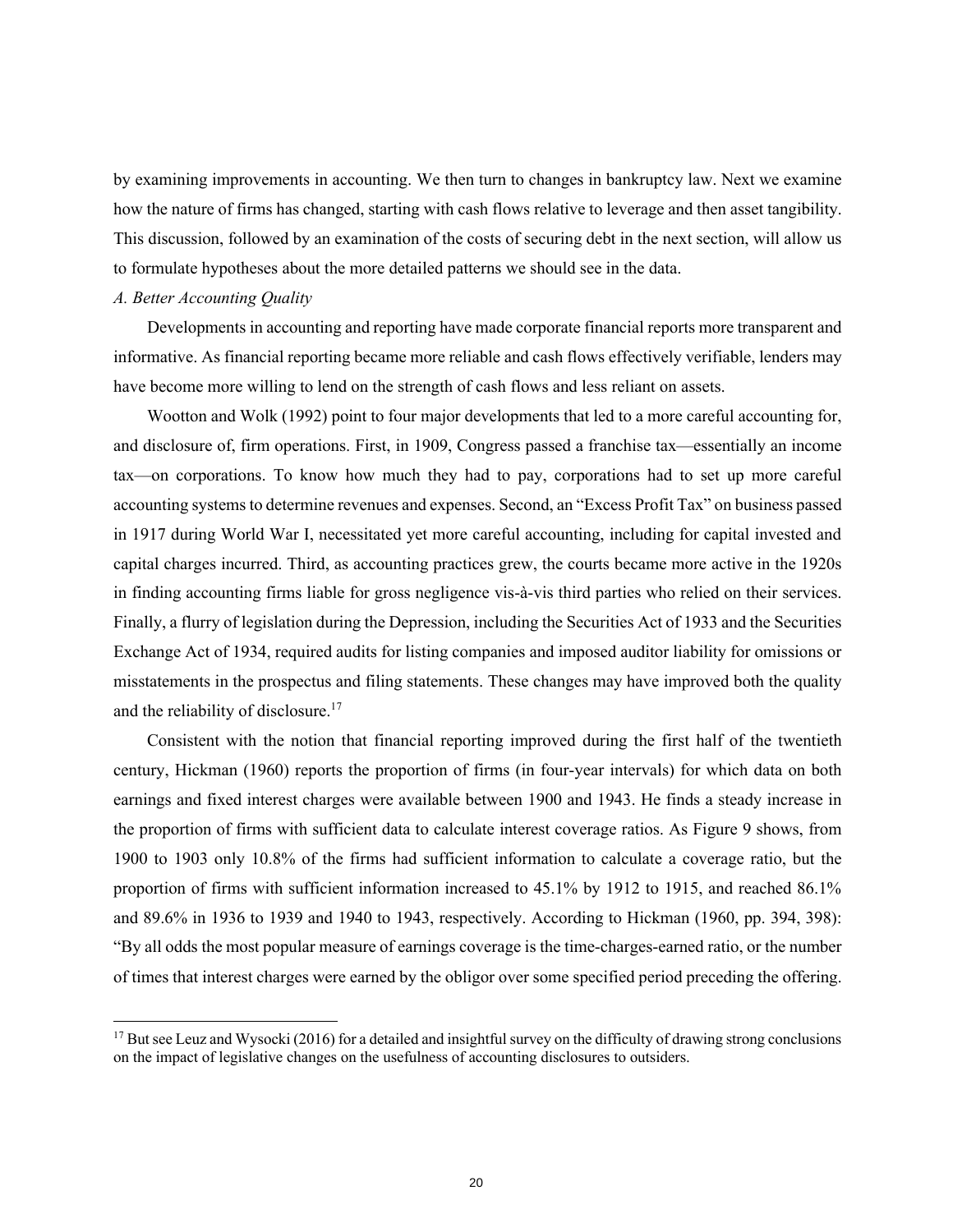by examining improvements in accounting. We then turn to changes in bankruptcy law. Next we examine how the nature of firms has changed, starting with cash flows relative to leverage and then asset tangibility. This discussion, followed by an examination of the costs of securing debt in the next section, will allow us to formulate hypotheses about the more detailed patterns we should see in the data.

*A. Better Accounting Quality*

Developments in accounting and reporting have made corporate financial reports more transparent and informative. As financial reporting became more reliable and cash flows effectively verifiable, lenders may have become more willing to lend on the strength of cash flows and less reliant on assets.

Wootton and Wolk (1992) point to four major developments that led to a more careful accounting for, and disclosure of, firm operations. First, in 1909, Congress passed a franchise tax—essentially an income tax—on corporations. To know how much they had to pay, corporations had to set up more careful accounting systems to determine revenues and expenses. Second, an "Excess Profit Tax" on business passed in 1917 during World War I, necessitated yet more careful accounting, including for capital invested and capital charges incurred. Third, as accounting practices grew, the courts became more active in the 1920s in finding accounting firms liable for gross negligence vis-à-vis third parties who relied on their services. Finally, a flurry of legislation during the Depression, including the Securities Act of 1933 and the Securities Exchange Act of 1934, required audits for listing companies and imposed auditor liability for omissions or misstatements in the prospectus and filing statements. These changes may have improved both the quality and the reliability of disclosure.[17]

Consistent with the notion that financial reporting improved during the first half of the twentieth century, Hickman (1960) reports the proportion of firms (in four-year intervals) for which data on both earnings and fixed interest charges were available between 1900 and 1943. He finds a steady increase in the proportion of firms with sufficient data to calculate interest coverage ratios. As Figure 9 shows, from 1900 to 1903 only 10.8% of the firms had sufficient information to calculate a coverage ratio, but the proportion of firms with sufficient information increased to 45.1% by 1912 to 1915, and reached 86.1% and 89.6% in 1936 to 1939 and 1940 to 1943, respectively. According to Hickman (1960, pp. 394, 398): "By all odds the most popular measure of earnings coverage is the time-charges-earned ratio, or the number of times that interest charges were earned by the obligor over some specified period preceding the offering.

[17] But see Leuz and Wysocki (2016) for a detailed and insightful survey on the difficulty of drawing strong conclusions on the impact of legislative changes on the usefulness of accounting disclosures to outsiders.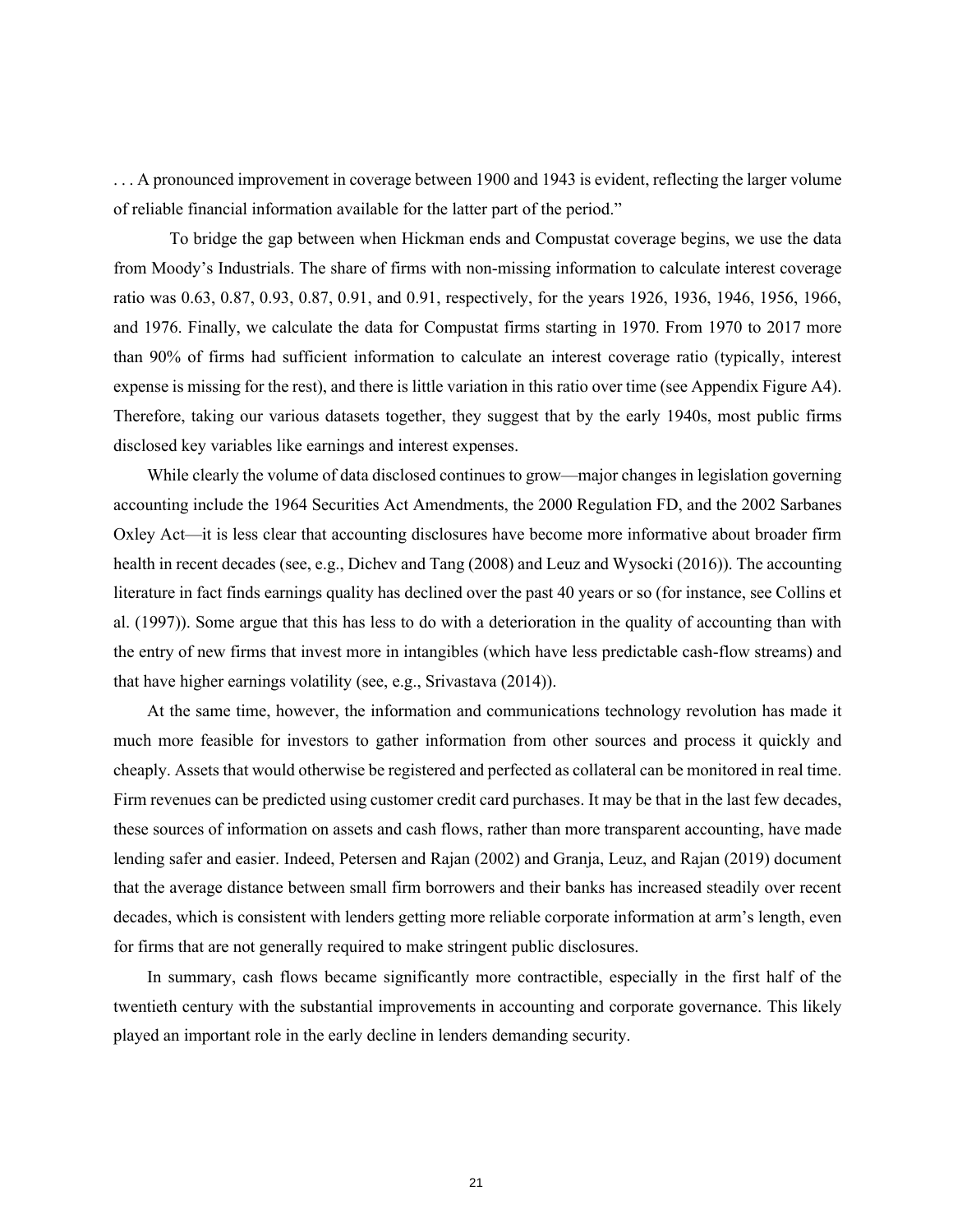. . . A pronounced improvement in coverage between 1900 and 1943 is evident, reflecting the larger volume of reliable financial information available for the latter part of the period."

To bridge the gap between when Hickman ends and Compustat coverage begins, we use the data from Moody's Industrials. The share of firms with non-missing information to calculate interest coverage ratio was 0.63, 0.87, 0.93, 0.87, 0.91, and 0.91, respectively, for the years 1926, 1936, 1946, 1956, 1966, and 1976. Finally, we calculate the data for Compustat firms starting in 1970. From 1970 to 2017 more than 90% of firms had sufficient information to calculate an interest coverage ratio (typically, interest expense is missing for the rest), and there is little variation in this ratio over time (see Appendix Figure A4). Therefore, taking our various datasets together, they suggest that by the early 1940s, most public firms disclosed key variables like earnings and interest expenses.

While clearly the volume of data disclosed continues to grow—major changes in legislation governing accounting include the 1964 Securities Act Amendments, the 2000 Regulation FD, and the 2002 Sarbanes Oxley Act—it is less clear that accounting disclosures have become more informative about broader firm health in recent decades (see, e.g., Dichev and Tang (2008) and Leuz and Wysocki (2016)). The accounting literature in fact finds earnings quality has declined over the past 40 years or so (for instance, see Collins et al. (1997)). Some argue that this has less to do with a deterioration in the quality of accounting than with the entry of new firms that invest more in intangibles (which have less predictable cash-flow streams) and that have higher earnings volatility (see, e.g., Srivastava (2014)).

At the same time, however, the information and communications technology revolution has made it much more feasible for investors to gather information from other sources and process it quickly and cheaply. Assets that would otherwise be registered and perfected as collateral can be monitored in real time. Firm revenues can be predicted using customer credit card purchases. It may be that in the last few decades, these sources of information on assets and cash flows, rather than more transparent accounting, have made lending safer and easier. Indeed, Petersen and Rajan (2002) and Granja, Leuz, and Rajan (2019) document that the average distance between small firm borrowers and their banks has increased steadily over recent decades, which is consistent with lenders getting more reliable corporate information at arm's length, even for firms that are not generally required to make stringent public disclosures.

In summary, cash flows became significantly more contractible, especially in the first half of the twentieth century with the substantial improvements in accounting and corporate governance. This likely played an important role in the early decline in lenders demanding security.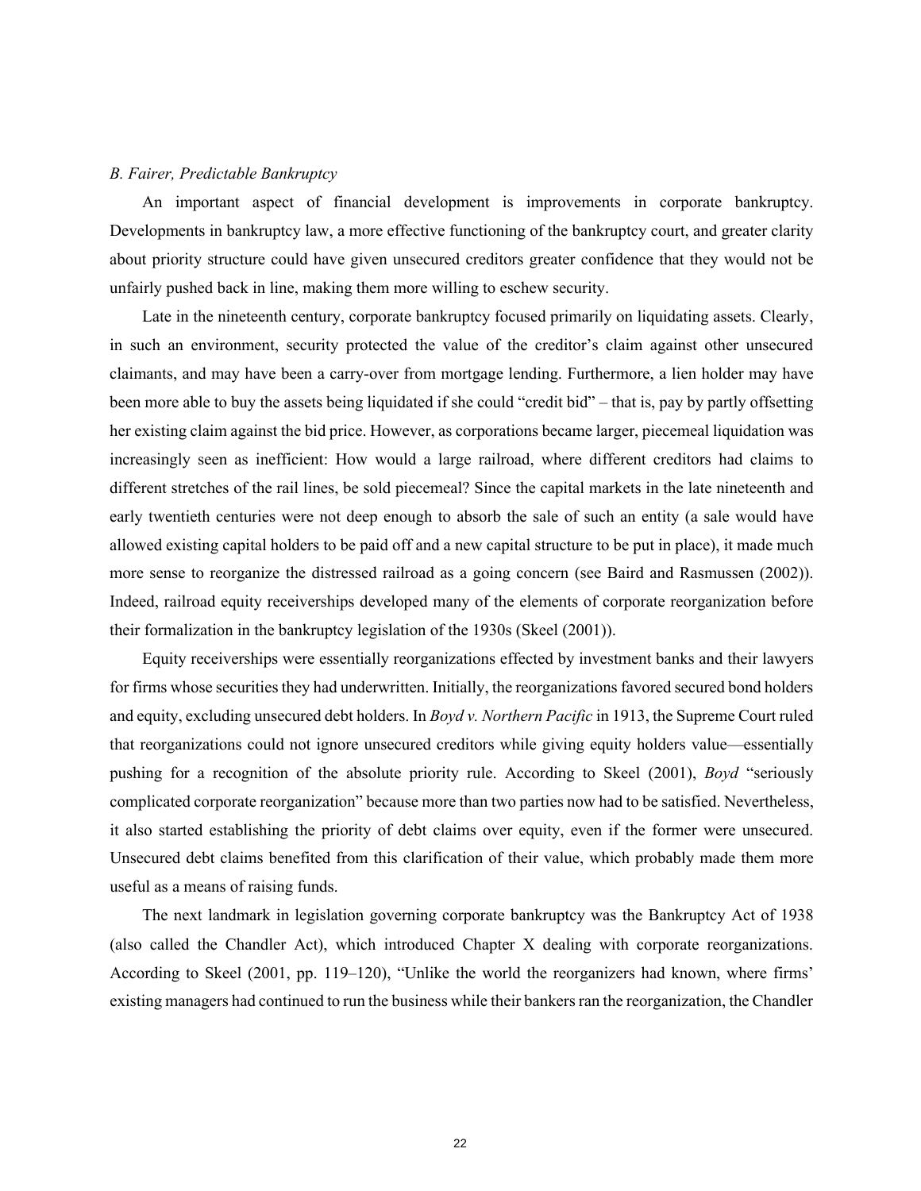*B. Fairer, Predictable Bankruptcy*

An important aspect of financial development is improvements in corporate bankruptcy. Developments in bankruptcy law, a more effective functioning of the bankruptcy court, and greater clarity about priority structure could have given unsecured creditors greater confidence that they would not be unfairly pushed back in line, making them more willing to eschew security.

Late in the nineteenth century, corporate bankruptcy focused primarily on liquidating assets. Clearly, in such an environment, security protected the value of the creditor's claim against other unsecured claimants, and may have been a carry-over from mortgage lending. Furthermore, a lien holder may have been more able to buy the assets being liquidated if she could "credit bid" – that is, pay by partly offsetting her existing claim against the bid price. However, as corporations became larger, piecemeal liquidation was increasingly seen as inefficient: How would a large railroad, where different creditors had claims to different stretches of the rail lines, be sold piecemeal? Since the capital markets in the late nineteenth and early twentieth centuries were not deep enough to absorb the sale of such an entity (a sale would have allowed existing capital holders to be paid off and a new capital structure to be put in place), it made much more sense to reorganize the distressed railroad as a going concern (see Baird and Rasmussen (2002)). Indeed, railroad equity receiverships developed many of the elements of corporate reorganization before their formalization in the bankruptcy legislation of the 1930s (Skeel (2001)).

Equity receiverships were essentially reorganizations effected by investment banks and their lawyers for firms whose securities they had underwritten. Initially, the reorganizations favored secured bond holders and equity, excluding unsecured debt holders. In *Boyd v. Northern Pacific* in 1913, the Supreme Court ruled that reorganizations could not ignore unsecured creditors while giving equity holders value—essentially pushing for a recognition of the absolute priority rule. According to Skeel (2001), *Boyd* "seriously complicated corporate reorganization" because more than two parties now had to be satisfied. Nevertheless, it also started establishing the priority of debt claims over equity, even if the former were unsecured. Unsecured debt claims benefited from this clarification of their value, which probably made them more useful as a means of raising funds.

The next landmark in legislation governing corporate bankruptcy was the Bankruptcy Act of 1938 (also called the Chandler Act), which introduced Chapter X dealing with corporate reorganizations. According to Skeel (2001, pp. 119–120), "Unlike the world the reorganizers had known, where firms' existing managers had continued to run the business while their bankers ran the reorganization, the Chandler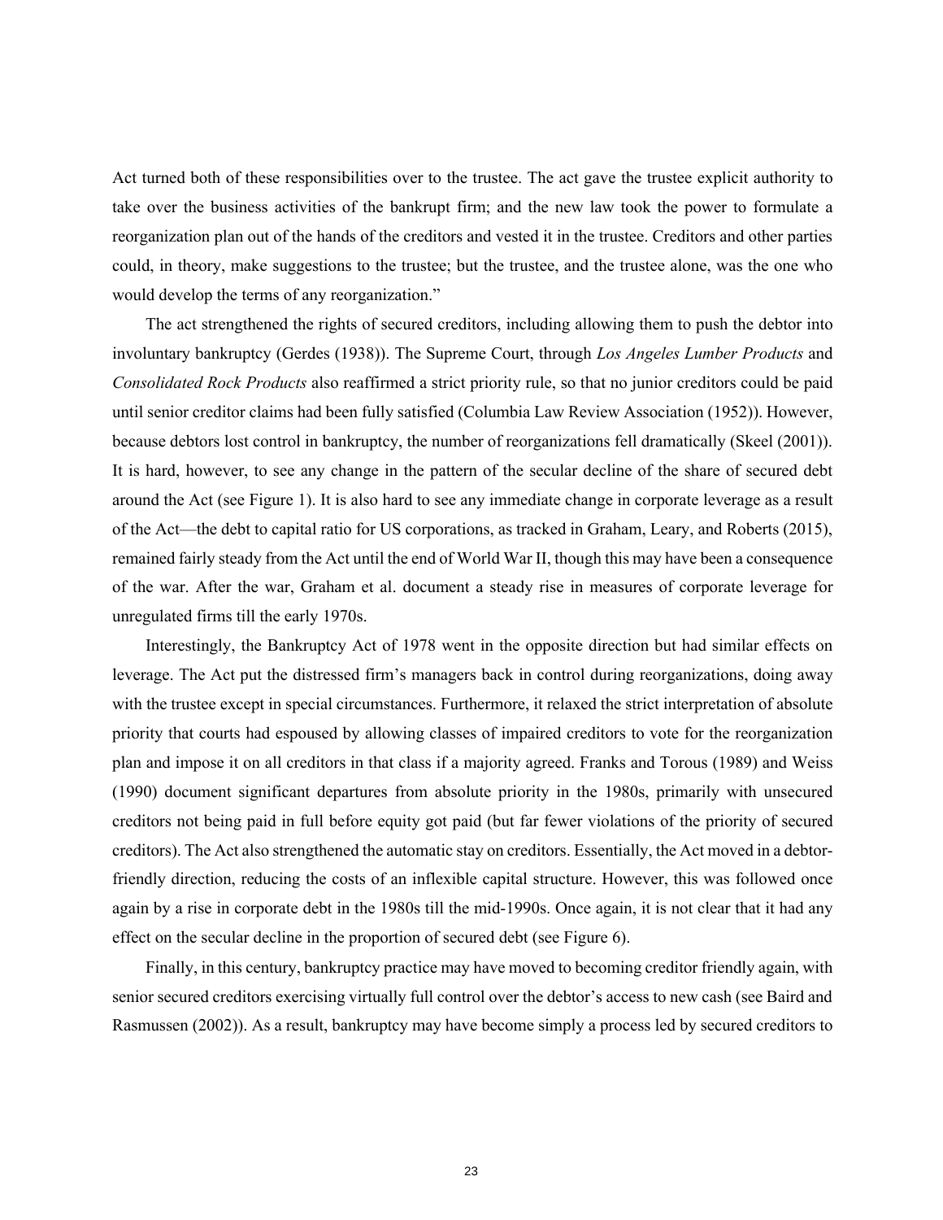Act turned both of these responsibilities over to the trustee. The act gave the trustee explicit authority to take over the business activities of the bankrupt firm; and the new law took the power to formulate a reorganization plan out of the hands of the creditors and vested it in the trustee. Creditors and other parties could, in theory, make suggestions to the trustee; but the trustee, and the trustee alone, was the one who would develop the terms of any reorganization."

The act strengthened the rights of secured creditors, including allowing them to push the debtor into involuntary bankruptcy (Gerdes (1938)). The Supreme Court, through *Los Angeles Lumber Products* and *Consolidated Rock Products* also reaffirmed a strict priority rule, so that no junior creditors could be paid until senior creditor claims had been fully satisfied (Columbia Law Review Association (1952)). However, because debtors lost control in bankruptcy, the number of reorganizations fell dramatically (Skeel (2001)). It is hard, however, to see any change in the pattern of the secular decline of the share of secured debt around the Act (see Figure 1). It is also hard to see any immediate change in corporate leverage as a result of the Act—the debt to capital ratio for US corporations, as tracked in Graham, Leary, and Roberts (2015), remained fairly steady from the Act until the end of World War II, though this may have been a consequence of the war. After the war, Graham et al. document a steady rise in measures of corporate leverage for unregulated firms till the early 1970s.

Interestingly, the Bankruptcy Act of 1978 went in the opposite direction but had similar effects on leverage. The Act put the distressed firm's managers back in control during reorganizations, doing away with the trustee except in special circumstances. Furthermore, it relaxed the strict interpretation of absolute priority that courts had espoused by allowing classes of impaired creditors to vote for the reorganization plan and impose it on all creditors in that class if a majority agreed. Franks and Torous (1989) and Weiss (1990) document significant departures from absolute priority in the 1980s, primarily with unsecured creditors not being paid in full before equity got paid (but far fewer violations of the priority of secured creditors). The Act also strengthened the automatic stay on creditors. Essentially, the Act moved in a debtor-friendly direction, reducing the costs of an inflexible capital structure. However, this was followed once again by a rise in corporate debt in the 1980s till the mid-1990s. Once again, it is not clear that it had any effect on the secular decline in the proportion of secured debt (see Figure 6).

Finally, in this century, bankruptcy practice may have moved to becoming creditor friendly again, with senior secured creditors exercising virtually full control over the debtor's access to new cash (see Baird and Rasmussen (2002)). As a result, bankruptcy may have become simply a process led by secured creditors to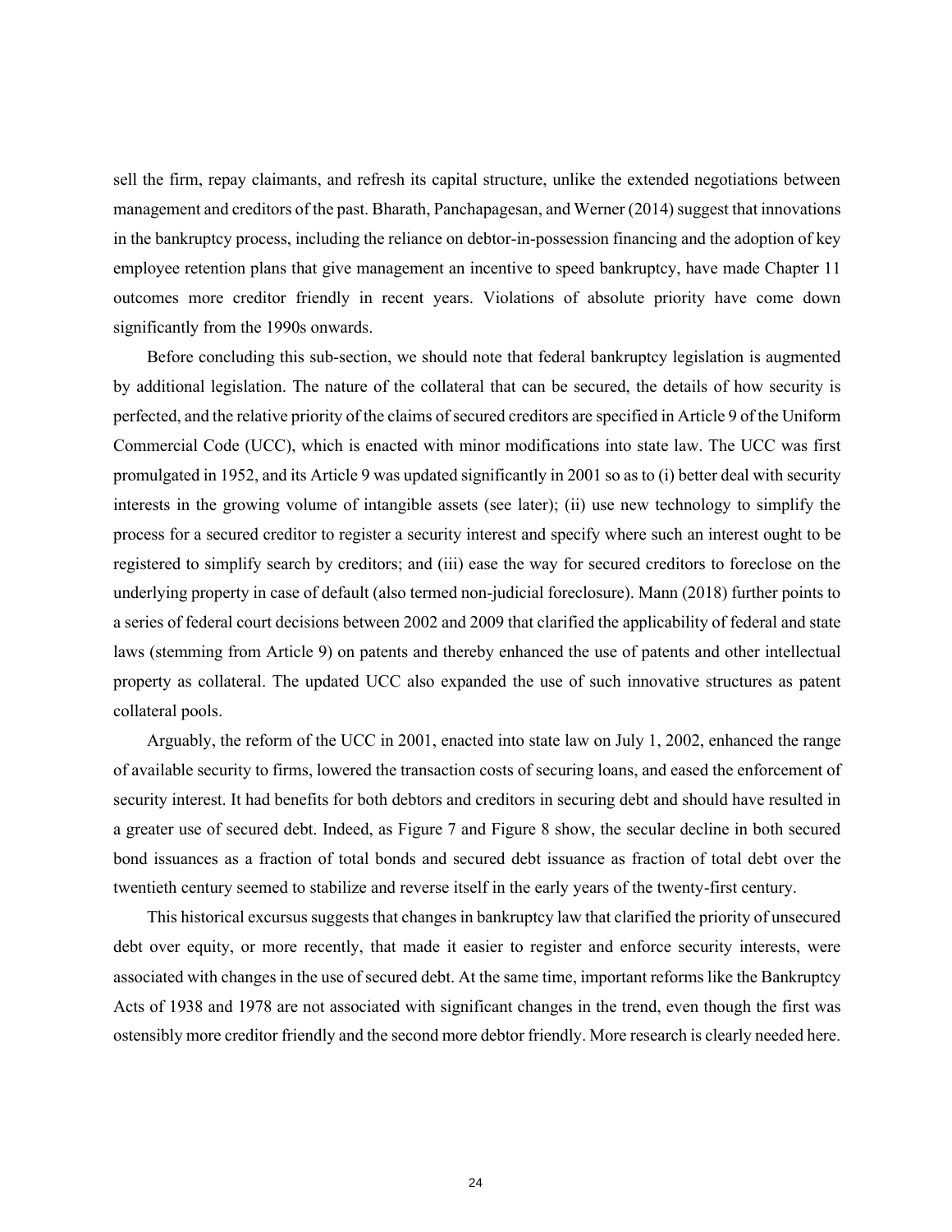sell the firm, repay claimants, and refresh its capital structure, unlike the extended negotiations between management and creditors of the past. Bharath, Panchapagesan, and Werner (2014) suggest that innovations in the bankruptcy process, including the reliance on debtor-in-possession financing and the adoption of key employee retention plans that give management an incentive to speed bankruptcy, have made Chapter 11 outcomes more creditor friendly in recent years. Violations of absolute priority have come down significantly from the 1990s onwards.

Before concluding this sub-section, we should note that federal bankruptcy legislation is augmented by additional legislation. The nature of the collateral that can be secured, the details of how security is perfected, and the relative priority of the claims of secured creditors are specified in Article 9 of the Uniform Commercial Code (UCC), which is enacted with minor modifications into state law. The UCC was first promulgated in 1952, and its Article 9 was updated significantly in 2001 so as to (i) better deal with security interests in the growing volume of intangible assets (see later); (ii) use new technology to simplify the process for a secured creditor to register a security interest and specify where such an interest ought to be registered to simplify search by creditors; and (iii) ease the way for secured creditors to foreclose on the underlying property in case of default (also termed non-judicial foreclosure). Mann (2018) further points to a series of federal court decisions between 2002 and 2009 that clarified the applicability of federal and state laws (stemming from Article 9) on patents and thereby enhanced the use of patents and other intellectual property as collateral. The updated UCC also expanded the use of such innovative structures as patent collateral pools.

Arguably, the reform of the UCC in 2001, enacted into state law on July 1, 2002, enhanced the range of available security to firms, lowered the transaction costs of securing loans, and eased the enforcement of security interest. It had benefits for both debtors and creditors in securing debt and should have resulted in a greater use of secured debt. Indeed, as Figure 7 and Figure 8 show, the secular decline in both secured bond issuances as a fraction of total bonds and secured debt issuance as fraction of total debt over the twentieth century seemed to stabilize and reverse itself in the early years of the twenty-first century.

This historical excursus suggests that changes in bankruptcy law that clarified the priority of unsecured debt over equity, or more recently, that made it easier to register and enforce security interests, were associated with changes in the use of secured debt. At the same time, important reforms like the Bankruptcy Acts of 1938 and 1978 are not associated with significant changes in the trend, even though the first was ostensibly more creditor friendly and the second more debtor friendly. More research is clearly needed here.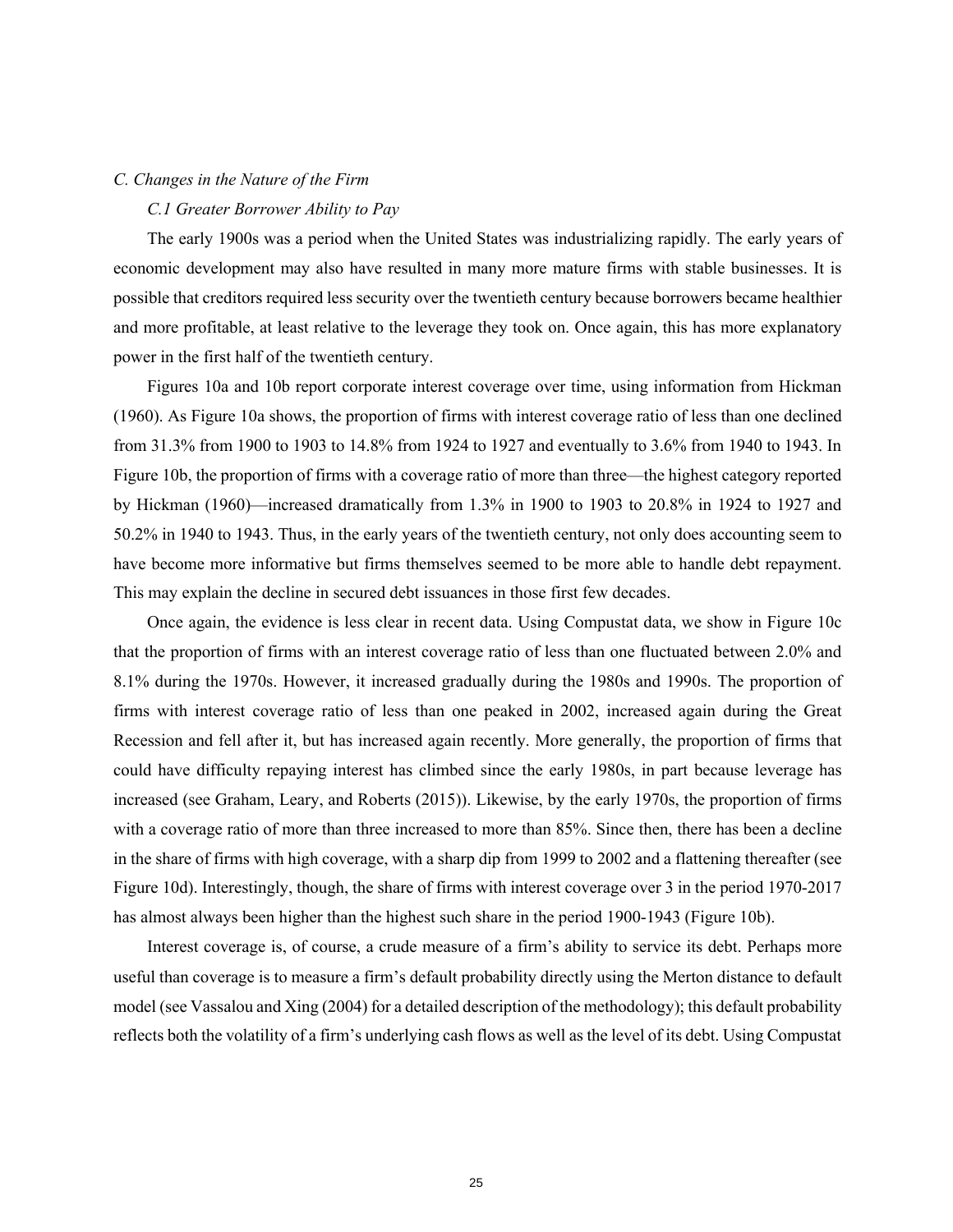*C. Changes in the Nature of the Firm*

*C.1 Greater Borrower Ability to Pay*

The early 1900s was a period when the United States was industrializing rapidly. The early years of economic development may also have resulted in many more mature firms with stable businesses. It is possible that creditors required less security over the twentieth century because borrowers became healthier and more profitable, at least relative to the leverage they took on. Once again, this has more explanatory power in the first half of the twentieth century.

Figures 10a and 10b report corporate interest coverage over time, using information from Hickman (1960). As Figure 10a shows, the proportion of firms with interest coverage ratio of less than one declined from 31.3% from 1900 to 1903 to 14.8% from 1924 to 1927 and eventually to 3.6% from 1940 to 1943. In Figure 10b, the proportion of firms with a coverage ratio of more than three—the highest category reported by Hickman (1960)—increased dramatically from 1.3% in 1900 to 1903 to 20.8% in 1924 to 1927 and 50.2% in 1940 to 1943. Thus, in the early years of the twentieth century, not only does accounting seem to have become more informative but firms themselves seemed to be more able to handle debt repayment. This may explain the decline in secured debt issuances in those first few decades.

Once again, the evidence is less clear in recent data. Using Compustat data, we show in Figure 10c that the proportion of firms with an interest coverage ratio of less than one fluctuated between 2.0% and 8.1% during the 1970s. However, it increased gradually during the 1980s and 1990s. The proportion of firms with interest coverage ratio of less than one peaked in 2002, increased again during the Great Recession and fell after it, but has increased again recently. More generally, the proportion of firms that could have difficulty repaying interest has climbed since the early 1980s, in part because leverage has increased (see Graham, Leary, and Roberts (2015)). Likewise, by the early 1970s, the proportion of firms with a coverage ratio of more than three increased to more than 85%. Since then, there has been a decline in the share of firms with high coverage, with a sharp dip from 1999 to 2002 and a flattening thereafter (see Figure 10d). Interestingly, though, the share of firms with interest coverage over 3 in the period 1970-2017 has almost always been higher than the highest such share in the period 1900-1943 (Figure 10b).

Interest coverage is, of course, a crude measure of a firm's ability to service its debt. Perhaps more useful than coverage is to measure a firm's default probability directly using the Merton distance to default model (see Vassalou and Xing (2004) for a detailed description of the methodology); this default probability reflects both the volatility of a firm's underlying cash flows as well as the level of its debt. Using Compustat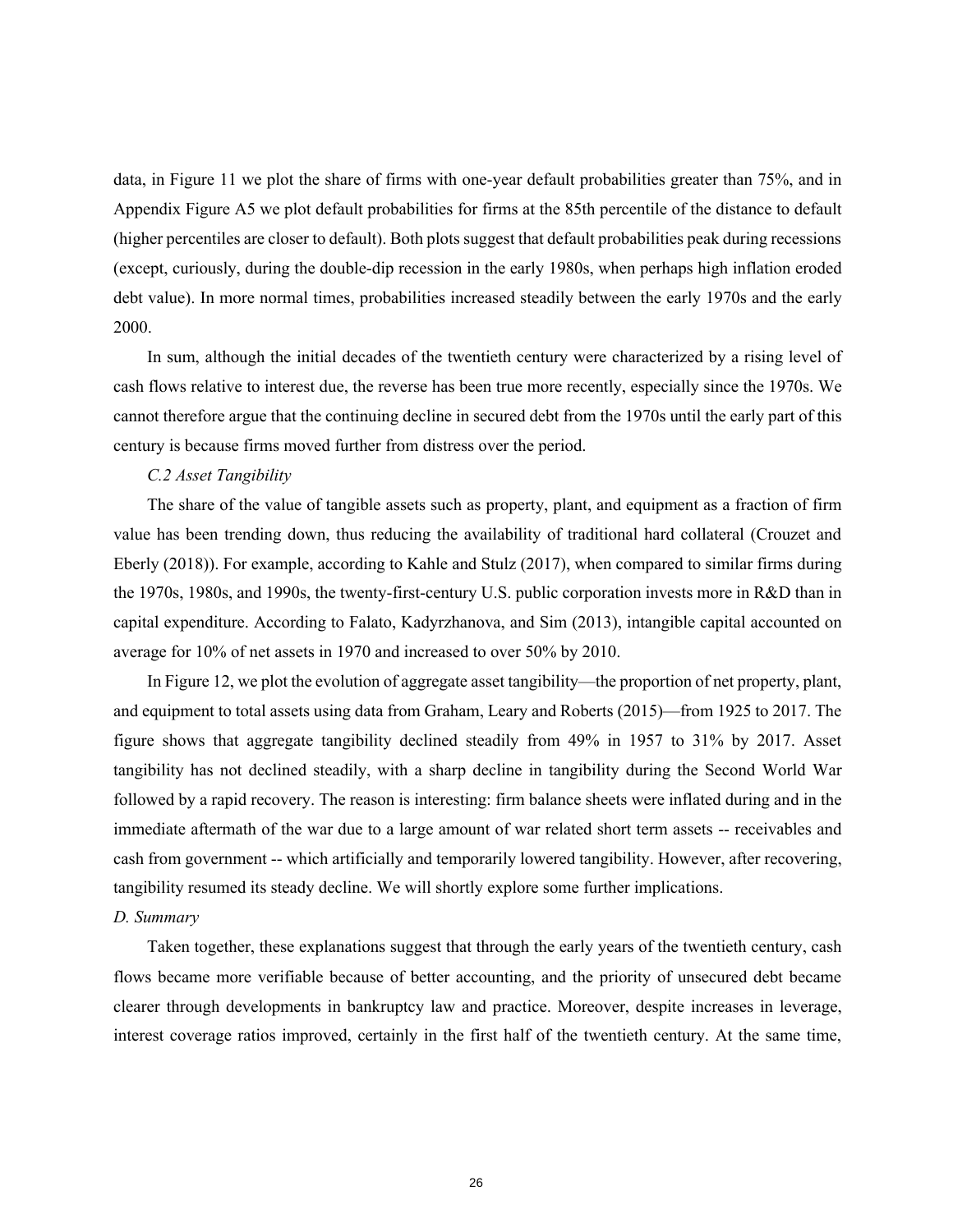data, in Figure 11 we plot the share of firms with one-year default probabilities greater than 75%, and in Appendix Figure A5 we plot default probabilities for firms at the 85th percentile of the distance to default (higher percentiles are closer to default). Both plots suggest that default probabilities peak during recessions (except, curiously, during the double-dip recession in the early 1980s, when perhaps high inflation eroded debt value). In more normal times, probabilities increased steadily between the early 1970s and the early 2000.

In sum, although the initial decades of the twentieth century were characterized by a rising level of cash flows relative to interest due, the reverse has been true more recently, especially since the 1970s. We cannot therefore argue that the continuing decline in secured debt from the 1970s until the early part of this century is because firms moved further from distress over the period.

*C.2 Asset Tangibility*

The share of the value of tangible assets such as property, plant, and equipment as a fraction of firm value has been trending down, thus reducing the availability of traditional hard collateral (Crouzet and Eberly (2018)). For example, according to Kahle and Stulz (2017), when compared to similar firms during the 1970s, 1980s, and 1990s, the twenty-first-century U.S. public corporation invests more in R&D than in capital expenditure. According to Falato, Kadyrzhanova, and Sim (2013), intangible capital accounted on average for 10% of net assets in 1970 and increased to over 50% by 2010.

In Figure 12, we plot the evolution of aggregate asset tangibility—the proportion of net property, plant, and equipment to total assets using data from Graham, Leary and Roberts (2015)—from 1925 to 2017. The figure shows that aggregate tangibility declined steadily from 49% in 1957 to 31% by 2017. Asset tangibility has not declined steadily, with a sharp decline in tangibility during the Second World War followed by a rapid recovery. The reason is interesting: firm balance sheets were inflated during and in the immediate aftermath of the war due to a large amount of war related short term assets -- receivables and cash from government -- which artificially and temporarily lowered tangibility. However, after recovering, tangibility resumed its steady decline. We will shortly explore some further implications.

*D. Summary*

Taken together, these explanations suggest that through the early years of the twentieth century, cash flows became more verifiable because of better accounting, and the priority of unsecured debt became clearer through developments in bankruptcy law and practice. Moreover, despite increases in leverage, interest coverage ratios improved, certainly in the first half of the twentieth century. At the same time,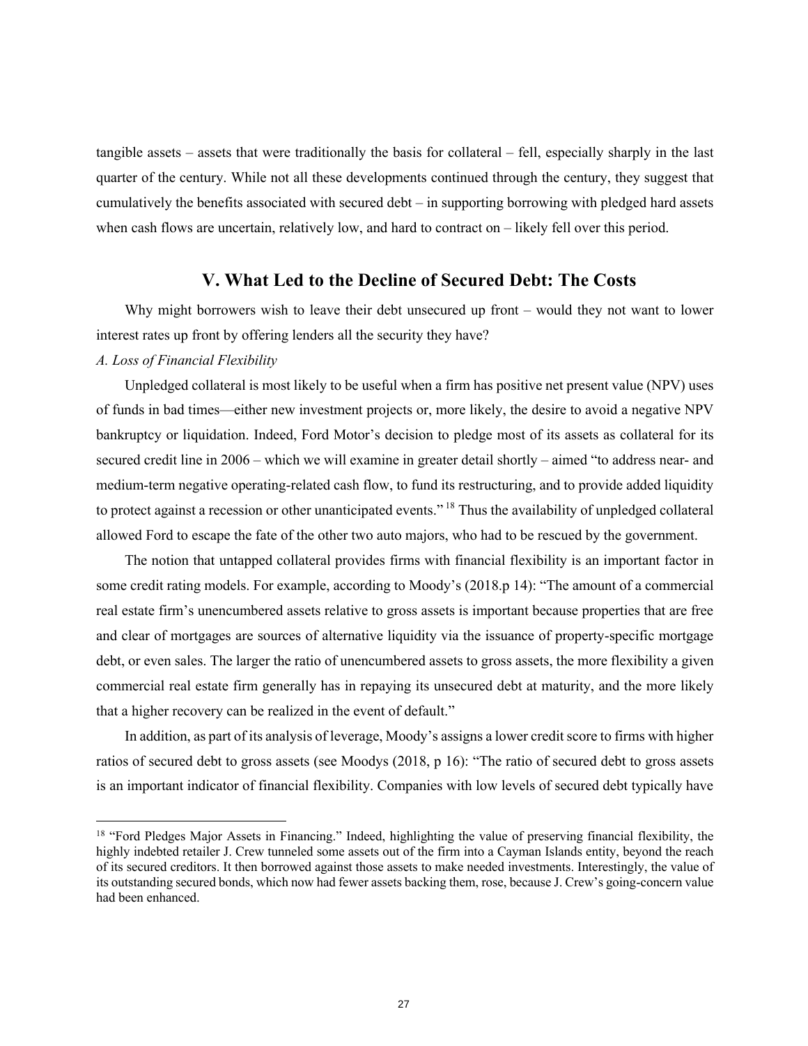tangible assets – assets that were traditionally the basis for collateral – fell, especially sharply in the last quarter of the century. While not all these developments continued through the century, they suggest that cumulatively the benefits associated with secured debt – in supporting borrowing with pledged hard assets when cash flows are uncertain, relatively low, and hard to contract on – likely fell over this period.

## V. What Led to the Decline of Secured Debt: The Costs

Why might borrowers wish to leave their debt unsecured up front – would they not want to lower interest rates up front by offering lenders all the security they have?

*A. Loss of Financial Flexibility*

Unpledged collateral is most likely to be useful when a firm has positive net present value (NPV) uses of funds in bad times—either new investment projects or, more likely, the desire to avoid a negative NPV bankruptcy or liquidation. Indeed, Ford Motor's decision to pledge most of its assets as collateral for its secured credit line in 2006 – which we will examine in greater detail shortly – aimed "to address near- and medium-term negative operating-related cash flow, to fund its restructuring, and to provide added liquidity to protect against a recession or other unanticipated events." [18] Thus the availability of unpledged collateral allowed Ford to escape the fate of the other two auto majors, who had to be rescued by the government.

The notion that untapped collateral provides firms with financial flexibility is an important factor in some credit rating models. For example, according to Moody's (2018.p 14): "The amount of a commercial real estate firm's unencumbered assets relative to gross assets is important because properties that are free and clear of mortgages are sources of alternative liquidity via the issuance of property-specific mortgage debt, or even sales. The larger the ratio of unencumbered assets to gross assets, the more flexibility a given commercial real estate firm generally has in repaying its unsecured debt at maturity, and the more likely that a higher recovery can be realized in the event of default."

In addition, as part of its analysis of leverage, Moody's assigns a lower credit score to firms with higher ratios of secured debt to gross assets (see Moodys (2018, p 16): "The ratio of secured debt to gross assets is an important indicator of financial flexibility. Companies with low levels of secured debt typically have

---

[18] "Ford Pledges Major Assets in Financing." Indeed, highlighting the value of preserving financial flexibility, the highly indebted retailer J. Crew tunneled some assets out of the firm into a Cayman Islands entity, beyond the reach of its secured creditors. It then borrowed against those assets to make needed investments. Interestingly, the value of its outstanding secured bonds, which now had fewer assets backing them, rose, because J. Crew's going-concern value had been enhanced.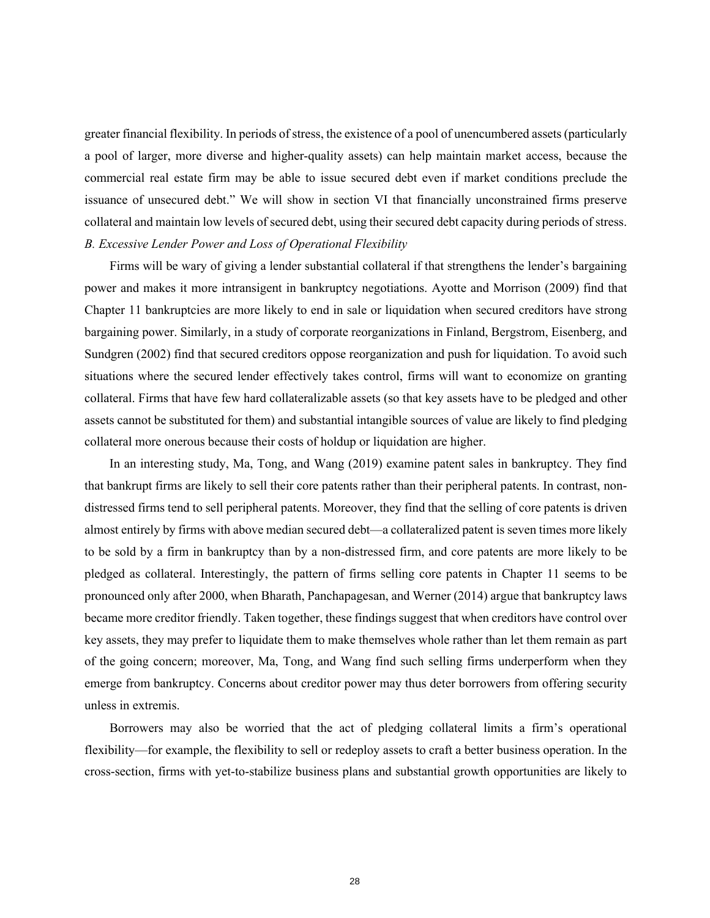greater financial flexibility. In periods of stress, the existence of a pool of unencumbered assets (particularly a pool of larger, more diverse and higher-quality assets) can help maintain market access, because the commercial real estate firm may be able to issue secured debt even if market conditions preclude the issuance of unsecured debt." We will show in section VI that financially unconstrained firms preserve collateral and maintain low levels of secured debt, using their secured debt capacity during periods of stress.

*B. Excessive Lender Power and Loss of Operational Flexibility*

Firms will be wary of giving a lender substantial collateral if that strengthens the lender's bargaining power and makes it more intransigent in bankruptcy negotiations. Ayotte and Morrison (2009) find that Chapter 11 bankruptcies are more likely to end in sale or liquidation when secured creditors have strong bargaining power. Similarly, in a study of corporate reorganizations in Finland, Bergstrom, Eisenberg, and Sundgren (2002) find that secured creditors oppose reorganization and push for liquidation. To avoid such situations where the secured lender effectively takes control, firms will want to economize on granting collateral. Firms that have few hard collateralizable assets (so that key assets have to be pledged and other assets cannot be substituted for them) and substantial intangible sources of value are likely to find pledging collateral more onerous because their costs of holdup or liquidation are higher.

In an interesting study, Ma, Tong, and Wang (2019) examine patent sales in bankruptcy. They find that bankrupt firms are likely to sell their core patents rather than their peripheral patents. In contrast, non-distressed firms tend to sell peripheral patents. Moreover, they find that the selling of core patents is driven almost entirely by firms with above median secured debt—a collateralized patent is seven times more likely to be sold by a firm in bankruptcy than by a non-distressed firm, and core patents are more likely to be pledged as collateral. Interestingly, the pattern of firms selling core patents in Chapter 11 seems to be pronounced only after 2000, when Bharath, Panchapagesan, and Werner (2014) argue that bankruptcy laws became more creditor friendly. Taken together, these findings suggest that when creditors have control over key assets, they may prefer to liquidate them to make themselves whole rather than let them remain as part of the going concern; moreover, Ma, Tong, and Wang find such selling firms underperform when they emerge from bankruptcy. Concerns about creditor power may thus deter borrowers from offering security unless in extremis.

Borrowers may also be worried that the act of pledging collateral limits a firm's operational flexibility—for example, the flexibility to sell or redeploy assets to craft a better business operation. In the cross-section, firms with yet-to-stabilize business plans and substantial growth opportunities are likely to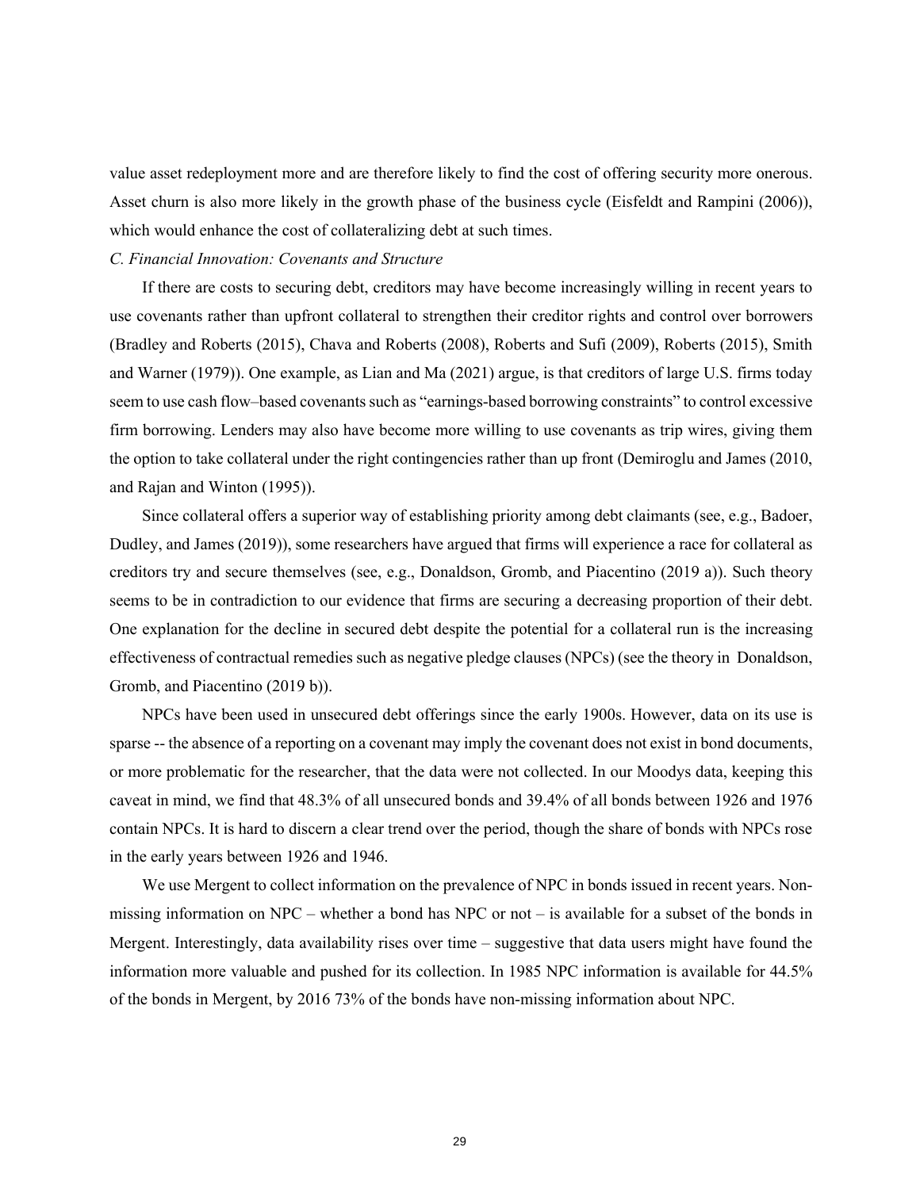value asset redeployment more and are therefore likely to find the cost of offering security more onerous. Asset churn is also more likely in the growth phase of the business cycle (Eisfeldt and Rampini (2006)), which would enhance the cost of collateralizing debt at such times.

*C. Financial Innovation: Covenants and Structure*

If there are costs to securing debt, creditors may have become increasingly willing in recent years to use covenants rather than upfront collateral to strengthen their creditor rights and control over borrowers (Bradley and Roberts (2015), Chava and Roberts (2008), Roberts and Sufi (2009), Roberts (2015), Smith and Warner (1979)). One example, as Lian and Ma (2021) argue, is that creditors of large U.S. firms today seem to use cash flow–based covenants such as "earnings-based borrowing constraints" to control excessive firm borrowing. Lenders may also have become more willing to use covenants as trip wires, giving them the option to take collateral under the right contingencies rather than up front (Demiroglu and James (2010, and Rajan and Winton (1995)).

Since collateral offers a superior way of establishing priority among debt claimants (see, e.g., Badoer, Dudley, and James (2019)), some researchers have argued that firms will experience a race for collateral as creditors try and secure themselves (see, e.g., Donaldson, Gromb, and Piacentino (2019 a)). Such theory seems to be in contradiction to our evidence that firms are securing a decreasing proportion of their debt. One explanation for the decline in secured debt despite the potential for a collateral run is the increasing effectiveness of contractual remedies such as negative pledge clauses (NPCs) (see the theory in Donaldson, Gromb, and Piacentino (2019 b)).

NPCs have been used in unsecured debt offerings since the early 1900s. However, data on its use is sparse -- the absence of a reporting on a covenant may imply the covenant does not exist in bond documents, or more problematic for the researcher, that the data were not collected. In our Moodys data, keeping this caveat in mind, we find that 48.3% of all unsecured bonds and 39.4% of all bonds between 1926 and 1976 contain NPCs. It is hard to discern a clear trend over the period, though the share of bonds with NPCs rose in the early years between 1926 and 1946.

We use Mergent to collect information on the prevalence of NPC in bonds issued in recent years. Non-missing information on NPC – whether a bond has NPC or not – is available for a subset of the bonds in Mergent. Interestingly, data availability rises over time – suggestive that data users might have found the information more valuable and pushed for its collection. In 1985 NPC information is available for 44.5% of the bonds in Mergent, by 2016 73% of the bonds have non-missing information about NPC.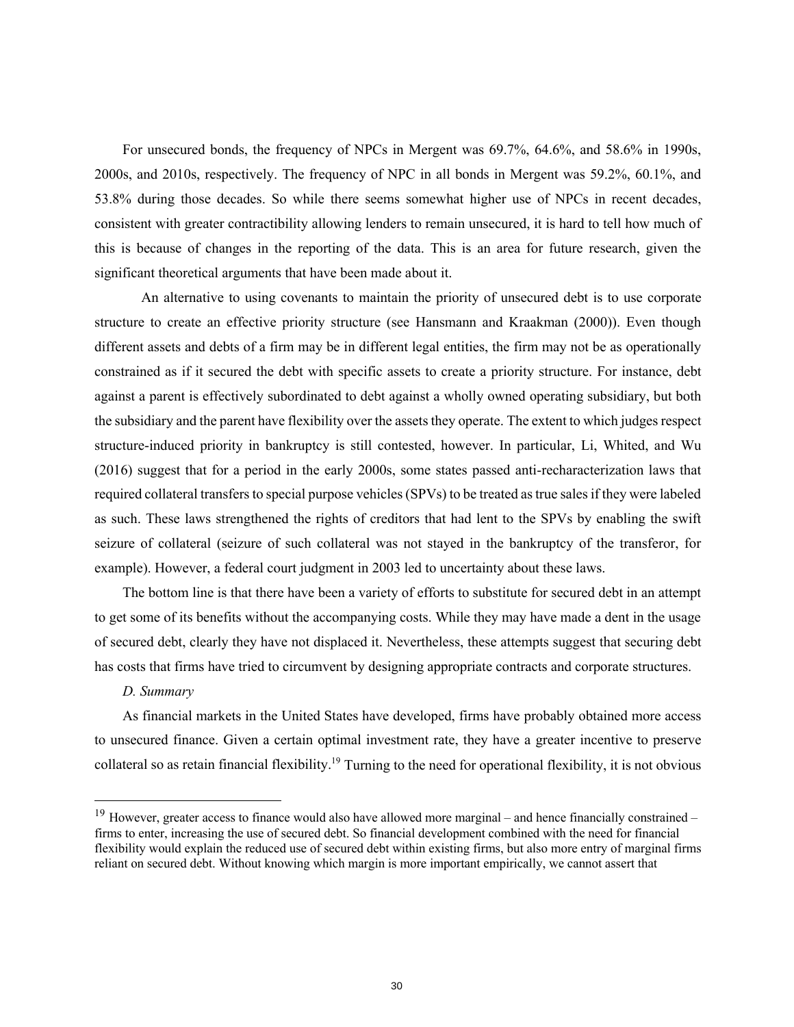For unsecured bonds, the frequency of NPCs in Mergent was 69.7%, 64.6%, and 58.6% in 1990s, 2000s, and 2010s, respectively. The frequency of NPC in all bonds in Mergent was 59.2%, 60.1%, and 53.8% during those decades. So while there seems somewhat higher use of NPCs in recent decades, consistent with greater contractibility allowing lenders to remain unsecured, it is hard to tell how much of this is because of changes in the reporting of the data. This is an area for future research, given the significant theoretical arguments that have been made about it.

An alternative to using covenants to maintain the priority of unsecured debt is to use corporate structure to create an effective priority structure (see Hansmann and Kraakman (2000)). Even though different assets and debts of a firm may be in different legal entities, the firm may not be as operationally constrained as if it secured the debt with specific assets to create a priority structure. For instance, debt against a parent is effectively subordinated to debt against a wholly owned operating subsidiary, but both the subsidiary and the parent have flexibility over the assets they operate. The extent to which judges respect structure-induced priority in bankruptcy is still contested, however. In particular, Li, Whited, and Wu (2016) suggest that for a period in the early 2000s, some states passed anti-recharacterization laws that required collateral transfers to special purpose vehicles (SPVs) to be treated as true sales if they were labeled as such. These laws strengthened the rights of creditors that had lent to the SPVs by enabling the swift seizure of collateral (seizure of such collateral was not stayed in the bankruptcy of the transferor, for example). However, a federal court judgment in 2003 led to uncertainty about these laws.

The bottom line is that there have been a variety of efforts to substitute for secured debt in an attempt to get some of its benefits without the accompanying costs. While they may have made a dent in the usage of secured debt, clearly they have not displaced it. Nevertheless, these attempts suggest that securing debt has costs that firms have tried to circumvent by designing appropriate contracts and corporate structures.

*D. Summary*

As financial markets in the United States have developed, firms have probably obtained more access to unsecured finance. Given a certain optimal investment rate, they have a greater incentive to preserve collateral so as retain financial flexibility.[19] Turning to the need for operational flexibility, it is not obvious

[19] However, greater access to finance would also have allowed more marginal – and hence financially constrained – firms to enter, increasing the use of secured debt. So financial development combined with the need for financial flexibility would explain the reduced use of secured debt within existing firms, but also more entry of marginal firms reliant on secured debt. Without knowing which margin is more important empirically, we cannot assert that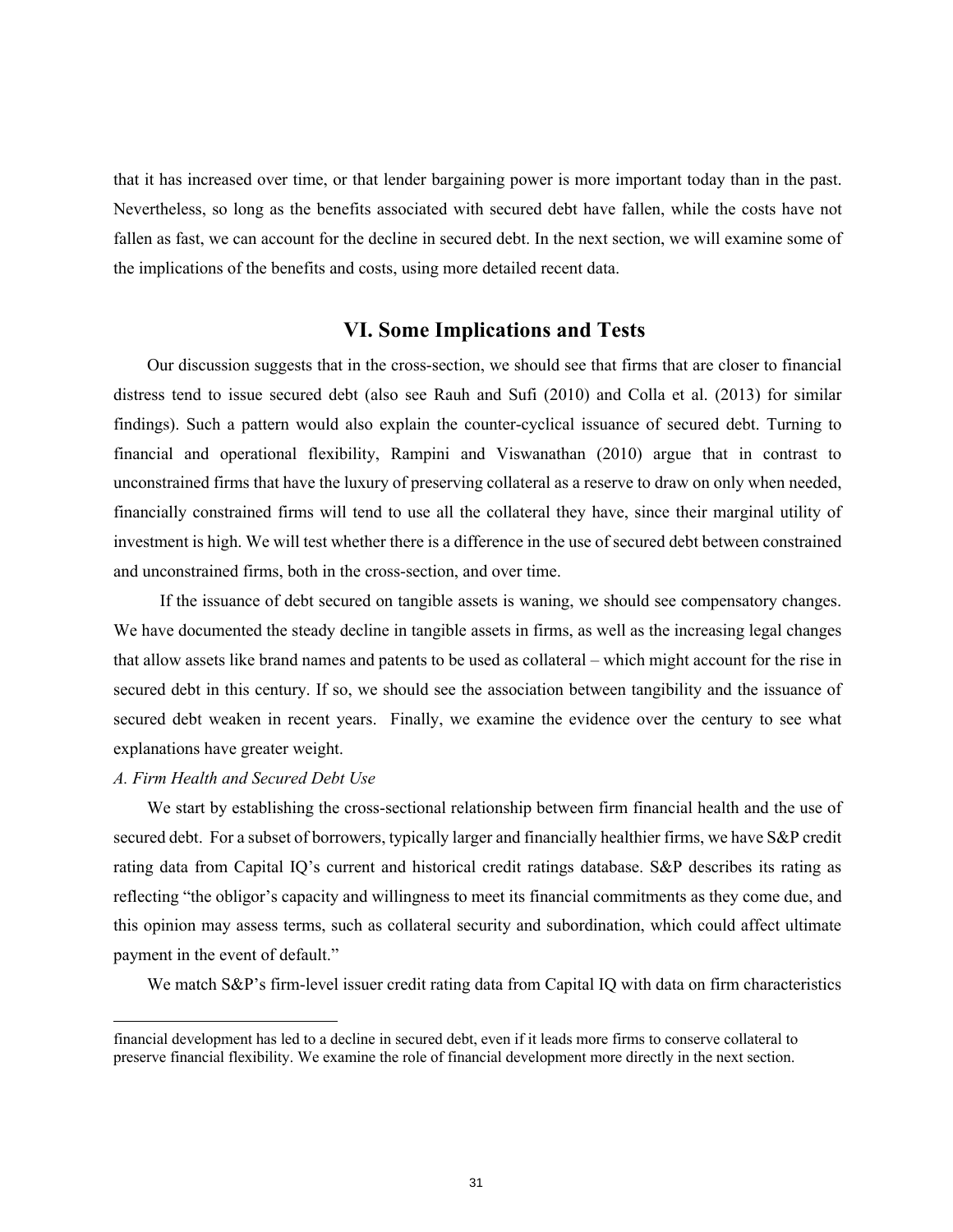that it has increased over time, or that lender bargaining power is more important today than in the past. Nevertheless, so long as the benefits associated with secured debt have fallen, while the costs have not fallen as fast, we can account for the decline in secured debt. In the next section, we will examine some of the implications of the benefits and costs, using more detailed recent data.

## VI. Some Implications and Tests

Our discussion suggests that in the cross-section, we should see that firms that are closer to financial distress tend to issue secured debt (also see Rauh and Sufi (2010) and Colla et al. (2013) for similar findings). Such a pattern would also explain the counter-cyclical issuance of secured debt. Turning to financial and operational flexibility, Rampini and Viswanathan (2010) argue that in contrast to unconstrained firms that have the luxury of preserving collateral as a reserve to draw on only when needed, financially constrained firms will tend to use all the collateral they have, since their marginal utility of investment is high. We will test whether there is a difference in the use of secured debt between constrained and unconstrained firms, both in the cross-section, and over time.

If the issuance of debt secured on tangible assets is waning, we should see compensatory changes. We have documented the steady decline in tangible assets in firms, as well as the increasing legal changes that allow assets like brand names and patents to be used as collateral – which might account for the rise in secured debt in this century. If so, we should see the association between tangibility and the issuance of secured debt weaken in recent years. Finally, we examine the evidence over the century to see what explanations have greater weight.

*A. Firm Health and Secured Debt Use*

We start by establishing the cross-sectional relationship between firm financial health and the use of secured debt. For a subset of borrowers, typically larger and financially healthier firms, we have S&P credit rating data from Capital IQ's current and historical credit ratings database. S&P describes its rating as reflecting "the obligor's capacity and willingness to meet its financial commitments as they come due, and this opinion may assess terms, such as collateral security and subordination, which could affect ultimate payment in the event of default."

We match S&P's firm-level issuer credit rating data from Capital IQ with data on firm characteristics

financial development has led to a decline in secured debt, even if it leads more firms to conserve collateral to preserve financial flexibility. We examine the role of financial development more directly in the next section.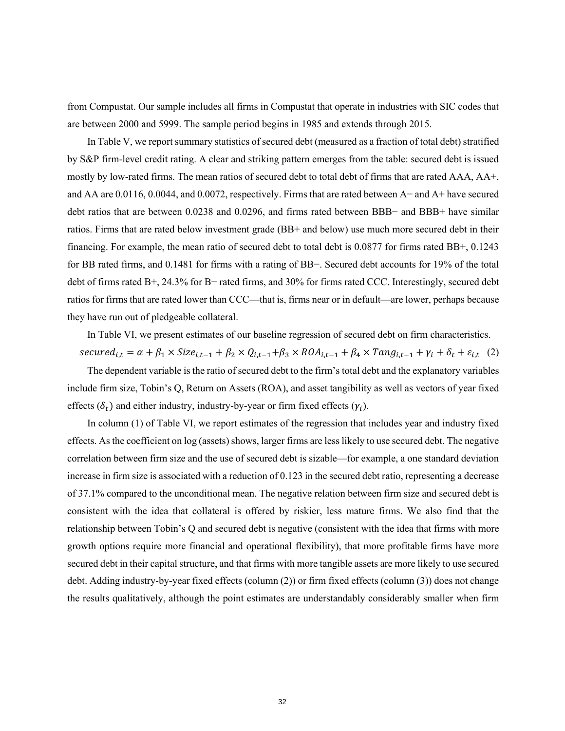from Compustat. Our sample includes all firms in Compustat that operate in industries with SIC codes that are between 2000 and 5999. The sample period begins in 1985 and extends through 2015.

In Table V, we report summary statistics of secured debt (measured as a fraction of total debt) stratified by S&P firm-level credit rating. A clear and striking pattern emerges from the table: secured debt is issued mostly by low-rated firms. The mean ratios of secured debt to total debt of firms that are rated AAA, AA+, and AA are 0.0116, 0.0044, and 0.0072, respectively. Firms that are rated between A− and A+ have secured debt ratios that are between 0.0238 and 0.0296, and firms rated between BBB− and BBB+ have similar ratios. Firms that are rated below investment grade (BB+ and below) use much more secured debt in their financing. For example, the mean ratio of secured debt to total debt is 0.0877 for firms rated BB+, 0.1243 for BB rated firms, and 0.1481 for firms with a rating of BB−. Secured debt accounts for 19% of the total debt of firms rated B+, 24.3% for B− rated firms, and 30% for firms rated CCC. Interestingly, secured debt ratios for firms that are rated lower than CCC—that is, firms near or in default—are lower, perhaps because they have run out of pledgeable collateral.

In Table VI, we present estimates of our baseline regression of secured debt on firm characteristics.

$$secured_{i,t} = \alpha + \beta_1 \times Size_{i,t-1} + \beta_2 \times Q_{i,t-1} + \beta_3 \times ROA_{i,t-1} + \beta_4 \times Tang_{i,t-1} + \gamma_i + \delta_t + \varepsilon_{i,t} \quad (2)$$

The dependent variable is the ratio of secured debt to the firm's total debt and the explanatory variables include firm size, Tobin's Q, Return on Assets (ROA), and asset tangibility as well as vectors of year fixed effects ($\delta_t$) and either industry, industry-by-year or firm fixed effects ($\gamma_i$).

In column (1) of Table VI, we report estimates of the regression that includes year and industry fixed effects. As the coefficient on log (assets) shows, larger firms are less likely to use secured debt. The negative correlation between firm size and the use of secured debt is sizable—for example, a one standard deviation increase in firm size is associated with a reduction of 0.123 in the secured debt ratio, representing a decrease of 37.1% compared to the unconditional mean. The negative relation between firm size and secured debt is consistent with the idea that collateral is offered by riskier, less mature firms. We also find that the relationship between Tobin's Q and secured debt is negative (consistent with the idea that firms with more growth options require more financial and operational flexibility), that more profitable firms have more secured debt in their capital structure, and that firms with more tangible assets are more likely to use secured debt. Adding industry-by-year fixed effects (column (2)) or firm fixed effects (column (3)) does not change the results qualitatively, although the point estimates are understandably considerably smaller when firm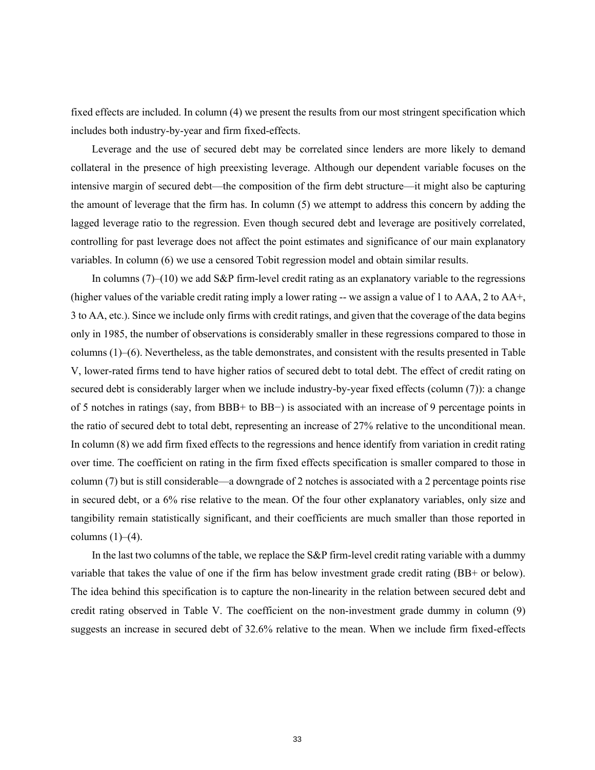fixed effects are included. In column (4) we present the results from our most stringent specification which includes both industry-by-year and firm fixed-effects.

Leverage and the use of secured debt may be correlated since lenders are more likely to demand collateral in the presence of high preexisting leverage. Although our dependent variable focuses on the intensive margin of secured debt—the composition of the firm debt structure—it might also be capturing the amount of leverage that the firm has. In column (5) we attempt to address this concern by adding the lagged leverage ratio to the regression. Even though secured debt and leverage are positively correlated, controlling for past leverage does not affect the point estimates and significance of our main explanatory variables. In column (6) we use a censored Tobit regression model and obtain similar results.

In columns (7)–(10) we add S&P firm-level credit rating as an explanatory variable to the regressions (higher values of the variable credit rating imply a lower rating -- we assign a value of 1 to AAA, 2 to AA+, 3 to AA, etc.). Since we include only firms with credit ratings, and given that the coverage of the data begins only in 1985, the number of observations is considerably smaller in these regressions compared to those in columns (1)–(6). Nevertheless, as the table demonstrates, and consistent with the results presented in Table V, lower-rated firms tend to have higher ratios of secured debt to total debt. The effect of credit rating on secured debt is considerably larger when we include industry-by-year fixed effects (column (7)): a change of 5 notches in ratings (say, from BBB+ to BB−) is associated with an increase of 9 percentage points in the ratio of secured debt to total debt, representing an increase of 27% relative to the unconditional mean. In column (8) we add firm fixed effects to the regressions and hence identify from variation in credit rating over time. The coefficient on rating in the firm fixed effects specification is smaller compared to those in column (7) but is still considerable—a downgrade of 2 notches is associated with a 2 percentage points rise in secured debt, or a 6% rise relative to the mean. Of the four other explanatory variables, only size and tangibility remain statistically significant, and their coefficients are much smaller than those reported in columns (1)–(4).

In the last two columns of the table, we replace the S&P firm-level credit rating variable with a dummy variable that takes the value of one if the firm has below investment grade credit rating (BB+ or below). The idea behind this specification is to capture the non-linearity in the relation between secured debt and credit rating observed in Table V. The coefficient on the non-investment grade dummy in column (9) suggests an increase in secured debt of 32.6% relative to the mean. When we include firm fixed-effects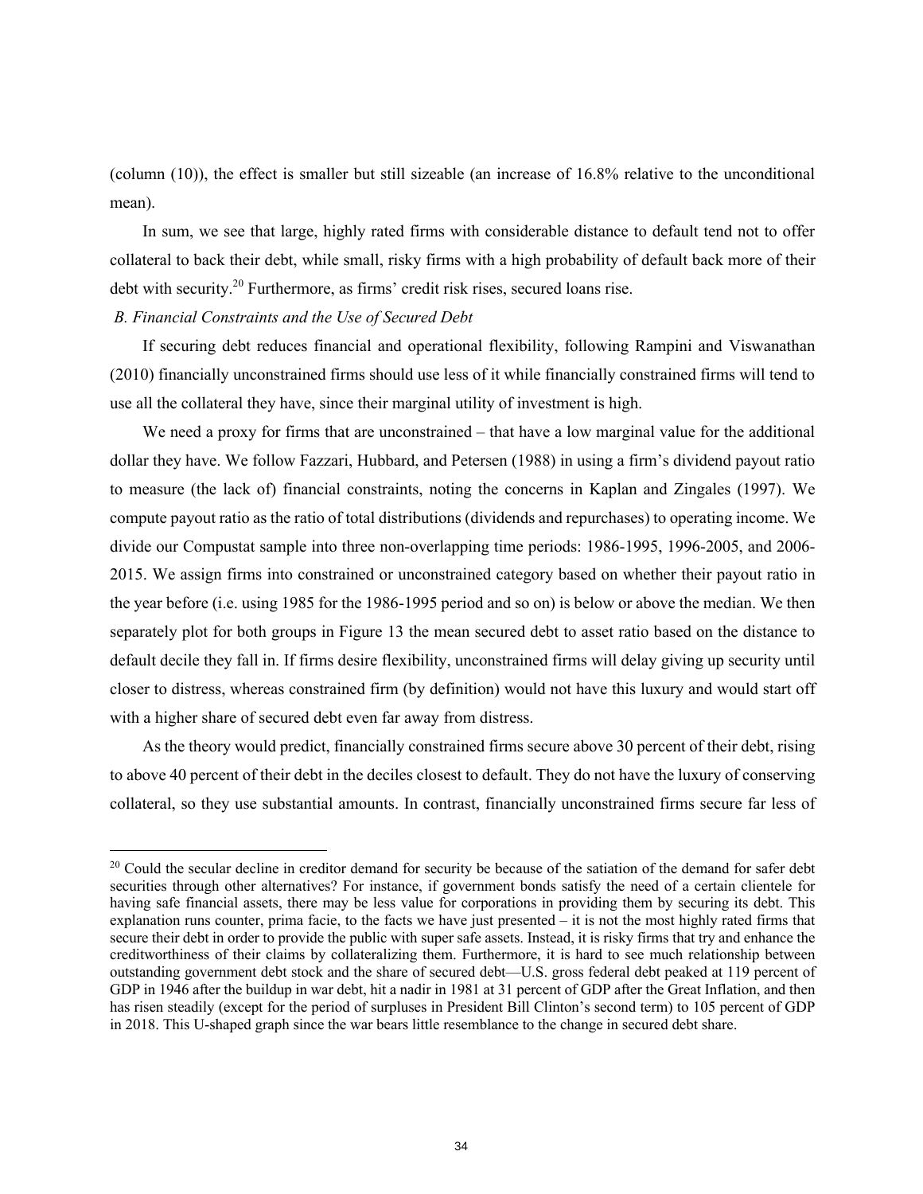(column (10)), the effect is smaller but still sizeable (an increase of 16.8% relative to the unconditional mean).

In sum, we see that large, highly rated firms with considerable distance to default tend not to offer collateral to back their debt, while small, risky firms with a high probability of default back more of their debt with security.[20] Furthermore, as firms' credit risk rises, secured loans rise.

*B. Financial Constraints and the Use of Secured Debt*

If securing debt reduces financial and operational flexibility, following Rampini and Viswanathan (2010) financially unconstrained firms should use less of it while financially constrained firms will tend to use all the collateral they have, since their marginal utility of investment is high.

We need a proxy for firms that are unconstrained – that have a low marginal value for the additional dollar they have. We follow Fazzari, Hubbard, and Petersen (1988) in using a firm's dividend payout ratio to measure (the lack of) financial constraints, noting the concerns in Kaplan and Zingales (1997). We compute payout ratio as the ratio of total distributions (dividends and repurchases) to operating income. We divide our Compustat sample into three non-overlapping time periods: 1986-1995, 1996-2005, and 2006-2015. We assign firms into constrained or unconstrained category based on whether their payout ratio in the year before (i.e. using 1985 for the 1986-1995 period and so on) is below or above the median. We then separately plot for both groups in Figure 13 the mean secured debt to asset ratio based on the distance to default decile they fall in. If firms desire flexibility, unconstrained firms will delay giving up security until closer to distress, whereas constrained firm (by definition) would not have this luxury and would start off with a higher share of secured debt even far away from distress.

As the theory would predict, financially constrained firms secure above 30 percent of their debt, rising to above 40 percent of their debt in the deciles closest to default. They do not have the luxury of conserving collateral, so they use substantial amounts. In contrast, financially unconstrained firms secure far less of

[20] Could the secular decline in creditor demand for security be because of the satiation of the demand for safer debt securities through other alternatives? For instance, if government bonds satisfy the need of a certain clientele for having safe financial assets, there may be less value for corporations in providing them by securing its debt. This explanation runs counter, prima facie, to the facts we have just presented – it is not the most highly rated firms that secure their debt in order to provide the public with super safe assets. Instead, it is risky firms that try and enhance the creditworthiness of their claims by collateralizing them. Furthermore, it is hard to see much relationship between outstanding government debt stock and the share of secured debt—U.S. gross federal debt peaked at 119 percent of GDP in 1946 after the buildup in war debt, hit a nadir in 1981 at 31 percent of GDP after the Great Inflation, and then has risen steadily (except for the period of surpluses in President Bill Clinton's second term) to 105 percent of GDP in 2018. This U-shaped graph since the war bears little resemblance to the change in secured debt share.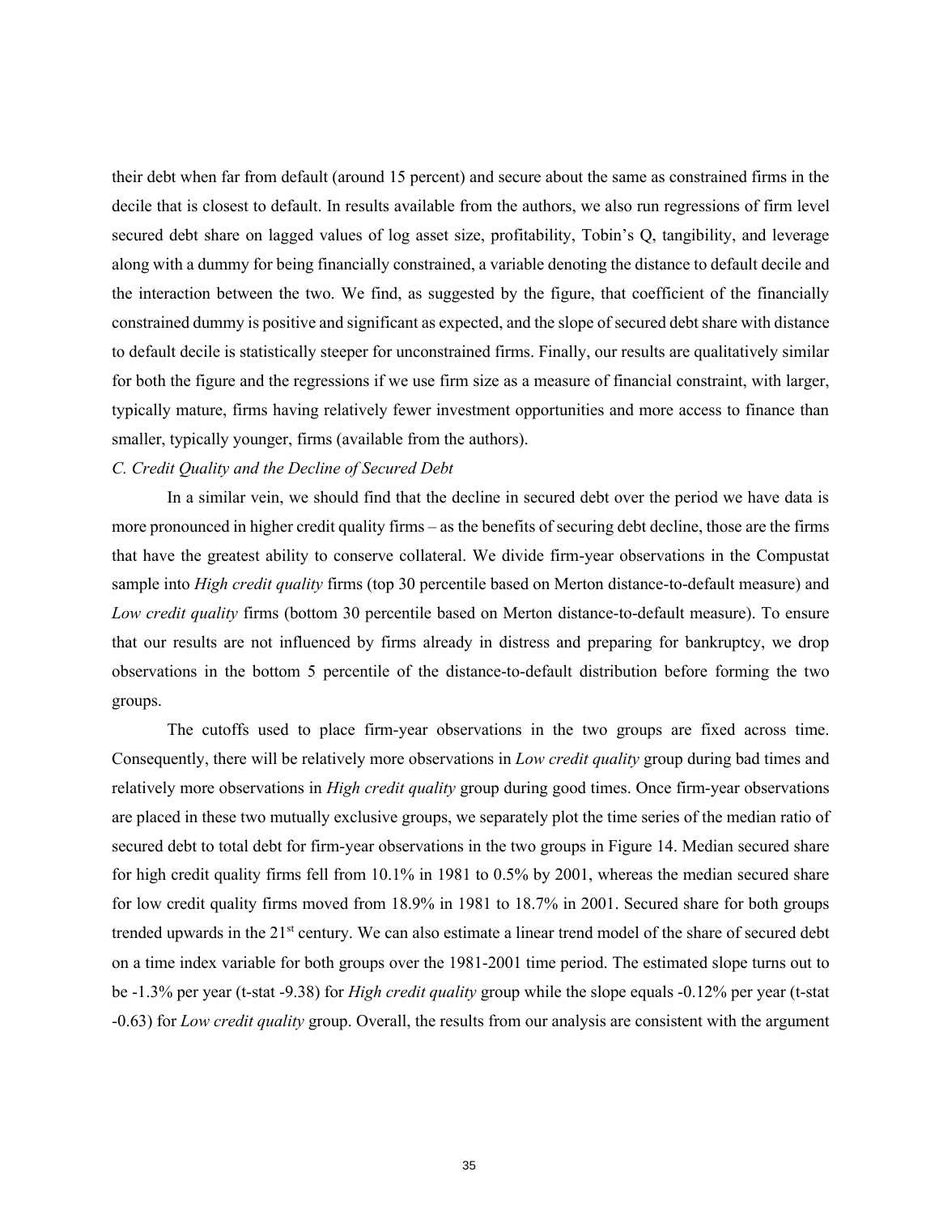their debt when far from default (around 15 percent) and secure about the same as constrained firms in the decile that is closest to default. In results available from the authors, we also run regressions of firm level secured debt share on lagged values of log asset size, profitability, Tobin's Q, tangibility, and leverage along with a dummy for being financially constrained, a variable denoting the distance to default decile and the interaction between the two. We find, as suggested by the figure, that coefficient of the financially constrained dummy is positive and significant as expected, and the slope of secured debt share with distance to default decile is statistically steeper for unconstrained firms. Finally, our results are qualitatively similar for both the figure and the regressions if we use firm size as a measure of financial constraint, with larger, typically mature, firms having relatively fewer investment opportunities and more access to finance than smaller, typically younger, firms (available from the authors).

*C. Credit Quality and the Decline of Secured Debt*

In a similar vein, we should find that the decline in secured debt over the period we have data is more pronounced in higher credit quality firms – as the benefits of securing debt decline, those are the firms that have the greatest ability to conserve collateral. We divide firm-year observations in the Compustat sample into *High credit quality* firms (top 30 percentile based on Merton distance-to-default measure) and *Low credit quality* firms (bottom 30 percentile based on Merton distance-to-default measure). To ensure that our results are not influenced by firms already in distress and preparing for bankruptcy, we drop observations in the bottom 5 percentile of the distance-to-default distribution before forming the two groups.

The cutoffs used to place firm-year observations in the two groups are fixed across time. Consequently, there will be relatively more observations in *Low credit quality* group during bad times and relatively more observations in *High credit quality* group during good times. Once firm-year observations are placed in these two mutually exclusive groups, we separately plot the time series of the median ratio of secured debt to total debt for firm-year observations in the two groups in Figure 14. Median secured share for high credit quality firms fell from 10.1% in 1981 to 0.5% by 2001, whereas the median secured share for low credit quality firms moved from 18.9% in 1981 to 18.7% in 2001. Secured share for both groups trended upwards in the 21st century. We can also estimate a linear trend model of the share of secured debt on a time index variable for both groups over the 1981-2001 time period. The estimated slope turns out to be -1.3% per year (t-stat -9.38) for *High credit quality* group while the slope equals -0.12% per year (t-stat -0.63) for *Low credit quality* group. Overall, the results from our analysis are consistent with the argument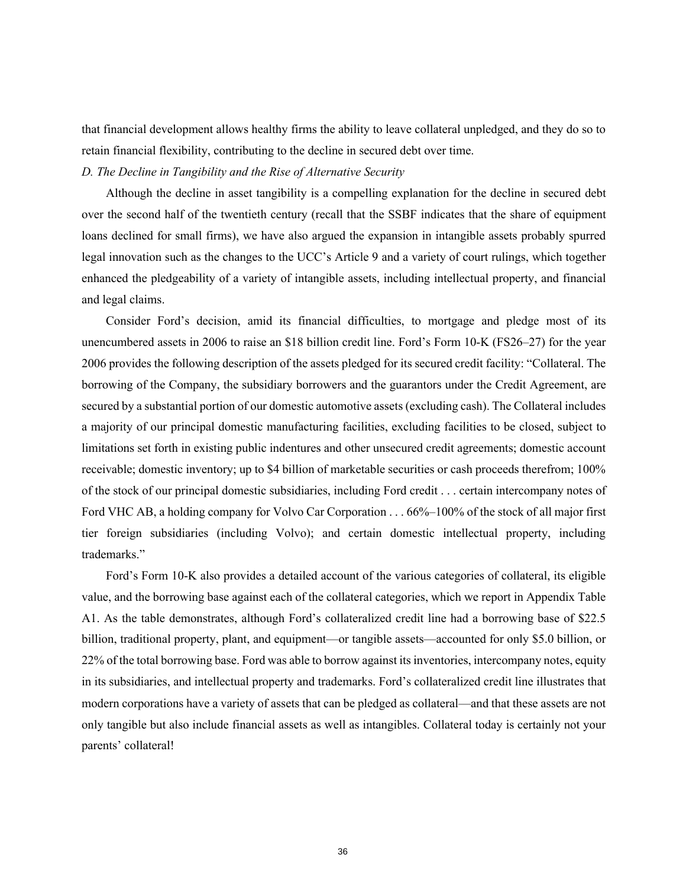that financial development allows healthy firms the ability to leave collateral unpledged, and they do so to retain financial flexibility, contributing to the decline in secured debt over time.

*D. The Decline in Tangibility and the Rise of Alternative Security*

Although the decline in asset tangibility is a compelling explanation for the decline in secured debt over the second half of the twentieth century (recall that the SSBF indicates that the share of equipment loans declined for small firms), we have also argued the expansion in intangible assets probably spurred legal innovation such as the changes to the UCC's Article 9 and a variety of court rulings, which together enhanced the pledgeability of a variety of intangible assets, including intellectual property, and financial and legal claims.

Consider Ford's decision, amid its financial difficulties, to mortgage and pledge most of its unencumbered assets in 2006 to raise an $18 billion credit line. Ford's Form 10-K (FS26–27) for the year 2006 provides the following description of the assets pledged for its secured credit facility: "Collateral. The borrowing of the Company, the subsidiary borrowers and the guarantors under the Credit Agreement, are secured by a substantial portion of our domestic automotive assets (excluding cash). The Collateral includes a majority of our principal domestic manufacturing facilities, excluding facilities to be closed, subject to limitations set forth in existing public indentures and other unsecured credit agreements; domestic account receivable; domestic inventory; up to $4 billion of marketable securities or cash proceeds therefrom; 100% of the stock of our principal domestic subsidiaries, including Ford credit . . . certain intercompany notes of Ford VHC AB, a holding company for Volvo Car Corporation . . . 66%–100% of the stock of all major first tier foreign subsidiaries (including Volvo); and certain domestic intellectual property, including trademarks."

Ford's Form 10-K also provides a detailed account of the various categories of collateral, its eligible value, and the borrowing base against each of the collateral categories, which we report in Appendix Table A1. As the table demonstrates, although Ford's collateralized credit line had a borrowing base of $22.5 billion, traditional property, plant, and equipment—or tangible assets—accounted for only $5.0 billion, or 22% of the total borrowing base. Ford was able to borrow against its inventories, intercompany notes, equity in its subsidiaries, and intellectual property and trademarks. Ford's collateralized credit line illustrates that modern corporations have a variety of assets that can be pledged as collateral—and that these assets are not only tangible but also include financial assets as well as intangibles. Collateral today is certainly not your parents' collateral!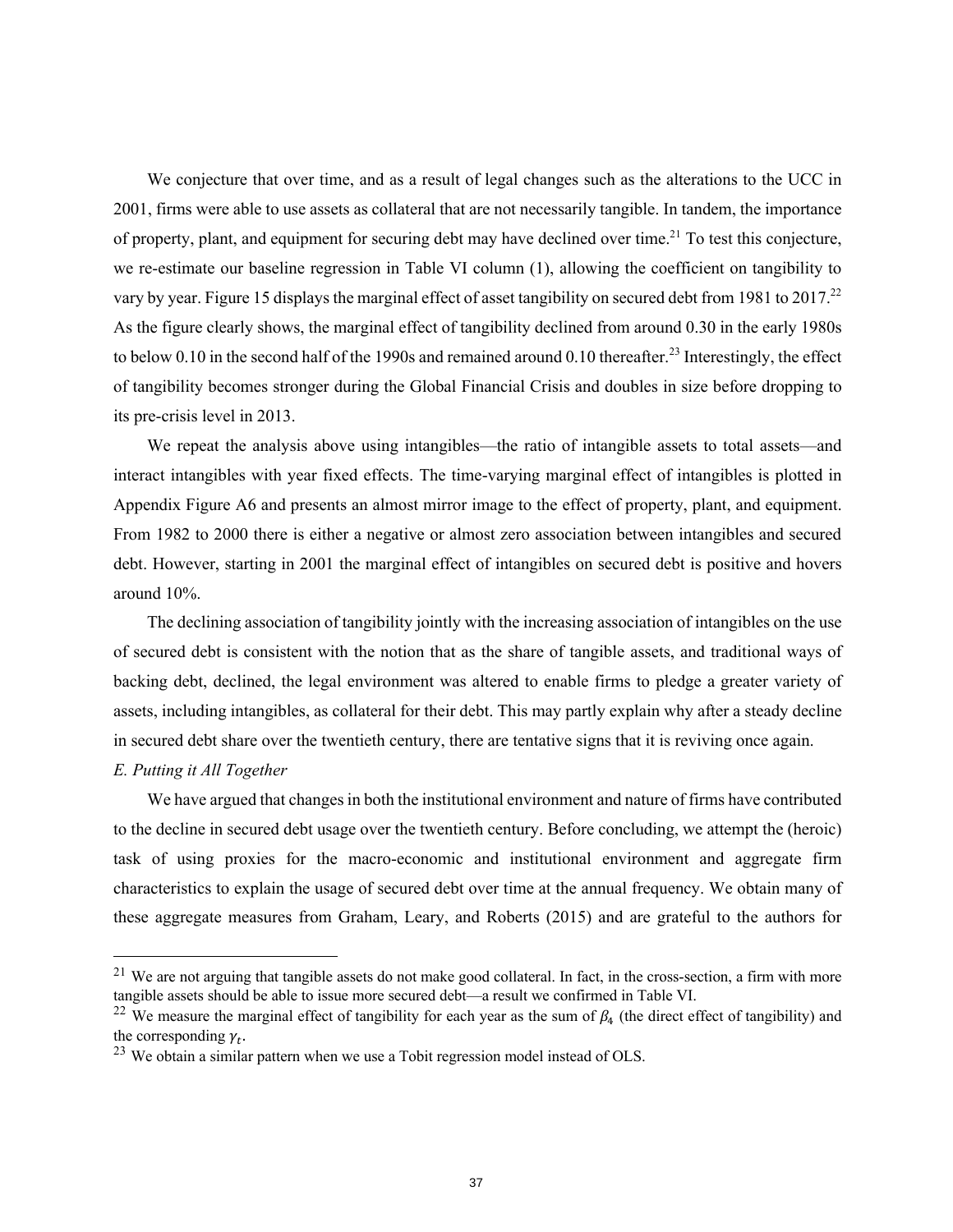We conjecture that over time, and as a result of legal changes such as the alterations to the UCC in 2001, firms were able to use assets as collateral that are not necessarily tangible. In tandem, the importance of property, plant, and equipment for securing debt may have declined over time.[21] To test this conjecture, we re-estimate our baseline regression in Table VI column (1), allowing the coefficient on tangibility to vary by year. Figure 15 displays the marginal effect of asset tangibility on secured debt from 1981 to 2017.[22] As the figure clearly shows, the marginal effect of tangibility declined from around 0.30 in the early 1980s to below 0.10 in the second half of the 1990s and remained around 0.10 thereafter.[23] Interestingly, the effect of tangibility becomes stronger during the Global Financial Crisis and doubles in size before dropping to its pre-crisis level in 2013.

We repeat the analysis above using intangibles—the ratio of intangible assets to total assets—and interact intangibles with year fixed effects. The time-varying marginal effect of intangibles is plotted in Appendix Figure A6 and presents an almost mirror image to the effect of property, plant, and equipment. From 1982 to 2000 there is either a negative or almost zero association between intangibles and secured debt. However, starting in 2001 the marginal effect of intangibles on secured debt is positive and hovers around 10%.

The declining association of tangibility jointly with the increasing association of intangibles on the use of secured debt is consistent with the notion that as the share of tangible assets, and traditional ways of backing debt, declined, the legal environment was altered to enable firms to pledge a greater variety of assets, including intangibles, as collateral for their debt. This may partly explain why after a steady decline in secured debt share over the twentieth century, there are tentative signs that it is reviving once again.

*E. Putting it All Together*

We have argued that changes in both the institutional environment and nature of firms have contributed to the decline in secured debt usage over the twentieth century. Before concluding, we attempt the (heroic) task of using proxies for the macro-economic and institutional environment and aggregate firm characteristics to explain the usage of secured debt over time at the annual frequency. We obtain many of these aggregate measures from Graham, Leary, and Roberts (2015) and are grateful to the authors for

---

[21] We are not arguing that tangible assets do not make good collateral. In fact, in the cross-section, a firm with more tangible assets should be able to issue more secured debt—a result we confirmed in Table VI.

[22] We measure the marginal effect of tangibility for each year as the sum of $\beta_4$ (the direct effect of tangibility) and the corresponding $\gamma_t$.

[23] We obtain a similar pattern when we use a Tobit regression model instead of OLS.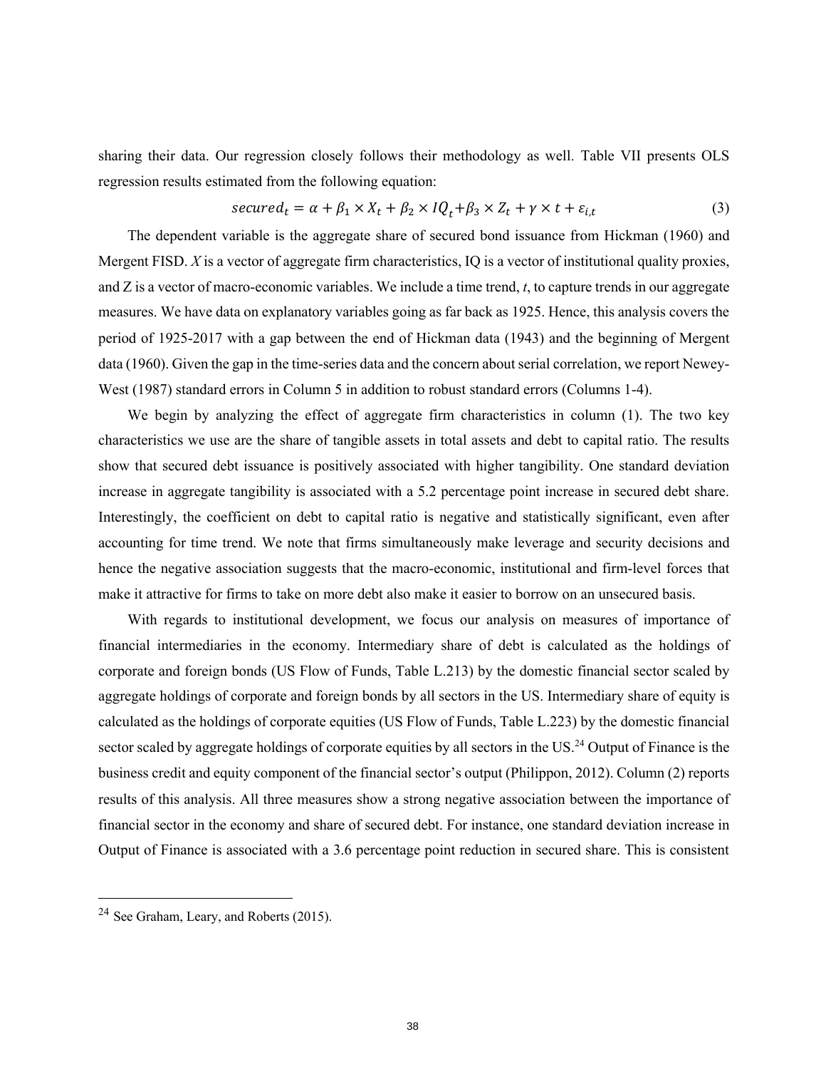sharing their data. Our regression closely follows their methodology as well. Table VII presents OLS regression results estimated from the following equation:

$$secured_t = \alpha + \beta_1 \times X_t + \beta_2 \times IQ_t + \beta_3 \times Z_t + \gamma \times t + \varepsilon_{i,t} \tag{3}$$

The dependent variable is the aggregate share of secured bond issuance from Hickman (1960) and Mergent FISD. $X$ is a vector of aggregate firm characteristics, IQ is a vector of institutional quality proxies, and Z is a vector of macro-economic variables. We include a time trend, $t$, to capture trends in our aggregate measures. We have data on explanatory variables going as far back as 1925. Hence, this analysis covers the period of 1925-2017 with a gap between the end of Hickman data (1943) and the beginning of Mergent data (1960). Given the gap in the time-series data and the concern about serial correlation, we report Newey-West (1987) standard errors in Column 5 in addition to robust standard errors (Columns 1-4).

We begin by analyzing the effect of aggregate firm characteristics in column (1). The two key characteristics we use are the share of tangible assets in total assets and debt to capital ratio. The results show that secured debt issuance is positively associated with higher tangibility. One standard deviation increase in aggregate tangibility is associated with a 5.2 percentage point increase in secured debt share. Interestingly, the coefficient on debt to capital ratio is negative and statistically significant, even after accounting for time trend. We note that firms simultaneously make leverage and security decisions and hence the negative association suggests that the macro-economic, institutional and firm-level forces that make it attractive for firms to take on more debt also make it easier to borrow on an unsecured basis.

With regards to institutional development, we focus our analysis on measures of importance of financial intermediaries in the economy. Intermediary share of debt is calculated as the holdings of corporate and foreign bonds (US Flow of Funds, Table L.213) by the domestic financial sector scaled by aggregate holdings of corporate and foreign bonds by all sectors in the US. Intermediary share of equity is calculated as the holdings of corporate equities (US Flow of Funds, Table L.223) by the domestic financial sector scaled by aggregate holdings of corporate equities by all sectors in the US.[24] Output of Finance is the business credit and equity component of the financial sector's output (Philippon, 2012). Column (2) reports results of this analysis. All three measures show a strong negative association between the importance of financial sector in the economy and share of secured debt. For instance, one standard deviation increase in Output of Finance is associated with a 3.6 percentage point reduction in secured share. This is consistent

[24] See Graham, Leary, and Roberts (2015).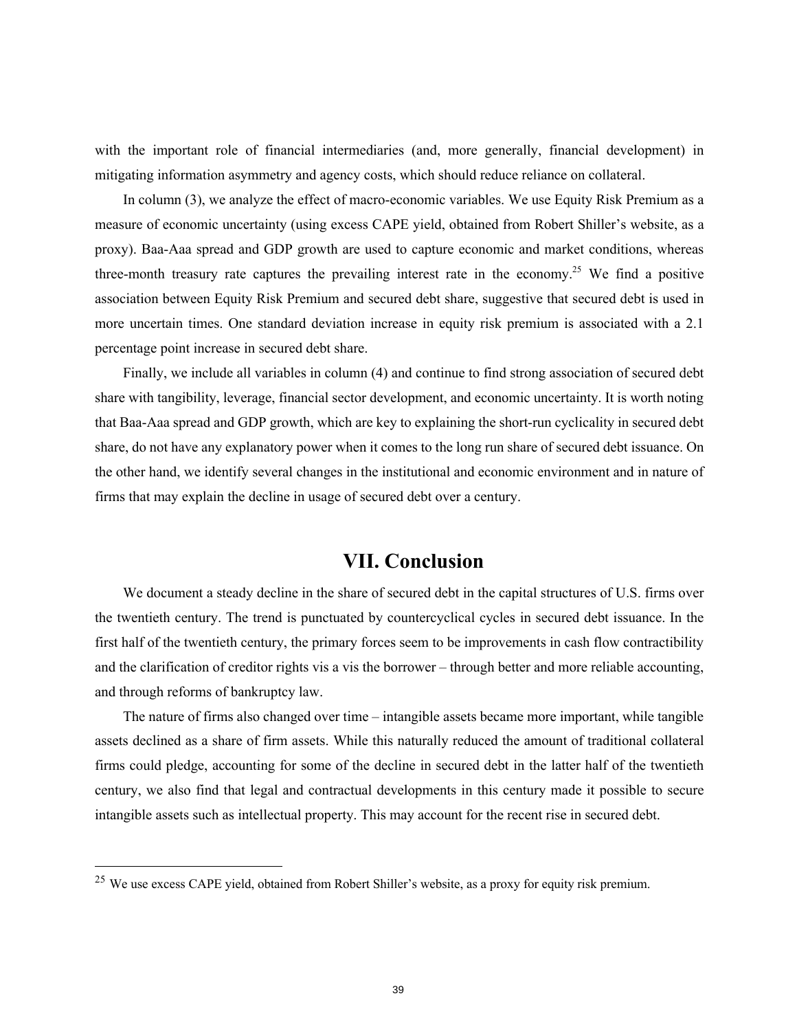with the important role of financial intermediaries (and, more generally, financial development) in mitigating information asymmetry and agency costs, which should reduce reliance on collateral.

In column (3), we analyze the effect of macro-economic variables. We use Equity Risk Premium as a measure of economic uncertainty (using excess CAPE yield, obtained from Robert Shiller's website, as a proxy). Baa-Aaa spread and GDP growth are used to capture economic and market conditions, whereas three-month treasury rate captures the prevailing interest rate in the economy.[25] We find a positive association between Equity Risk Premium and secured debt share, suggestive that secured debt is used in more uncertain times. One standard deviation increase in equity risk premium is associated with a 2.1 percentage point increase in secured debt share.

Finally, we include all variables in column (4) and continue to find strong association of secured debt share with tangibility, leverage, financial sector development, and economic uncertainty. It is worth noting that Baa-Aaa spread and GDP growth, which are key to explaining the short-run cyclicality in secured debt share, do not have any explanatory power when it comes to the long run share of secured debt issuance. On the other hand, we identify several changes in the institutional and economic environment and in nature of firms that may explain the decline in usage of secured debt over a century.

# VII. Conclusion

We document a steady decline in the share of secured debt in the capital structures of U.S. firms over the twentieth century. The trend is punctuated by countercyclical cycles in secured debt issuance. In the first half of the twentieth century, the primary forces seem to be improvements in cash flow contractibility and the clarification of creditor rights vis a vis the borrower – through better and more reliable accounting, and through reforms of bankruptcy law.

The nature of firms also changed over time – intangible assets became more important, while tangible assets declined as a share of firm assets. While this naturally reduced the amount of traditional collateral firms could pledge, accounting for some of the decline in secured debt in the latter half of the twentieth century, we also find that legal and contractual developments in this century made it possible to secure intangible assets such as intellectual property. This may account for the recent rise in secured debt.

[25] We use excess CAPE yield, obtained from Robert Shiller's website, as a proxy for equity risk premium.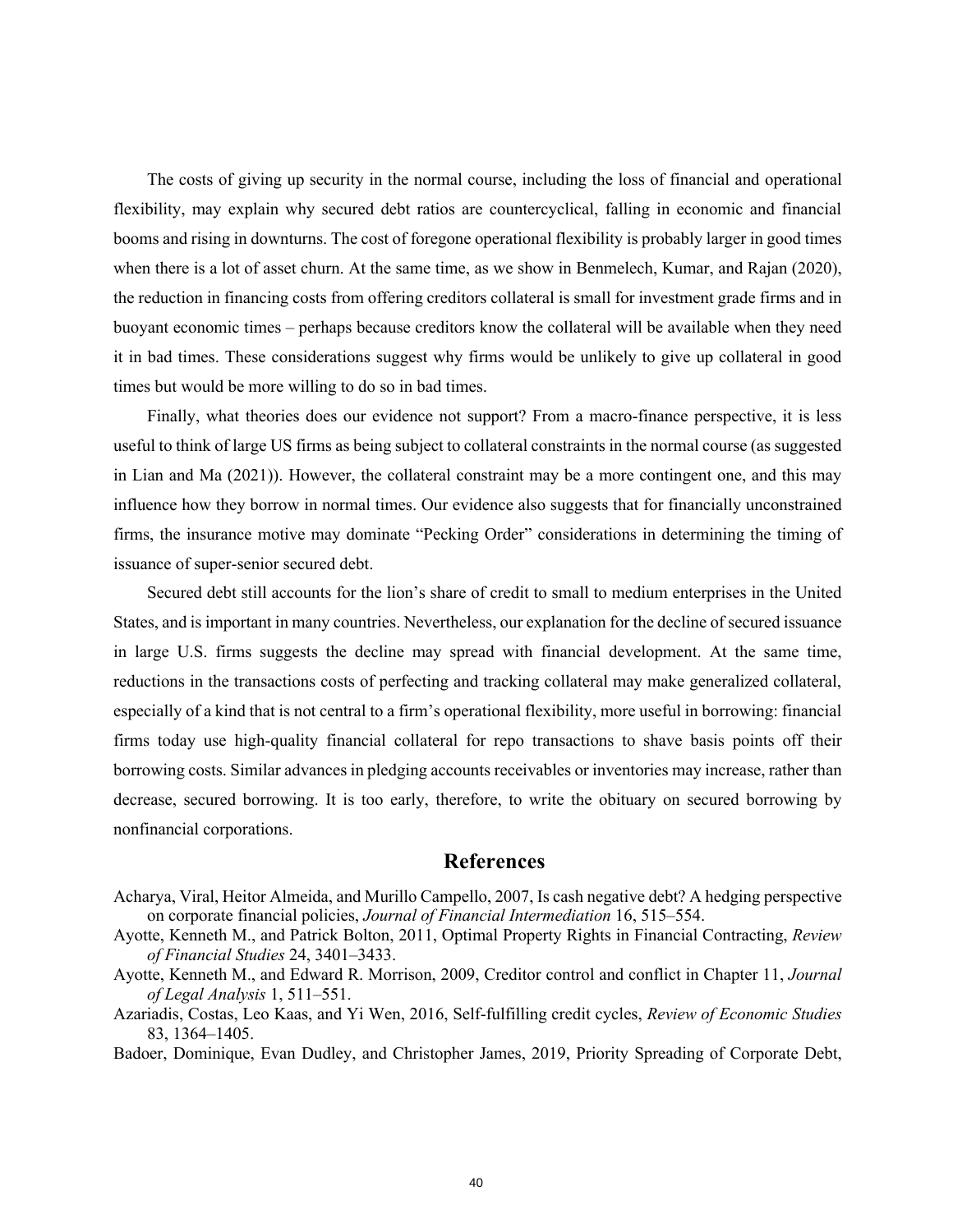The costs of giving up security in the normal course, including the loss of financial and operational flexibility, may explain why secured debt ratios are countercyclical, falling in economic and financial booms and rising in downturns. The cost of foregone operational flexibility is probably larger in good times when there is a lot of asset churn. At the same time, as we show in Benmelech, Kumar, and Rajan (2020), the reduction in financing costs from offering creditors collateral is small for investment grade firms and in buoyant economic times – perhaps because creditors know the collateral will be available when they need it in bad times. These considerations suggest why firms would be unlikely to give up collateral in good times but would be more willing to do so in bad times.

Finally, what theories does our evidence not support? From a macro-finance perspective, it is less useful to think of large US firms as being subject to collateral constraints in the normal course (as suggested in Lian and Ma (2021)). However, the collateral constraint may be a more contingent one, and this may influence how they borrow in normal times. Our evidence also suggests that for financially unconstrained firms, the insurance motive may dominate "Pecking Order" considerations in determining the timing of issuance of super-senior secured debt.

Secured debt still accounts for the lion's share of credit to small to medium enterprises in the United States, and is important in many countries. Nevertheless, our explanation for the decline of secured issuance in large U.S. firms suggests the decline may spread with financial development. At the same time, reductions in the transactions costs of perfecting and tracking collateral may make generalized collateral, especially of a kind that is not central to a firm's operational flexibility, more useful in borrowing: financial firms today use high-quality financial collateral for repo transactions to shave basis points off their borrowing costs. Similar advances in pledging accounts receivables or inventories may increase, rather than decrease, secured borrowing. It is too early, therefore, to write the obituary on secured borrowing by nonfinancial corporations.

## References

Acharya, Viral, Heitor Almeida, and Murillo Campello, 2007, Is cash negative debt? A hedging perspective on corporate financial policies, *Journal of Financial Intermediation* 16, 515–554.

Ayotte, Kenneth M., and Patrick Bolton, 2011, Optimal Property Rights in Financial Contracting, *Review of Financial Studies* 24, 3401–3433.

Ayotte, Kenneth M., and Edward R. Morrison, 2009, Creditor control and conflict in Chapter 11, *Journal of Legal Analysis* 1, 511–551.

Azariadis, Costas, Leo Kaas, and Yi Wen, 2016, Self-fulfilling credit cycles, *Review of Economic Studies* 83, 1364–1405.

Badoer, Dominique, Evan Dudley, and Christopher James, 2019, Priority Spreading of Corporate Debt,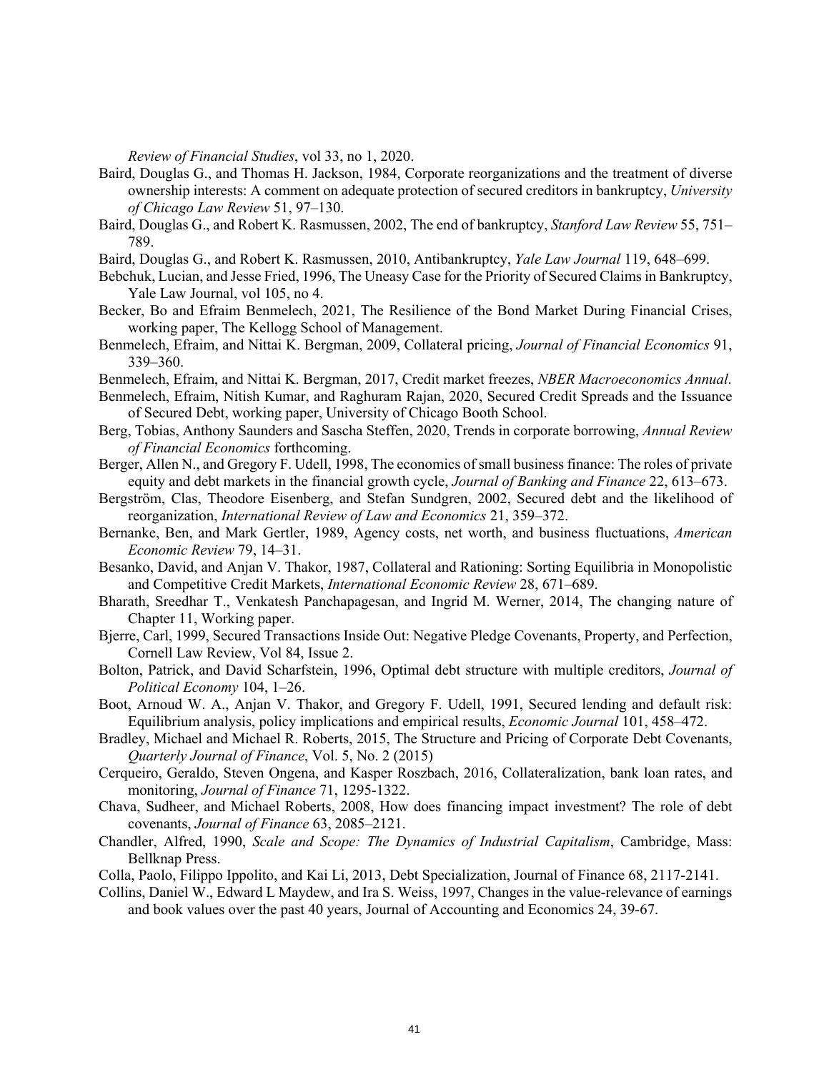*Review of Financial Studies*, vol 33, no 1, 2020.

Baird, Douglas G., and Thomas H. Jackson, 1984, Corporate reorganizations and the treatment of diverse ownership interests: A comment on adequate protection of secured creditors in bankruptcy, *University of Chicago Law Review* 51, 97–130.

Baird, Douglas G., and Robert K. Rasmussen, 2002, The end of bankruptcy, *Stanford Law Review* 55, 751–789.

Baird, Douglas G., and Robert K. Rasmussen, 2010, Antibankruptcy, *Yale Law Journal* 119, 648–699.

Bebchuk, Lucian, and Jesse Fried, 1996, The Uneasy Case for the Priority of Secured Claims in Bankruptcy, Yale Law Journal, vol 105, no 4.

Becker, Bo and Efraim Benmelech, 2021, The Resilience of the Bond Market During Financial Crises, working paper, The Kellogg School of Management.

Benmelech, Efraim, and Nittai K. Bergman, 2009, Collateral pricing, *Journal of Financial Economics* 91, 339–360.

Benmelech, Efraim, and Nittai K. Bergman, 2017, Credit market freezes, *NBER Macroeconomics Annual*.

Benmelech, Efraim, Nitish Kumar, and Raghuram Rajan, 2020, Secured Credit Spreads and the Issuance of Secured Debt, working paper, University of Chicago Booth School.

Berg, Tobias, Anthony Saunders and Sascha Steffen, 2020, Trends in corporate borrowing, *Annual Review of Financial Economics* forthcoming.

Berger, Allen N., and Gregory F. Udell, 1998, The economics of small business finance: The roles of private equity and debt markets in the financial growth cycle, *Journal of Banking and Finance* 22, 613–673.

Bergström, Clas, Theodore Eisenberg, and Stefan Sundgren, 2002, Secured debt and the likelihood of reorganization, *International Review of Law and Economics* 21, 359–372.

Bernanke, Ben, and Mark Gertler, 1989, Agency costs, net worth, and business fluctuations, *American Economic Review* 79, 14–31.

Besanko, David, and Anjan V. Thakor, 1987, Collateral and Rationing: Sorting Equilibria in Monopolistic and Competitive Credit Markets, *International Economic Review* 28, 671–689.

Bharath, Sreedhar T., Venkatesh Panchapagesan, and Ingrid M. Werner, 2014, The changing nature of Chapter 11, Working paper.

Bjerre, Carl, 1999, Secured Transactions Inside Out: Negative Pledge Covenants, Property, and Perfection, Cornell Law Review, Vol 84, Issue 2.

Bolton, Patrick, and David Scharfstein, 1996, Optimal debt structure with multiple creditors, *Journal of Political Economy* 104, 1–26.

Boot, Arnoud W. A., Anjan V. Thakor, and Gregory F. Udell, 1991, Secured lending and default risk: Equilibrium analysis, policy implications and empirical results, *Economic Journal* 101, 458–472.

Bradley, Michael and Michael R. Roberts, 2015, The Structure and Pricing of Corporate Debt Covenants, *Quarterly Journal of Finance*, Vol. 5, No. 2 (2015)

Cerqueiro, Geraldo, Steven Ongena, and Kasper Roszbach, 2016, Collateralization, bank loan rates, and monitoring, *Journal of Finance* 71, 1295-1322.

Chava, Sudheer, and Michael Roberts, 2008, How does financing impact investment? The role of debt covenants, *Journal of Finance* 63, 2085–2121.

Chandler, Alfred, 1990, *Scale and Scope: The Dynamics of Industrial Capitalism*, Cambridge, Mass: Bellknap Press.

Colla, Paolo, Filippo Ippolito, and Kai Li, 2013, Debt Specialization, Journal of Finance 68, 2117-2141.

Collins, Daniel W., Edward L Maydew, and Ira S. Weiss, 1997, Changes in the value-relevance of earnings and book values over the past 40 years, Journal of Accounting and Economics 24, 39-67.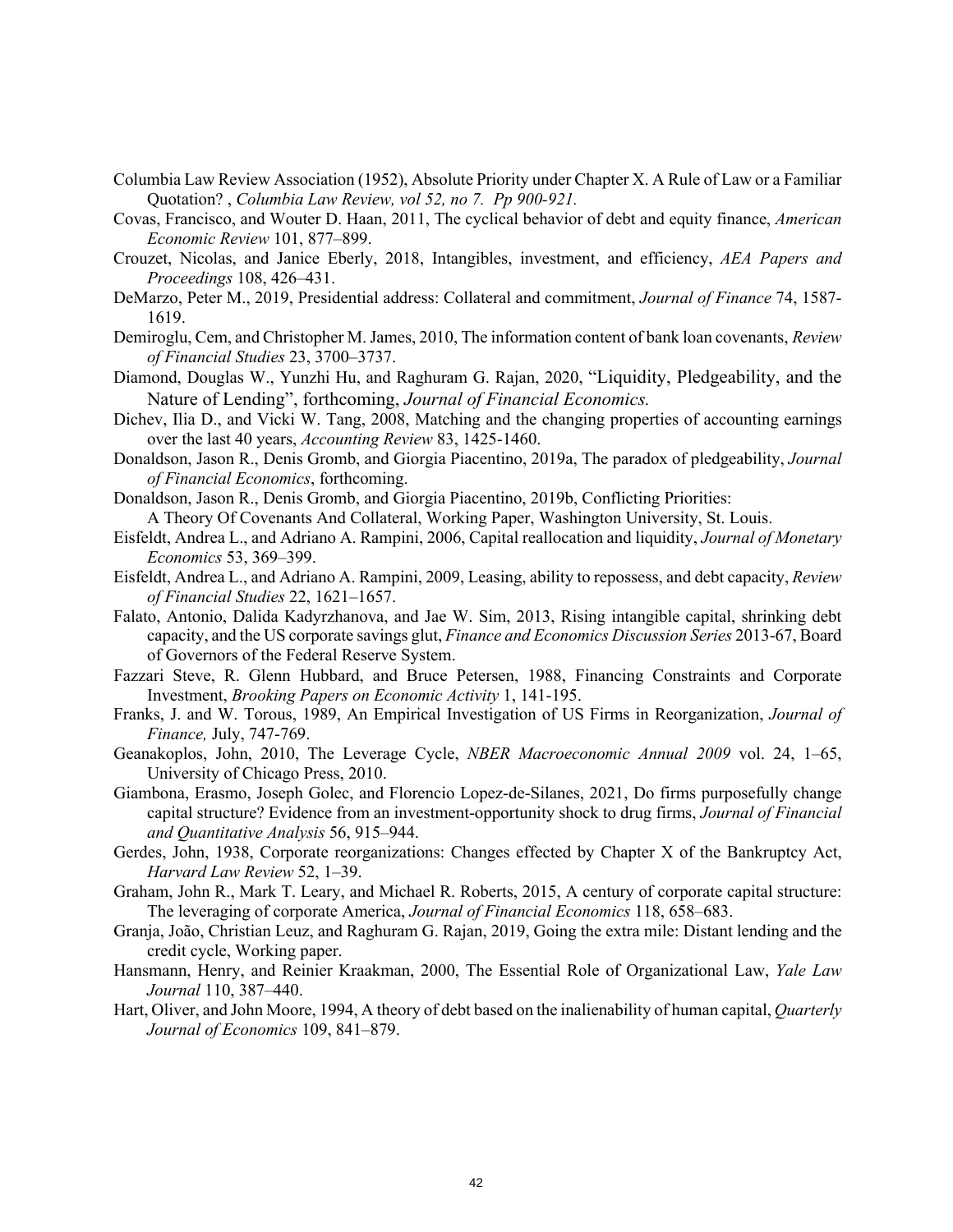Columbia Law Review Association (1952), Absolute Priority under Chapter X. A Rule of Law or a Familiar Quotation? , *Columbia Law Review, vol 52, no 7. Pp 900-921.*

Covas, Francisco, and Wouter D. Haan, 2011, The cyclical behavior of debt and equity finance, *American Economic Review* 101, 877–899.

Crouzet, Nicolas, and Janice Eberly, 2018, Intangibles, investment, and efficiency, *AEA Papers and Proceedings* 108, 426–431.

DeMarzo, Peter M., 2019, Presidential address: Collateral and commitment, *Journal of Finance* 74, 1587-1619.

Demiroglu, Cem, and Christopher M. James, 2010, The information content of bank loan covenants, *Review of Financial Studies* 23, 3700–3737.

Diamond, Douglas W., Yunzhi Hu, and Raghuram G. Rajan, 2020, "Liquidity, Pledgeability, and the Nature of Lending", forthcoming, *Journal of Financial Economics.*

Dichev, Ilia D., and Vicki W. Tang, 2008, Matching and the changing properties of accounting earnings over the last 40 years, *Accounting Review* 83, 1425-1460.

Donaldson, Jason R., Denis Gromb, and Giorgia Piacentino, 2019a, The paradox of pledgeability, *Journal of Financial Economics*, forthcoming.

Donaldson, Jason R., Denis Gromb, and Giorgia Piacentino, 2019b, Conflicting Priorities: A Theory Of Covenants And Collateral, Working Paper, Washington University, St. Louis.

Eisfeldt, Andrea L., and Adriano A. Rampini, 2006, Capital reallocation and liquidity, *Journal of Monetary Economics* 53, 369–399.

Eisfeldt, Andrea L., and Adriano A. Rampini, 2009, Leasing, ability to repossess, and debt capacity, *Review of Financial Studies* 22, 1621–1657.

Falato, Antonio, Dalida Kadyrzhanova, and Jae W. Sim, 2013, Rising intangible capital, shrinking debt capacity, and the US corporate savings glut, *Finance and Economics Discussion Series* 2013-67, Board of Governors of the Federal Reserve System.

Fazzari Steve, R. Glenn Hubbard, and Bruce Petersen, 1988, Financing Constraints and Corporate Investment, *Brooking Papers on Economic Activity* 1, 141-195.

Franks, J. and W. Torous, 1989, An Empirical Investigation of US Firms in Reorganization, *Journal of Finance,* July, 747-769.

Geanakoplos, John, 2010, The Leverage Cycle, *NBER Macroeconomic Annual 2009* vol. 24, 1–65, University of Chicago Press, 2010.

Giambona, Erasmo, Joseph Golec, and Florencio Lopez-de-Silanes, 2021, Do firms purposefully change capital structure? Evidence from an investment-opportunity shock to drug firms, *Journal of Financial and Quantitative Analysis* 56, 915–944.

Gerdes, John, 1938, Corporate reorganizations: Changes effected by Chapter X of the Bankruptcy Act, *Harvard Law Review* 52, 1–39.

Graham, John R., Mark T. Leary, and Michael R. Roberts, 2015, A century of corporate capital structure: The leveraging of corporate America, *Journal of Financial Economics* 118, 658–683.

Granja, João, Christian Leuz, and Raghuram G. Rajan, 2019, Going the extra mile: Distant lending and the credit cycle, Working paper.

Hansmann, Henry, and Reinier Kraakman, 2000, The Essential Role of Organizational Law, *Yale Law Journal* 110, 387–440.

Hart, Oliver, and John Moore, 1994, A theory of debt based on the inalienability of human capital, *Quarterly Journal of Economics* 109, 841–879.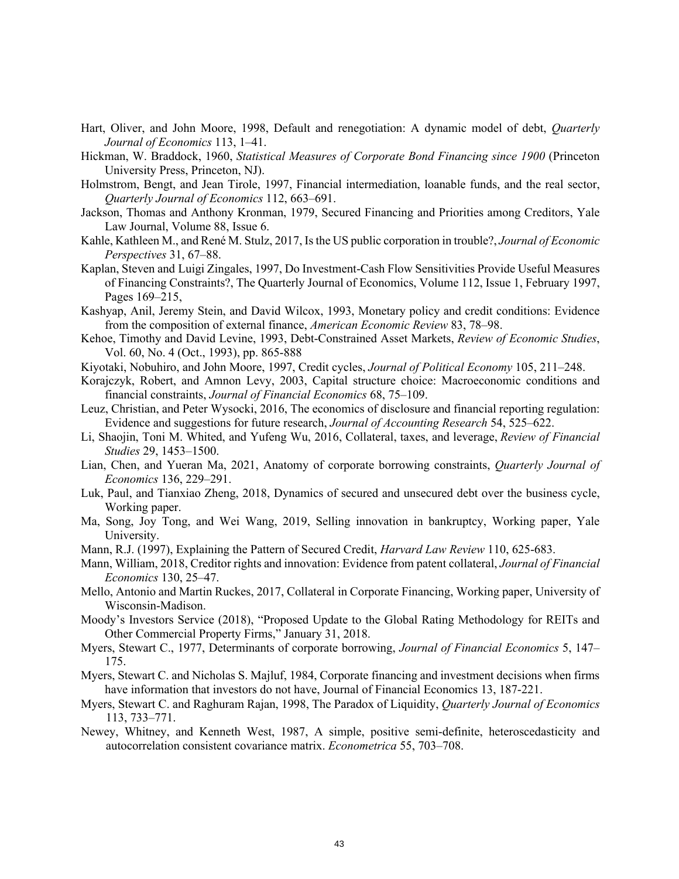Hart, Oliver, and John Moore, 1998, Default and renegotiation: A dynamic model of debt, *Quarterly Journal of Economics* 113, 1–41.

Hickman, W. Braddock, 1960, *Statistical Measures of Corporate Bond Financing since 1900* (Princeton University Press, Princeton, NJ).

Holmstrom, Bengt, and Jean Tirole, 1997, Financial intermediation, loanable funds, and the real sector, *Quarterly Journal of Economics* 112, 663–691.

Jackson, Thomas and Anthony Kronman, 1979, Secured Financing and Priorities among Creditors, Yale Law Journal, Volume 88, Issue 6.

Kahle, Kathleen M., and René M. Stulz, 2017, Is the US public corporation in trouble?, *Journal of Economic Perspectives* 31, 67–88.

Kaplan, Steven and Luigi Zingales, 1997, Do Investment-Cash Flow Sensitivities Provide Useful Measures of Financing Constraints?, The Quarterly Journal of Economics, Volume 112, Issue 1, February 1997, Pages 169–215,

Kashyap, Anil, Jeremy Stein, and David Wilcox, 1993, Monetary policy and credit conditions: Evidence from the composition of external finance, *American Economic Review* 83, 78–98.

Kehoe, Timothy and David Levine, 1993, Debt-Constrained Asset Markets, *Review of Economic Studies*, Vol. 60, No. 4 (Oct., 1993), pp. 865-888

Kiyotaki, Nobuhiro, and John Moore, 1997, Credit cycles, *Journal of Political Economy* 105, 211–248.

Korajczyk, Robert, and Amnon Levy, 2003, Capital structure choice: Macroeconomic conditions and financial constraints, *Journal of Financial Economics* 68, 75–109.

Leuz, Christian, and Peter Wysocki, 2016, The economics of disclosure and financial reporting regulation: Evidence and suggestions for future research, *Journal of Accounting Research* 54, 525–622.

Li, Shaojin, Toni M. Whited, and Yufeng Wu, 2016, Collateral, taxes, and leverage, *Review of Financial Studies* 29, 1453–1500.

Lian, Chen, and Yueran Ma, 2021, Anatomy of corporate borrowing constraints, *Quarterly Journal of Economics* 136, 229–291.

Luk, Paul, and Tianxiao Zheng, 2018, Dynamics of secured and unsecured debt over the business cycle, Working paper.

Ma, Song, Joy Tong, and Wei Wang, 2019, Selling innovation in bankruptcy, Working paper, Yale University.

Mann, R.J. (1997), Explaining the Pattern of Secured Credit, *Harvard Law Review* 110, 625-683.

Mann, William, 2018, Creditor rights and innovation: Evidence from patent collateral, *Journal of Financial Economics* 130, 25–47.

Mello, Antonio and Martin Ruckes, 2017, Collateral in Corporate Financing, Working paper, University of Wisconsin-Madison.

Moody's Investors Service (2018), "Proposed Update to the Global Rating Methodology for REITs and Other Commercial Property Firms," January 31, 2018.

Myers, Stewart C., 1977, Determinants of corporate borrowing, *Journal of Financial Economics* 5, 147–175.

Myers, Stewart C. and Nicholas S. Majluf, 1984, Corporate financing and investment decisions when firms have information that investors do not have, Journal of Financial Economics 13, 187-221.

Myers, Stewart C. and Raghuram Rajan, 1998, The Paradox of Liquidity, *Quarterly Journal of Economics* 113, 733–771.

Newey, Whitney, and Kenneth West, 1987, A simple, positive semi-definite, heteroscedasticity and autocorrelation consistent covariance matrix. *Econometrica* 55, 703–708.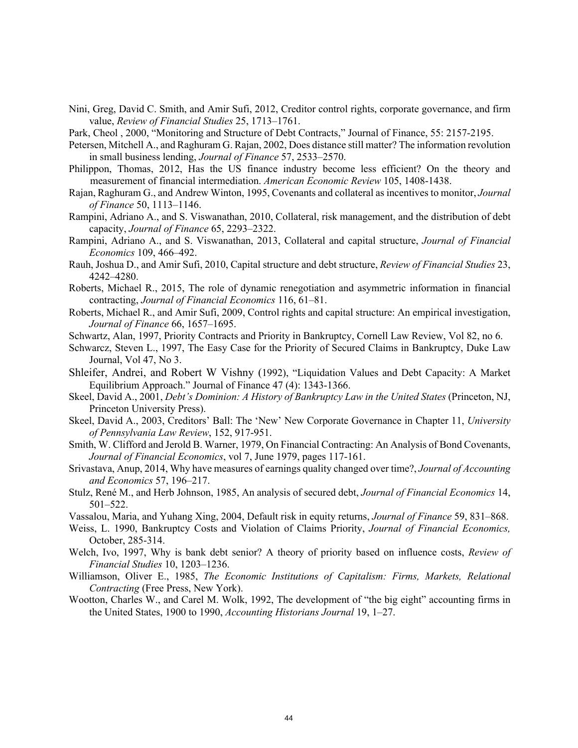Nini, Greg, David C. Smith, and Amir Sufi, 2012, Creditor control rights, corporate governance, and firm value, *Review of Financial Studies* 25, 1713–1761.

Park, Cheol , 2000, "Monitoring and Structure of Debt Contracts," Journal of Finance, 55: 2157-2195.

Petersen, Mitchell A., and Raghuram G. Rajan, 2002, Does distance still matter? The information revolution in small business lending, *Journal of Finance* 57, 2533–2570.

Philippon, Thomas, 2012, Has the US finance industry become less efficient? On the theory and measurement of financial intermediation. *American Economic Review* 105, 1408-1438.

Rajan, Raghuram G., and Andrew Winton, 1995, Covenants and collateral as incentives to monitor, *Journal of Finance* 50, 1113–1146.

Rampini, Adriano A., and S. Viswanathan, 2010, Collateral, risk management, and the distribution of debt capacity, *Journal of Finance* 65, 2293–2322.

Rampini, Adriano A., and S. Viswanathan, 2013, Collateral and capital structure, *Journal of Financial Economics* 109, 466–492.

Rauh, Joshua D., and Amir Sufi, 2010, Capital structure and debt structure, *Review of Financial Studies* 23, 4242–4280.

Roberts, Michael R., 2015, The role of dynamic renegotiation and asymmetric information in financial contracting, *Journal of Financial Economics* 116, 61–81.

Roberts, Michael R., and Amir Sufi, 2009, Control rights and capital structure: An empirical investigation, *Journal of Finance* 66, 1657–1695.

Schwartz, Alan, 1997, Priority Contracts and Priority in Bankruptcy, Cornell Law Review, Vol 82, no 6.

Schwarcz, Steven L., 1997, The Easy Case for the Priority of Secured Claims in Bankruptcy, Duke Law Journal, Vol 47, No 3.

Shleifer, Andrei, and Robert W Vishny (1992), "Liquidation Values and Debt Capacity: A Market Equilibrium Approach." Journal of Finance 47 (4): 1343-1366.

Skeel, David A., 2001, *Debt's Dominion: A History of Bankruptcy Law in the United States* (Princeton, NJ, Princeton University Press).

Skeel, David A., 2003, Creditors' Ball: The 'New' New Corporate Governance in Chapter 11, *University of Pennsylvania Law Review*, 152, 917-951.

Smith, W. Clifford and Jerold B. Warner, 1979, On Financial Contracting: An Analysis of Bond Covenants, *Journal of Financial Economics*, vol 7, June 1979, pages 117-161.

Srivastava, Anup, 2014, Why have measures of earnings quality changed over time?, *Journal of Accounting and Economics* 57, 196–217.

Stulz, René M., and Herb Johnson, 1985, An analysis of secured debt, *Journal of Financial Economics* 14, 501–522.

Vassalou, Maria, and Yuhang Xing, 2004, Default risk in equity returns, *Journal of Finance* 59, 831–868.

Weiss, L. 1990, Bankruptcy Costs and Violation of Claims Priority, *Journal of Financial Economics,* October, 285-314.

Welch, Ivo, 1997, Why is bank debt senior? A theory of priority based on influence costs, *Review of Financial Studies* 10, 1203–1236.

Williamson, Oliver E., 1985, *The Economic Institutions of Capitalism: Firms, Markets, Relational Contracting* (Free Press, New York).

Wootton, Charles W., and Carel M. Wolk, 1992, The development of "the big eight" accounting firms in the United States, 1900 to 1990, *Accounting Historians Journal* 19, 1–27.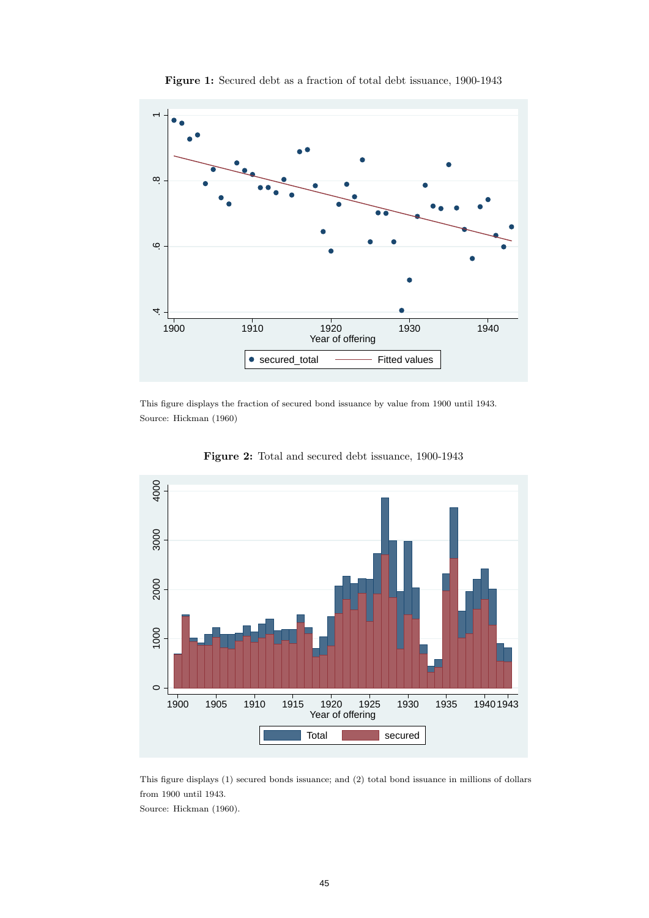**Figure 1:** Secured debt as a fraction of total debt issuance, 1900-1943

This figure displays the fraction of secured bond issuance by value from 1900 until 1943.
Source: Hickman (1960)

**Figure 2:** Total and secured debt issuance, 1900-1943

This figure displays (1) secured bonds issuance; and (2) total bond issuance in millions of dollars from 1900 until 1943.
Source: Hickman (1960).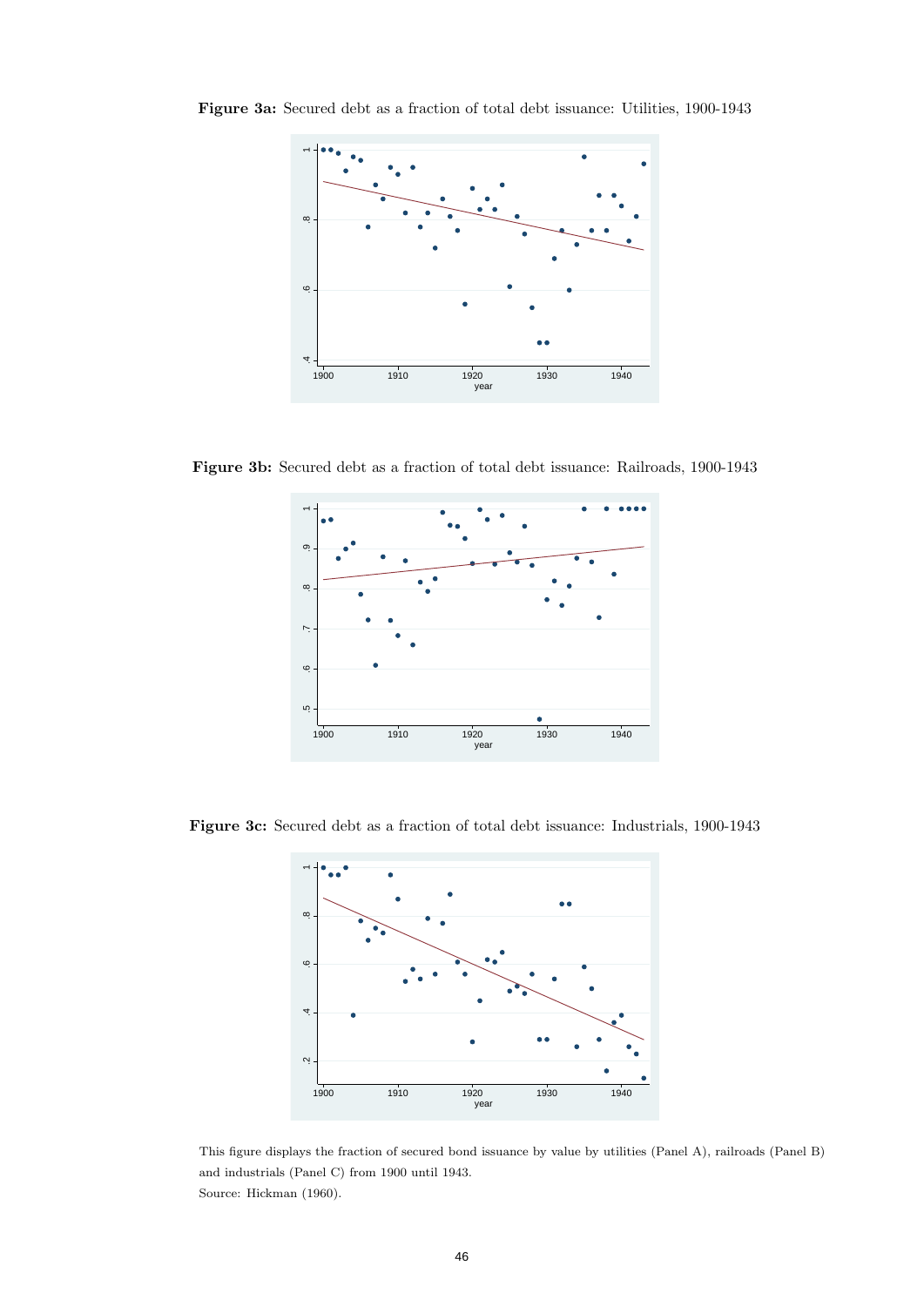**Figure 3a:** Secured debt as a fraction of total debt issuance: Utilities, 1900-1943

**Figure 3b:** Secured debt as a fraction of total debt issuance: Railroads, 1900-1943

**Figure 3c:** Secured debt as a fraction of total debt issuance: Industrials, 1900-1943

This figure displays the fraction of secured bond issuance by value by utilities (Panel A), railroads (Panel B) and industrials (Panel C) from 1900 until 1943.

Source: Hickman (1960).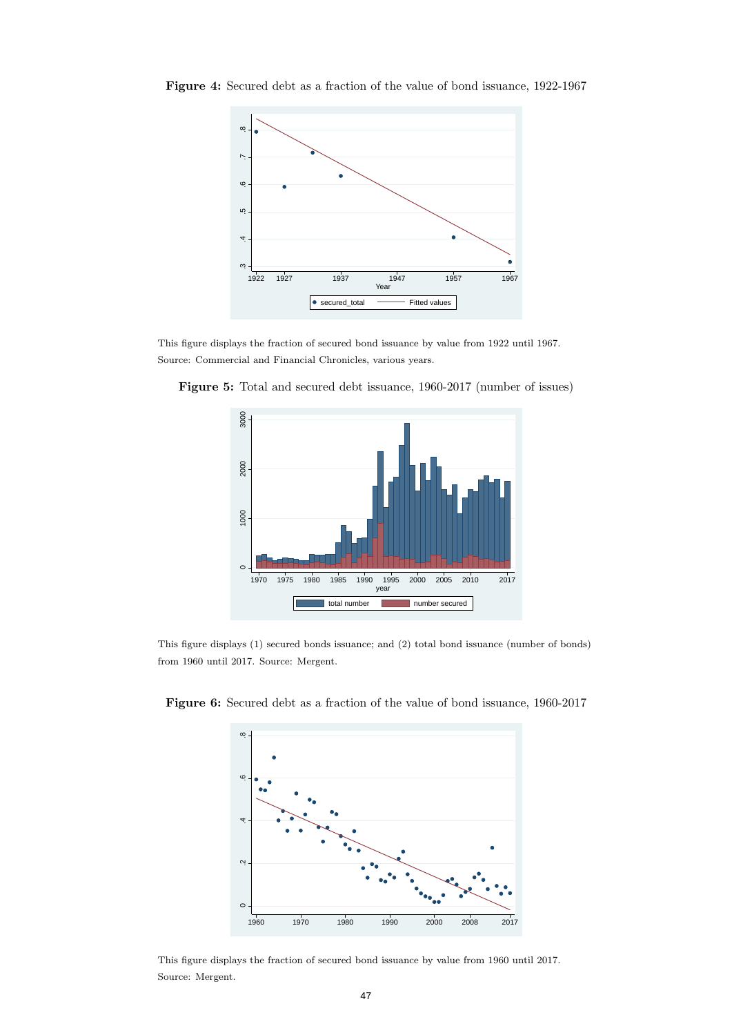**Figure 4:** Secured debt as a fraction of the value of bond issuance, 1922-1967

This figure displays the fraction of secured bond issuance by value from 1922 until 1967. Source: Commercial and Financial Chronicles, various years.

**Figure 5:** Total and secured debt issuance, 1960-2017 (number of issues)

This figure displays (1) secured bonds issuance; and (2) total bond issuance (number of bonds) from 1960 until 2017. Source: Mergent.

**Figure 6:** Secured debt as a fraction of the value of bond issuance, 1960-2017

This figure displays the fraction of secured bond issuance by value from 1960 until 2017. Source: Mergent.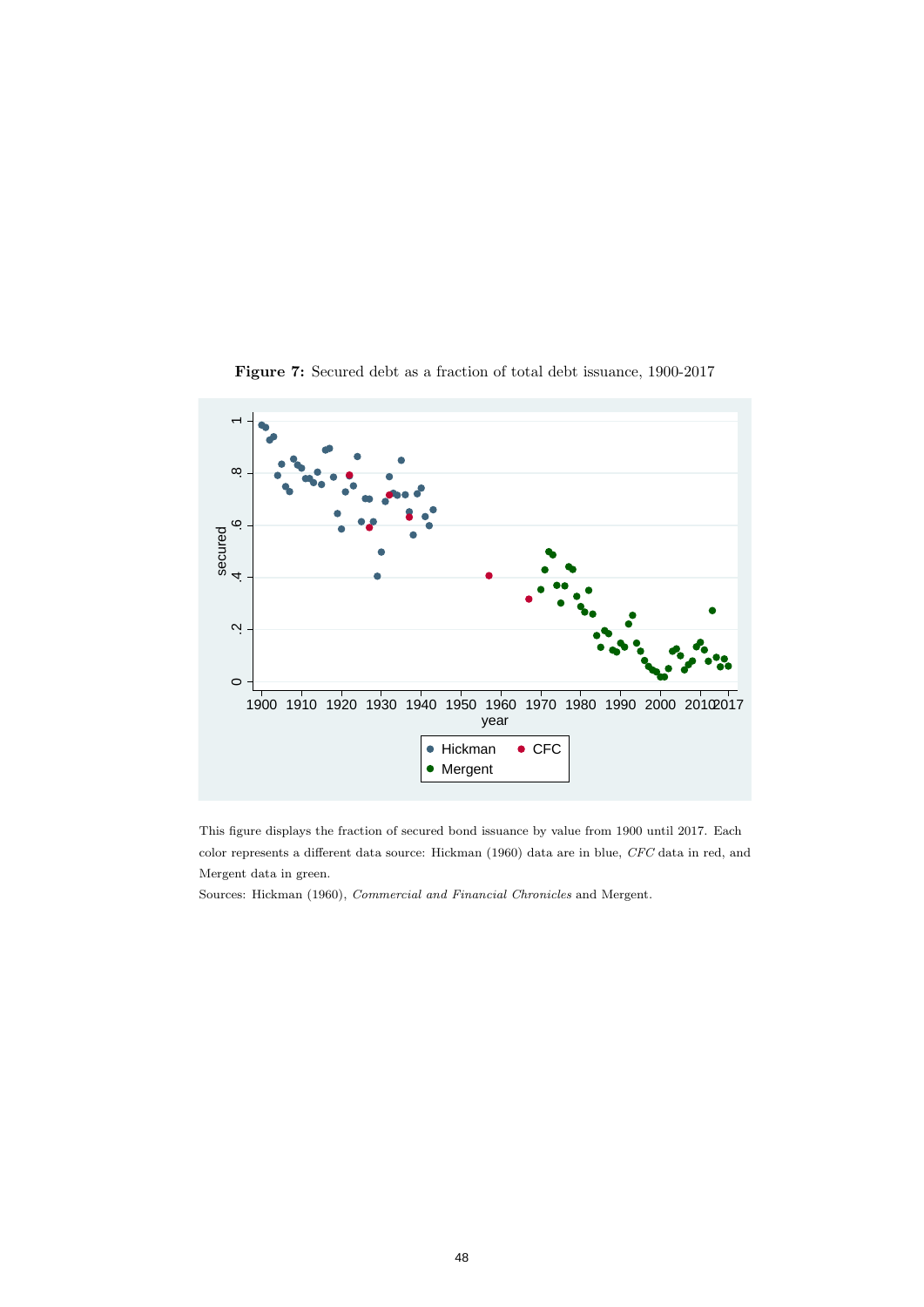**Figure 7:** Secured debt as a fraction of total debt issuance, 1900-2017

This figure displays the fraction of secured bond issuance by value from 1900 until 2017. Each color represents a different data source: Hickman (1960) data are in blue, *CFC* data in red, and Mergent data in green.

Sources: Hickman (1960), *Commercial and Financial Chronicles* and Mergent.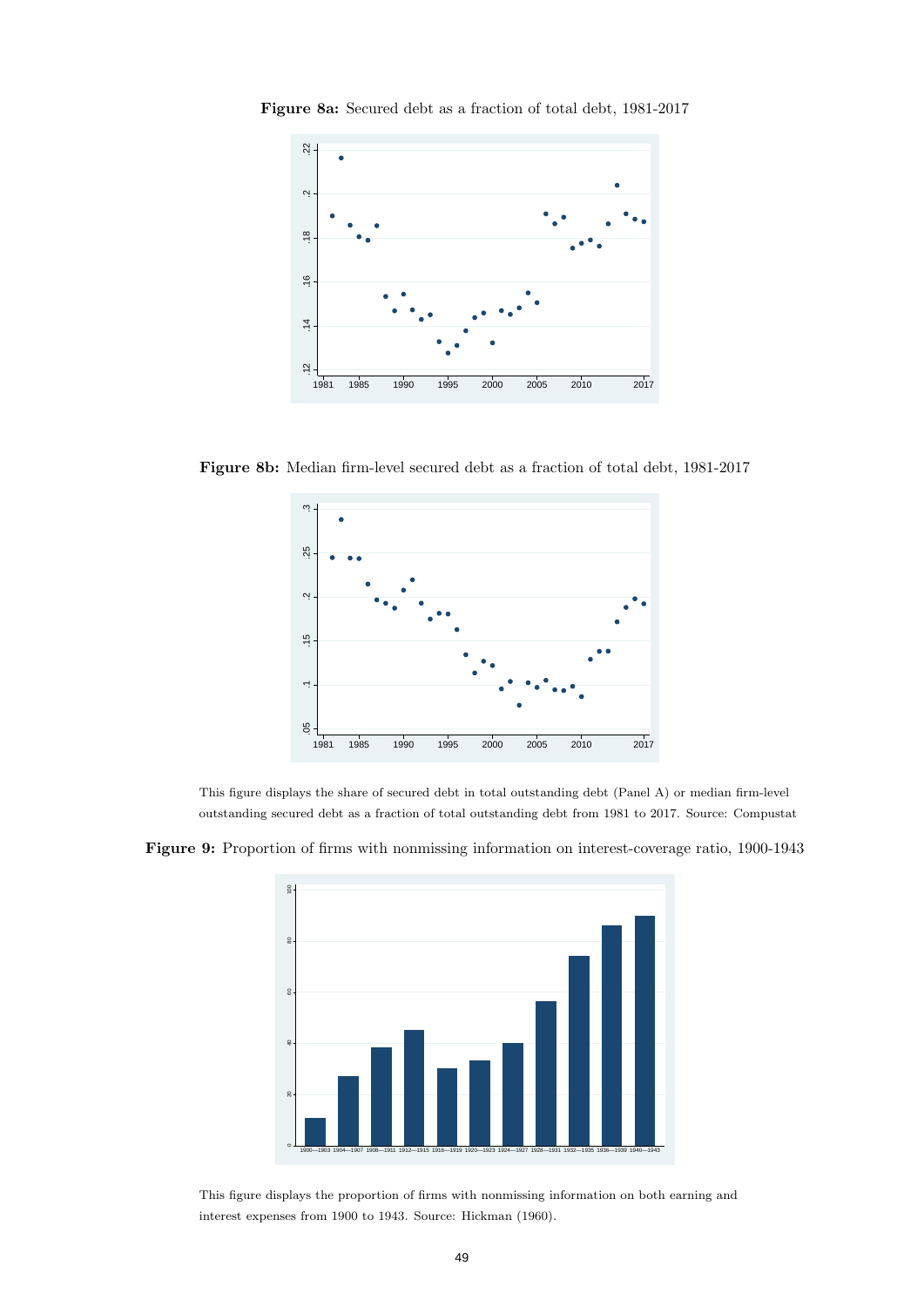**Figure 8a:** Secured debt as a fraction of total debt, 1981-2017

**Figure 8b:** Median firm-level secured debt as a fraction of total debt, 1981-2017

This figure displays the share of secured debt in total outstanding debt (Panel A) or median firm-level outstanding secured debt as a fraction of total outstanding debt from 1981 to 2017. Source: Compustat

**Figure 9:** Proportion of firms with nonmissing information on interest-coverage ratio, 1900-1943

This figure displays the proportion of firms with nonmissing information on both earning and interest expenses from 1900 to 1943. Source: Hickman (1960).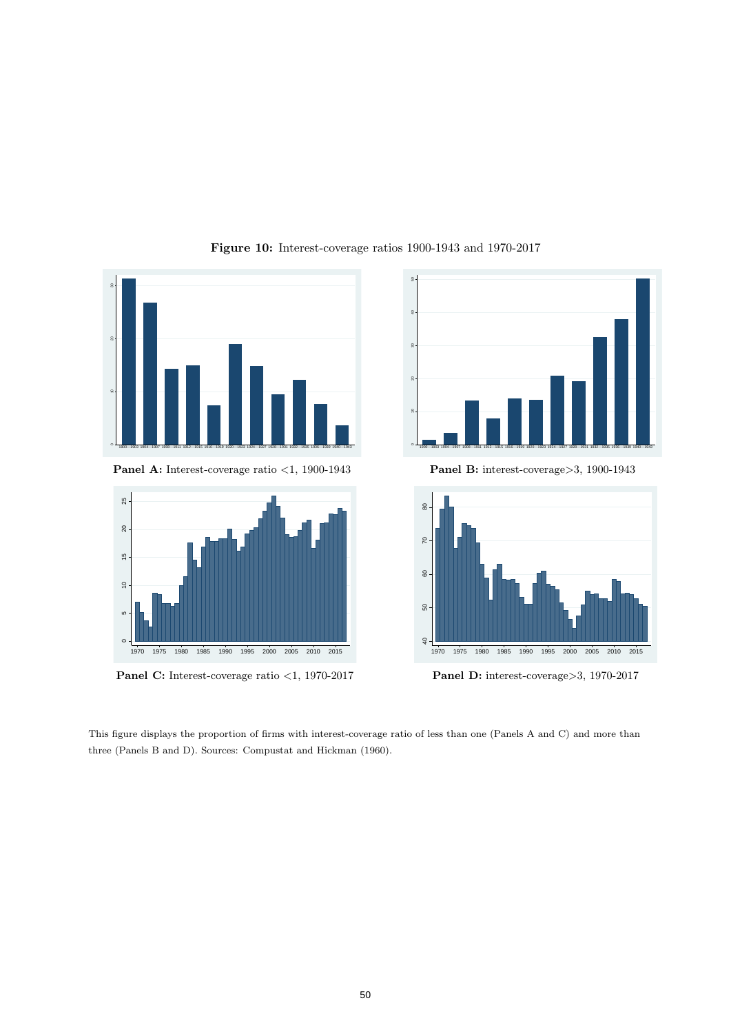**Figure 10:** Interest-coverage ratios 1900-1943 and 1970-2017

**Panel A:** Interest-coverage ratio <1, 1900-1943

**Panel B:** interest-coverage>3, 1900-1943

**Panel C:** Interest-coverage ratio <1, 1970-2017

**Panel D:** interest-coverage>3, 1970-2017

This figure displays the proportion of firms with interest-coverage ratio of less than one (Panels A and C) and more than three (Panels B and D). Sources: Compustat and Hickman (1960).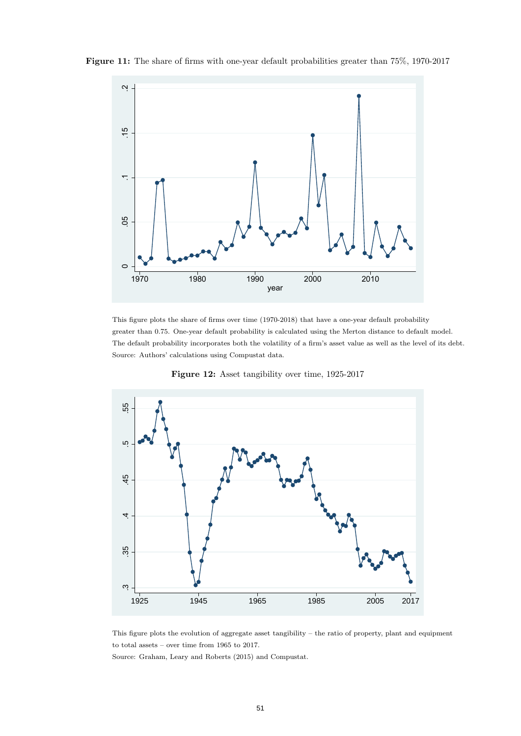**Figure 11:** The share of firms with one-year default probabilities greater than 75%, 1970-2017

This figure plots the share of firms over time (1970-2018) that have a one-year default probability greater than 0.75. One-year default probability is calculated using the Merton distance to default model. The default probability incorporates both the volatility of a firm's asset value as well as the level of its debt. Source: Authors' calculations using Compustat data.

**Figure 12:** Asset tangibility over time, 1925-2017

This figure plots the evolution of aggregate asset tangibility – the ratio of property, plant and equipment to total assets – over time from 1965 to 2017.
Source: Graham, Leary and Roberts (2015) and Compustat.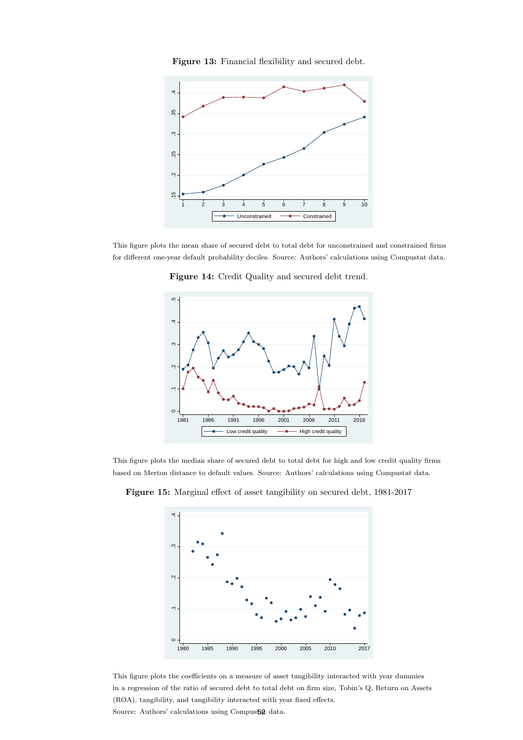**Figure 13:** Financial flexibility and secured debt.

This figure plots the mean share of secured debt to total debt for unconstrained and constrained firms for different one-year default probability deciles. Source: Authors' calculations using Compustat data.

**Figure 14:** Credit Quality and secured debt trend.

This figure plots the median share of secured debt to total debt for high and low credit quality firms based on Merton distance to default values. Source: Authors' calculations using Compustat data.

**Figure 15:** Marginal effect of asset tangibility on secured debt, 1981-2017

This figure plots the coefficients on a measure of asset tangibility interacted with year dummies in a regression of the ratio of secured debt to total debt on firm size, Tobin's Q, Return on Assets (ROA), tangibility, and tangibility interacted with year fixed effects.
Source: Authors' calculations using Compustat data.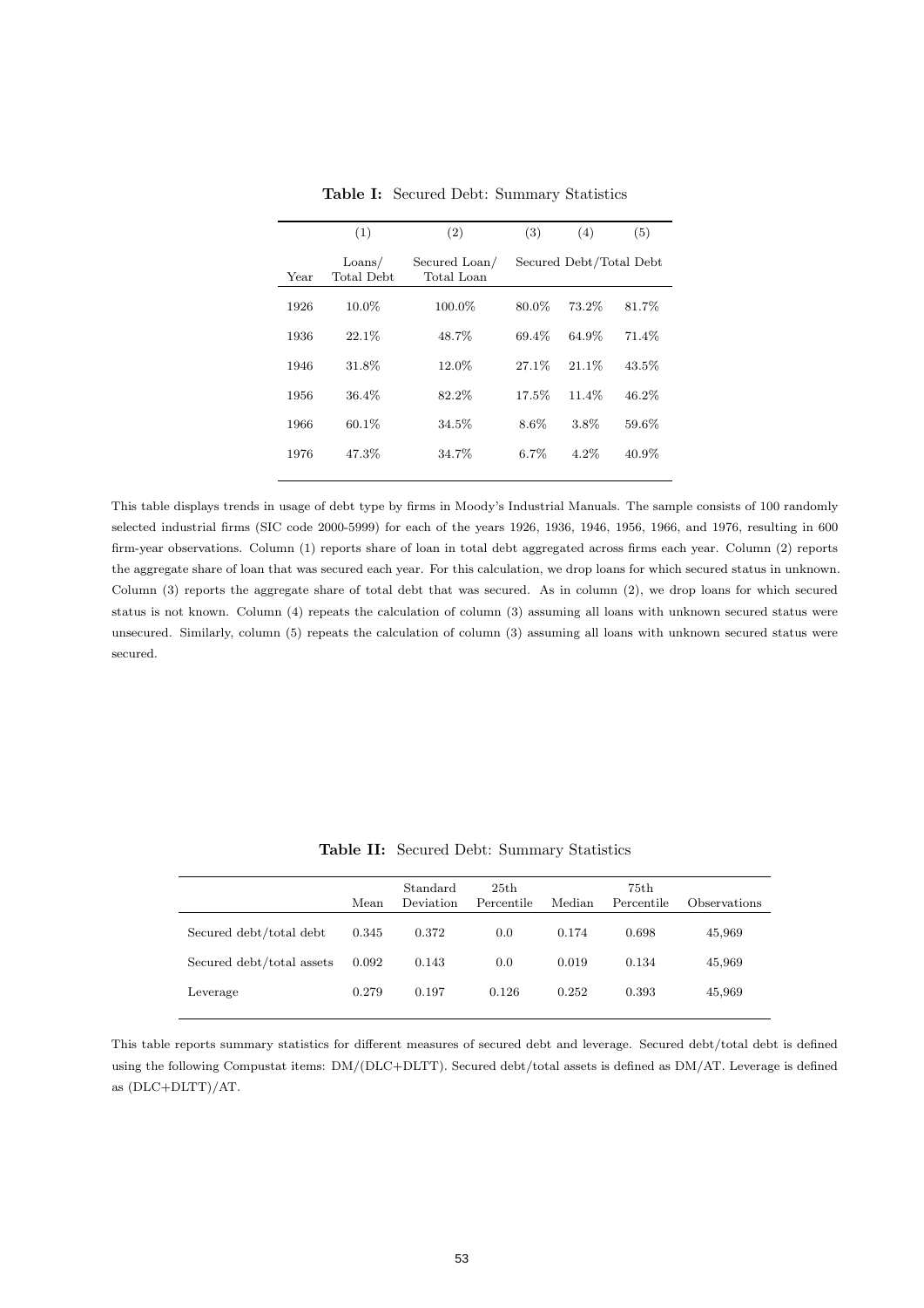**Table I:** Secured Debt: Summary Statistics

| | (1) | (2) | (3) | (4) | (5) |
|---|---|---|---|---|---|
| Year | Loans/ Total Debt | Secured Loan/ Total Loan | Secured Debt/Total Debt | | |
| 1926 | 10.0% | 100.0% | 80.0% | 73.2% | 81.7% |
| 1936 | 22.1% | 48.7% | 69.4% | 64.9% | 71.4% |
| 1946 | 31.8% | 12.0% | 27.1% | 21.1% | 43.5% |
| 1956 | 36.4% | 82.2% | 17.5% | 11.4% | 46.2% |
| 1966 | 60.1% | 34.5% | 8.6% | 3.8% | 59.6% |
| 1976 | 47.3% | 34.7% | 6.7% | 4.2% | 40.9% |

This table displays trends in usage of debt type by firms in Moody's Industrial Manuals. The sample consists of 100 randomly selected industrial firms (SIC code 2000-5999) for each of the years 1926, 1936, 1946, 1956, 1966, and 1976, resulting in 600 firm-year observations. Column (1) reports share of loan in total debt aggregated across firms each year. Column (2) reports the aggregate share of loan that was secured each year. For this calculation, we drop loans for which secured status in unknown. Column (3) reports the aggregate share of total debt that was secured. As in column (2), we drop loans for which secured status is not known. Column (4) repeats the calculation of column (3) assuming all loans with unknown secured status were unsecured. Similarly, column (5) repeats the calculation of column (3) assuming all loans with unknown secured status were secured.

**Table II:** Secured Debt: Summary Statistics

| | Mean | Standard Deviation | 25th Percentile | Median | 75th Percentile | Observations |
|---|---|---|---|---|---|---|
| Secured debt/total debt | 0.345 | 0.372 | 0.0 | 0.174 | 0.698 | 45,969 |
| Secured debt/total assets | 0.092 | 0.143 | 0.0 | 0.019 | 0.134 | 45,969 |
| Leverage | 0.279 | 0.197 | 0.126 | 0.252 | 0.393 | 45,969 |

This table reports summary statistics for different measures of secured debt and leverage. Secured debt/total debt is defined using the following Compustat items: DM/(DLC+DLTT). Secured debt/total assets is defined as DM/AT. Leverage is defined as (DLC+DLTT)/AT.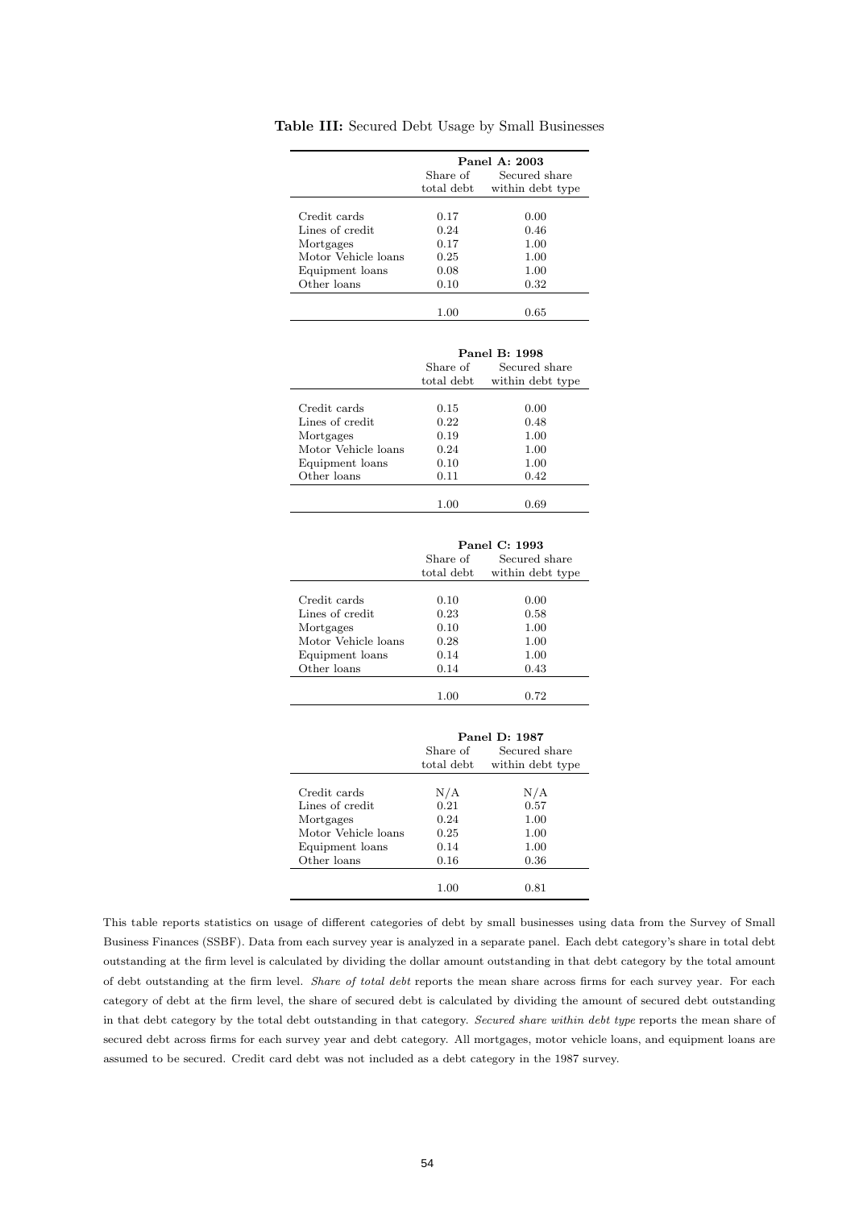**Table III:** Secured Debt Usage by Small Businesses

| | **Panel A: 2003** | |
|---|---|---|
| | Share of total debt | Secured share within debt type |
| Credit cards | 0.17 | 0.00 |
| Lines of credit | 0.24 | 0.46 |
| Mortgages | 0.17 | 1.00 |
| Motor Vehicle loans | 0.25 | 1.00 |
| Equipment loans | 0.08 | 1.00 |
| Other loans | 0.10 | 0.32 |
| | 1.00 | 0.65 |

| | **Panel B: 1998** | |
|---|---|---|
| | Share of total debt | Secured share within debt type |
| Credit cards | 0.15 | 0.00 |
| Lines of credit | 0.22 | 0.48 |
| Mortgages | 0.19 | 1.00 |
| Motor Vehicle loans | 0.24 | 1.00 |
| Equipment loans | 0.10 | 1.00 |
| Other loans | 0.11 | 0.42 |
| | 1.00 | 0.69 |

| | **Panel C: 1993** | |
|---|---|---|
| | Share of total debt | Secured share within debt type |
| Credit cards | 0.10 | 0.00 |
| Lines of credit | 0.23 | 0.58 |
| Mortgages | 0.10 | 1.00 |
| Motor Vehicle loans | 0.28 | 1.00 |
| Equipment loans | 0.14 | 1.00 |
| Other loans | 0.14 | 0.43 |
| | 1.00 | 0.72 |

| | **Panel D: 1987** | |
|---|---|---|
| | Share of total debt | Secured share within debt type |
| Credit cards | N/A | N/A |
| Lines of credit | 0.21 | 0.57 |
| Mortgages | 0.24 | 1.00 |
| Motor Vehicle loans | 0.25 | 1.00 |
| Equipment loans | 0.14 | 1.00 |
| Other loans | 0.16 | 0.36 |
| | 1.00 | 0.81 |

This table reports statistics on usage of different categories of debt by small businesses using data from the Survey of Small Business Finances (SSBF). Data from each survey year is analyzed in a separate panel. Each debt category's share in total debt outstanding at the firm level is calculated by dividing the dollar amount outstanding in that debt category by the total amount of debt outstanding at the firm level. *Share of total debt* reports the mean share across firms for each survey year. For each category of debt at the firm level, the share of secured debt is calculated by dividing the amount of secured debt outstanding in that debt category by the total debt outstanding in that category. *Secured share within debt type* reports the mean share of secured debt across firms for each survey year and debt category. All mortgages, motor vehicle loans, and equipment loans are assumed to be secured. Credit card debt was not included as a debt category in the 1987 survey.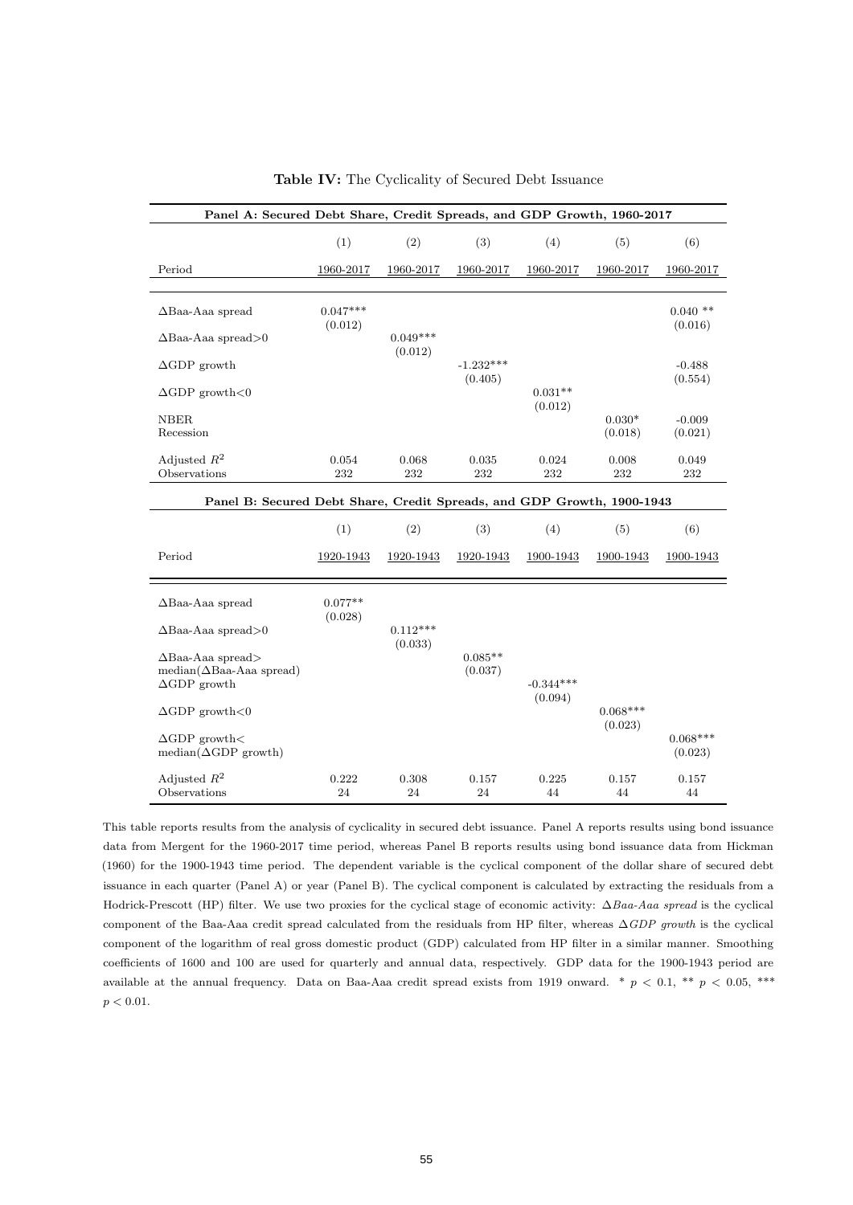**Table IV:** The Cyclicality of Secured Debt Issuance

| **Panel A: Secured Debt Share, Credit Spreads, and GDP Growth, 1960-2017** | | | | | | |
|---|---|---|---|---|---|---|
| | (1) | (2) | (3) | (4) | (5) | (6) |
| Period | 1960-2017 | 1960-2017 | 1960-2017 | 1960-2017 | 1960-2017 | 1960-2017 |
| ΔBaa-Aaa spread | 0.047*** | | | | | 0.040 ** |
| | (0.012) | | | | | (0.016) |
| ΔBaa-Aaa spread>0 | | 0.049*** | | | | |
| | | (0.012) | | | | |
| ΔGDP growth | | | -1.232*** | | | -0.488 |
| | | | (0.405) | | | (0.554) |
| ΔGDP growth<0 | | | | 0.031** | | |
| | | | | (0.012) | | |
| NBER Recession | | | | | 0.030* | -0.009 |
| | | | | | (0.018) | (0.021) |
| Adjusted $R^2$ | 0.054 | 0.068 | 0.035 | 0.024 | 0.008 | 0.049 |
| Observations | 232 | 232 | 232 | 232 | 232 | 232 |

| **Panel B: Secured Debt Share, Credit Spreads, and GDP Growth, 1900-1943** | | | | | | |
|---|---|---|---|---|---|---|
| | (1) | (2) | (3) | (4) | (5) | (6) |
| Period | 1920-1943 | 1920-1943 | 1920-1943 | 1900-1943 | 1900-1943 | 1900-1943 |
| ΔBaa-Aaa spread | 0.077** | | | | | |
| | (0.028) | | | | | |
| ΔBaa-Aaa spread>0 | | 0.112*** | | | | |
| | | (0.033) | | | | |
| ΔBaa-Aaa spread> median(ΔBaa-Aaa spread) | | | 0.085** | | | |
| | | | (0.037) | | | |
| ΔGDP growth | | | | -0.344*** | | |
| | | | | (0.094) | | |
| ΔGDP growth<0 | | | | | 0.068*** | |
| | | | | | (0.023) | |
| ΔGDP growth< median(ΔGDP growth) | | | | | | 0.068*** |
| | | | | | | (0.023) |
| Adjusted $R^2$ | 0.222 | 0.308 | 0.157 | 0.225 | 0.157 | 0.157 |
| Observations | 24 | 24 | 24 | 44 | 44 | 44 |

This table reports results from the analysis of cyclicality in secured debt issuance. Panel A reports results using bond issuance data from Mergent for the 1960-2017 time period, whereas Panel B reports results using bond issuance data from Hickman (1960) for the 1900-1943 time period. The dependent variable is the cyclical component of the dollar share of secured debt issuance in each quarter (Panel A) or year (Panel B). The cyclical component is calculated by extracting the residuals from a Hodrick-Prescott (HP) filter. We use two proxies for the cyclical stage of economic activity: *ΔBaa-Aaa spread* is the cyclical component of the Baa-Aaa credit spread calculated from the residuals from HP filter, whereas *ΔGDP growth* is the cyclical component of the logarithm of real gross domestic product (GDP) calculated from HP filter in a similar manner. Smoothing coefficients of 1600 and 100 are used for quarterly and annual data, respectively. GDP data for the 1900-1943 period are available at the annual frequency. Data on Baa-Aaa credit spread exists from 1919 onward. * $p < 0.1$, ** $p < 0.05$, *** $p < 0.01$.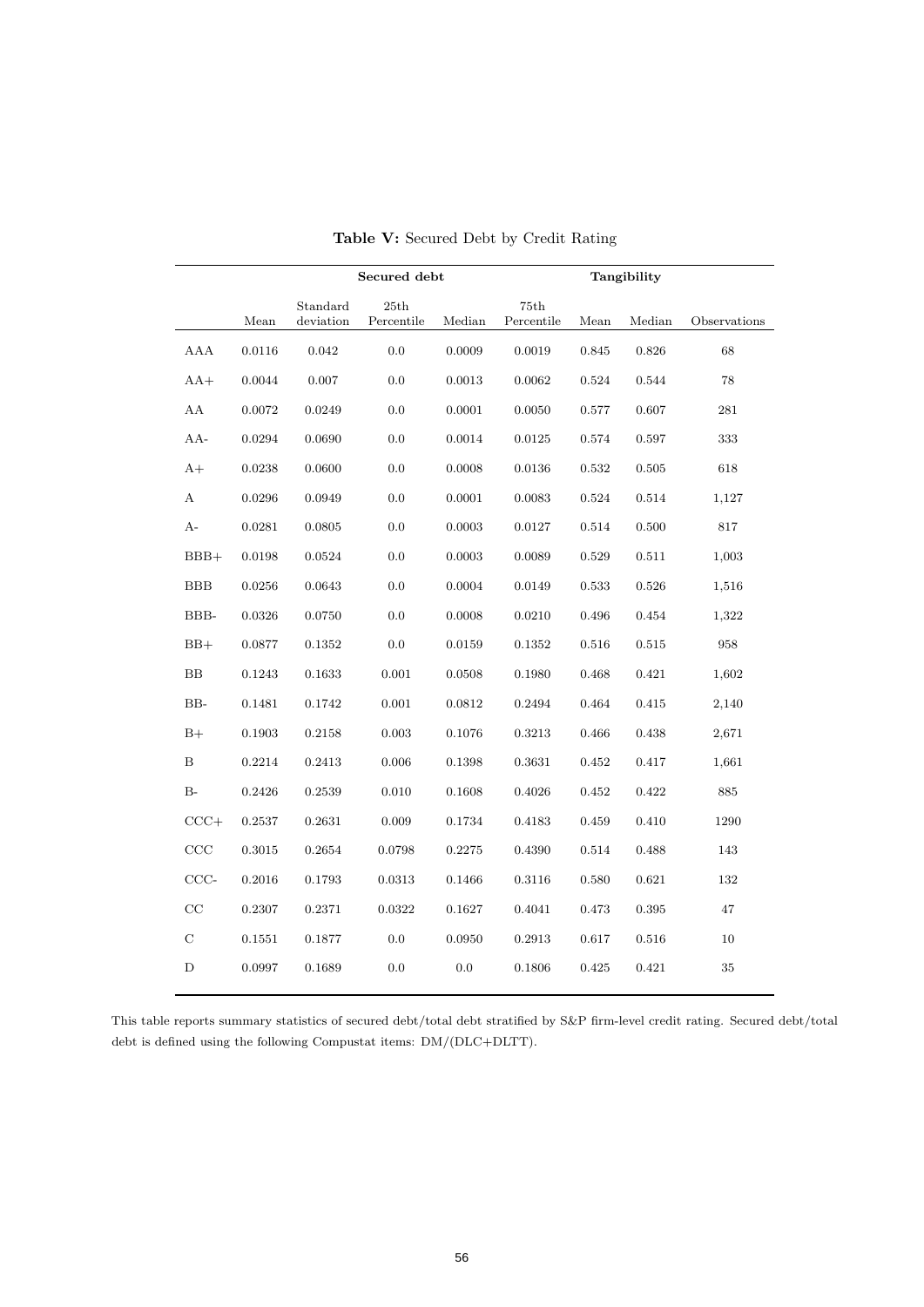**Table V:** Secured Debt by Credit Rating

| | Secured debt | | | | | Tangibility | | |
|---|---|---|---|---|---|---|---|---|
| | Mean | Standard deviation | 25th Percentile | Median | 75th Percentile | Mean | Median | Observations |
| AAA | 0.0116 | 0.042 | 0.0 | 0.0009 | 0.0019 | 0.845 | 0.826 | 68 |
| AA+ | 0.0044 | 0.007 | 0.0 | 0.0013 | 0.0062 | 0.524 | 0.544 | 78 |
| AA | 0.0072 | 0.0249 | 0.0 | 0.0001 | 0.0050 | 0.577 | 0.607 | 281 |
| AA- | 0.0294 | 0.0690 | 0.0 | 0.0014 | 0.0125 | 0.574 | 0.597 | 333 |
| A+ | 0.0238 | 0.0600 | 0.0 | 0.0008 | 0.0136 | 0.532 | 0.505 | 618 |
| A | 0.0296 | 0.0949 | 0.0 | 0.0001 | 0.0083 | 0.524 | 0.514 | 1,127 |
| A- | 0.0281 | 0.0805 | 0.0 | 0.0003 | 0.0127 | 0.514 | 0.500 | 817 |
| BBB+ | 0.0198 | 0.0524 | 0.0 | 0.0003 | 0.0089 | 0.529 | 0.511 | 1,003 |
| BBB | 0.0256 | 0.0643 | 0.0 | 0.0004 | 0.0149 | 0.533 | 0.526 | 1,516 |
| BBB- | 0.0326 | 0.0750 | 0.0 | 0.0008 | 0.0210 | 0.496 | 0.454 | 1,322 |
| BB+ | 0.0877 | 0.1352 | 0.0 | 0.0159 | 0.1352 | 0.516 | 0.515 | 958 |
| BB | 0.1243 | 0.1633 | 0.001 | 0.0508 | 0.1980 | 0.468 | 0.421 | 1,602 |
| BB- | 0.1481 | 0.1742 | 0.001 | 0.0812 | 0.2494 | 0.464 | 0.415 | 2,140 |
| B+ | 0.1903 | 0.2158 | 0.003 | 0.1076 | 0.3213 | 0.466 | 0.438 | 2,671 |
| B | 0.2214 | 0.2413 | 0.006 | 0.1398 | 0.3631 | 0.452 | 0.417 | 1,661 |
| B- | 0.2426 | 0.2539 | 0.010 | 0.1608 | 0.4026 | 0.452 | 0.422 | 885 |
| CCC+ | 0.2537 | 0.2631 | 0.009 | 0.1734 | 0.4183 | 0.459 | 0.410 | 1290 |
| CCC | 0.3015 | 0.2654 | 0.0798 | 0.2275 | 0.4390 | 0.514 | 0.488 | 143 |
| CCC- | 0.2016 | 0.1793 | 0.0313 | 0.1466 | 0.3116 | 0.580 | 0.621 | 132 |
| CC | 0.2307 | 0.2371 | 0.0322 | 0.1627 | 0.4041 | 0.473 | 0.395 | 47 |
| C | 0.1551 | 0.1877 | 0.0 | 0.0950 | 0.2913 | 0.617 | 0.516 | 10 |
| D | 0.0997 | 0.1689 | 0.0 | 0.0 | 0.1806 | 0.425 | 0.421 | 35 |

This table reports summary statistics of secured debt/total debt stratified by S&P firm-level credit rating. Secured debt/total debt is defined using the following Compustat items: DM/(DLC+DLTT).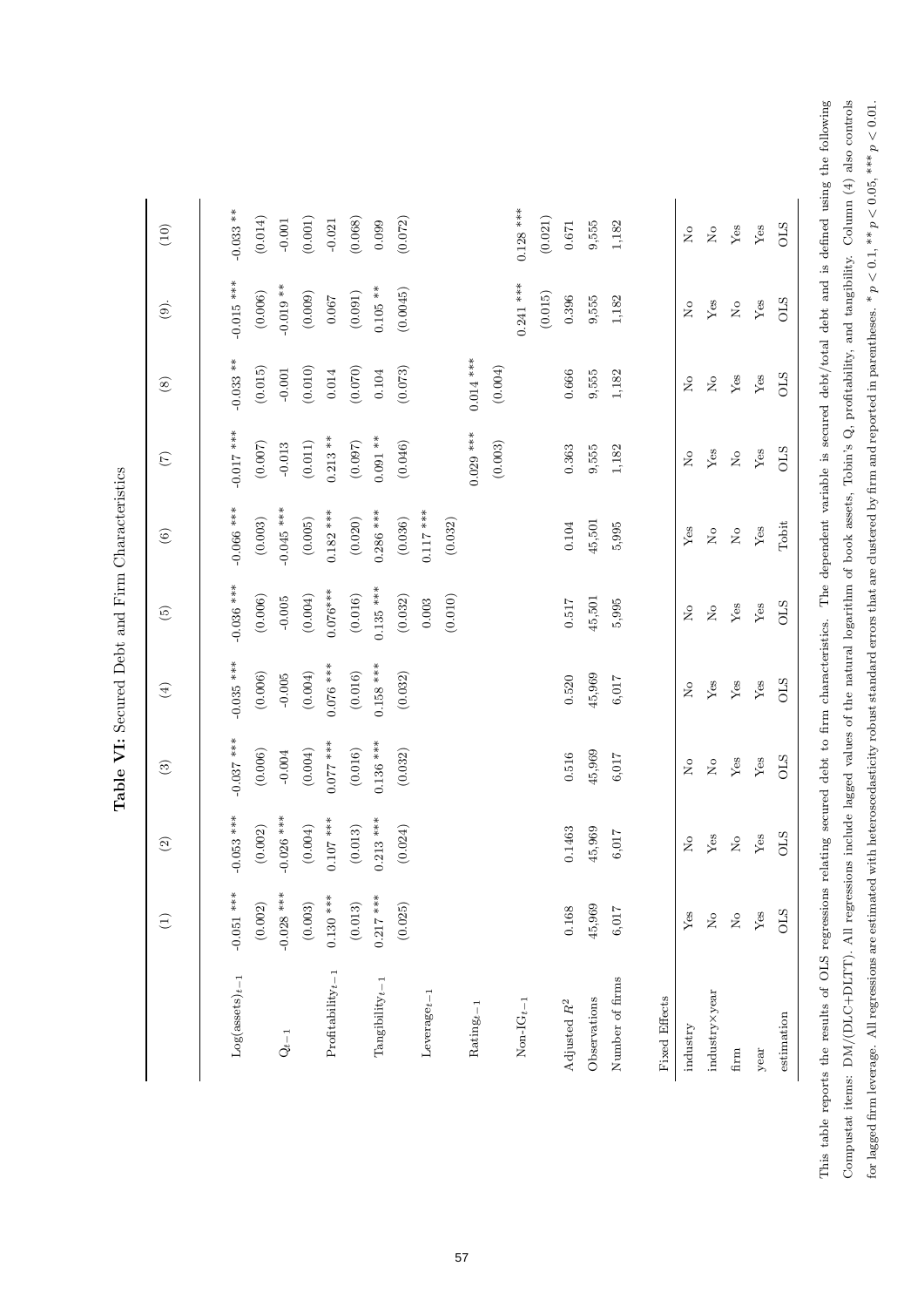**Table VI:** Secured Debt and Firm Characteristics

| | (1) | (2) | (3) | (4) | (5) | (6) | (7) | (8) | (9). | (10) |
|---|---|---|---|---|---|---|---|---|---|---|
| $\text{Log(assets)}_{t-1}$ | -0.051 *** | -0.053 *** | -0.037 *** | -0.035 *** | -0.036 *** | -0.066 *** | -0.017 *** | -0.033 ** | -0.015 *** | -0.033 ** |
| | (0.002) | (0.002) | (0.006) | (0.006) | (0.006) | (0.003) | (0.007) | (0.015) | (0.006) | (0.014) |
| $Q_{t-1}$ | -0.028 *** | -0.026 *** | -0.004 | -0.005 | -0.005 | -0.045 *** | -0.013 | -0.001 | -0.019 ** | -0.001 |
| | (0.003) | (0.004) | (0.004) | (0.004) | (0.004) | (0.005) | (0.011) | (0.010) | (0.009) | (0.001) |
| $\text{Profitability}_{t-1}$ | 0.130 *** | 0.107 *** | 0.077 *** | 0.076 *** | 0.076*** | 0.182 *** | 0.213 ** | 0.014 | 0.067 | -0.021 |
| | (0.013) | (0.013) | (0.016) | (0.016) | (0.016) | (0.020) | (0.097) | (0.070) | (0.091) | (0.068) |
| $\text{Tangibility}_{t-1}$ | 0.217 *** | 0.213 *** | 0.136 *** | 0.158 *** | 0.135 *** | 0.286 *** | 0.091 ** | 0.104 | 0.105 ** | 0.099 |
| | (0.025) | (0.024) | (0.032) | (0.032) | (0.032) | (0.036) | (0.046) | (0.073) | (0.0045) | (0.072) |
| $\text{Leverage}_{t-1}$ | | | | | 0.003 | 0.117 *** | | | | |
| | | | | | (0.010) | (0.032) | | | | |
| $\text{Rating}_{t-1}$ | | | | | | | 0.029 *** | 0.014 *** | | |
| | | | | | | | (0.003) | (0.004) | | |
| $\text{Non-IG}_{t-1}$ | | | | | | | | | 0.241 *** | 0.128 *** |
| | | | | | | | | | (0.015) | (0.021) |
| Adjusted $R^2$ | 0.168 | 0.1463 | 0.516 | 0.520 | 0.517 | 0.104 | 0.363 | 0.666 | 0.396 | 0.671 |
| Observations | 45,969 | 45,969 | 45,969 | 45,969 | 45,501 | 45,501 | 9,555 | 9,555 | 9,555 | 9,555 |
| Number of firms | 6,017 | 6,017 | 6,017 | 6,017 | 5,995 | 5,995 | 1,182 | 1,182 | 1,182 | 1,182 |
| Fixed Effects | | | | | | | | | | |
| industry | Yes | No | No | No | No | Yes | No | No | No | No |
| industry×year | No | Yes | No | Yes | No | No | Yes | No | Yes | No |
| firm | No | No | Yes | Yes | Yes | No | No | Yes | No | Yes |
| year | Yes | Yes | Yes | Yes | Yes | Yes | Yes | Yes | Yes | Yes |
| estimation | OLS | OLS | OLS | OLS | OLS | Tobit | OLS | OLS | OLS | OLS |

This table reports the results of OLS regressions relating secured debt to firm characteristics. The dependent variable is secured debt/total debt and is defined using the following Compustat items: DM/(DLC+DLTT). All regressions include lagged values of the natural logarithm of book assets, Tobin's Q, profitability, and tangibility. Column (4) also controls for lagged firm leverage. All regressions are estimated with heteroscedasticity robust standard errors that are clustered by firm and reported in parentheses. * $p < 0.1$, ** $p < 0.05$, *** $p < 0.01$.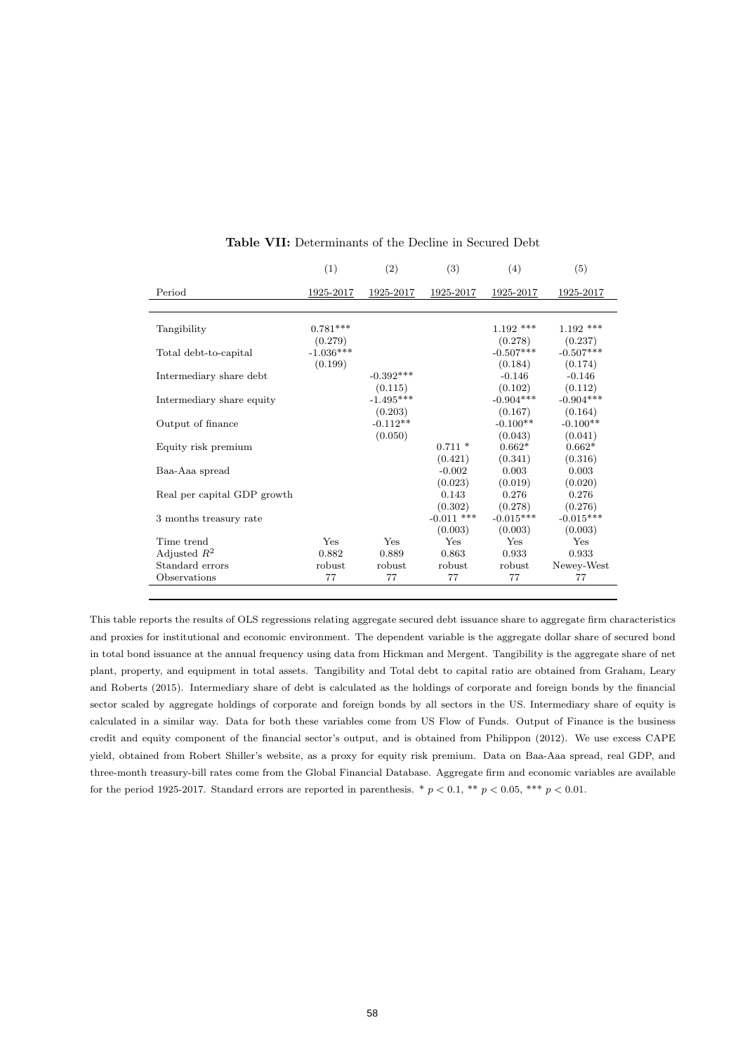**Table VII:** Determinants of the Decline in Secured Debt

| | (1) | (2) | (3) | (4) | (5) |
|---|---|---|---|---|---|
| Period | 1925-2017 | 1925-2017 | 1925-2017 | 1925-2017 | 1925-2017 |
| Tangibility | 0.781*** | | | 1.192 *** | 1.192 *** |
| | (0.279) | | | (0.278) | (0.237) |
| Total debt-to-capital | -1.036*** | | | -0.507*** | -0.507*** |
| | (0.199) | | | (0.184) | (0.174) |
| Intermediary share debt | | -0.392*** | | -0.146 | -0.146 |
| | | (0.115) | | (0.102) | (0.112) |
| Intermediary share equity | | -1.495*** | | -0.904*** | -0.904*** |
| | | (0.203) | | (0.167) | (0.164) |
| Output of finance | | -0.112** | | -0.100** | -0.100** |
| | | (0.050) | | (0.043) | (0.041) |
| Equity risk premium | | | 0.711 * | 0.662* | 0.662* |
| | | | (0.421) | (0.341) | (0.316) |
| Baa-Aaa spread | | | -0.002 | 0.003 | 0.003 |
| | | | (0.023) | (0.019) | (0.020) |
| Real per capital GDP growth | | | 0.143 | 0.276 | 0.276 |
| | | | (0.302) | (0.278) | (0.276) |
| 3 months treasury rate | | | -0.011 *** | -0.015*** | -0.015*** |
| | | | (0.003) | (0.003) | (0.003) |
| Time trend | Yes | Yes | Yes | Yes | Yes |
| Adjusted $R^2$ | 0.882 | 0.889 | 0.863 | 0.933 | 0.933 |
| Standard errors | robust | robust | robust | robust | Newey-West |
| Observations | 77 | 77 | 77 | 77 | 77 |

This table reports the results of OLS regressions relating aggregate secured debt issuance share to aggregate firm characteristics and proxies for institutional and economic environment. The dependent variable is the aggregate dollar share of secured bond in total bond issuance at the annual frequency using data from Hickman and Mergent. Tangibility is the aggregate share of net plant, property, and equipment in total assets. Tangibility and Total debt to capital ratio are obtained from Graham, Leary and Roberts (2015). Intermediary share of debt is calculated as the holdings of corporate and foreign bonds by the financial sector scaled by aggregate holdings of corporate and foreign bonds by all sectors in the US. Intermediary share of equity is calculated in a similar way. Data for both these variables come from US Flow of Funds. Output of Finance is the business credit and equity component of the financial sector's output, and is obtained from Philippon (2012). We use excess CAPE yield, obtained from Robert Shiller's website, as a proxy for equity risk premium. Data on Baa-Aaa spread, real GDP, and three-month treasury-bill rates come from the Global Financial Database. Aggregate firm and economic variables are available for the period 1925-2017. Standard errors are reported in parenthesis. * $p < 0.1$, ** $p < 0.05$, *** $p < 0.01$.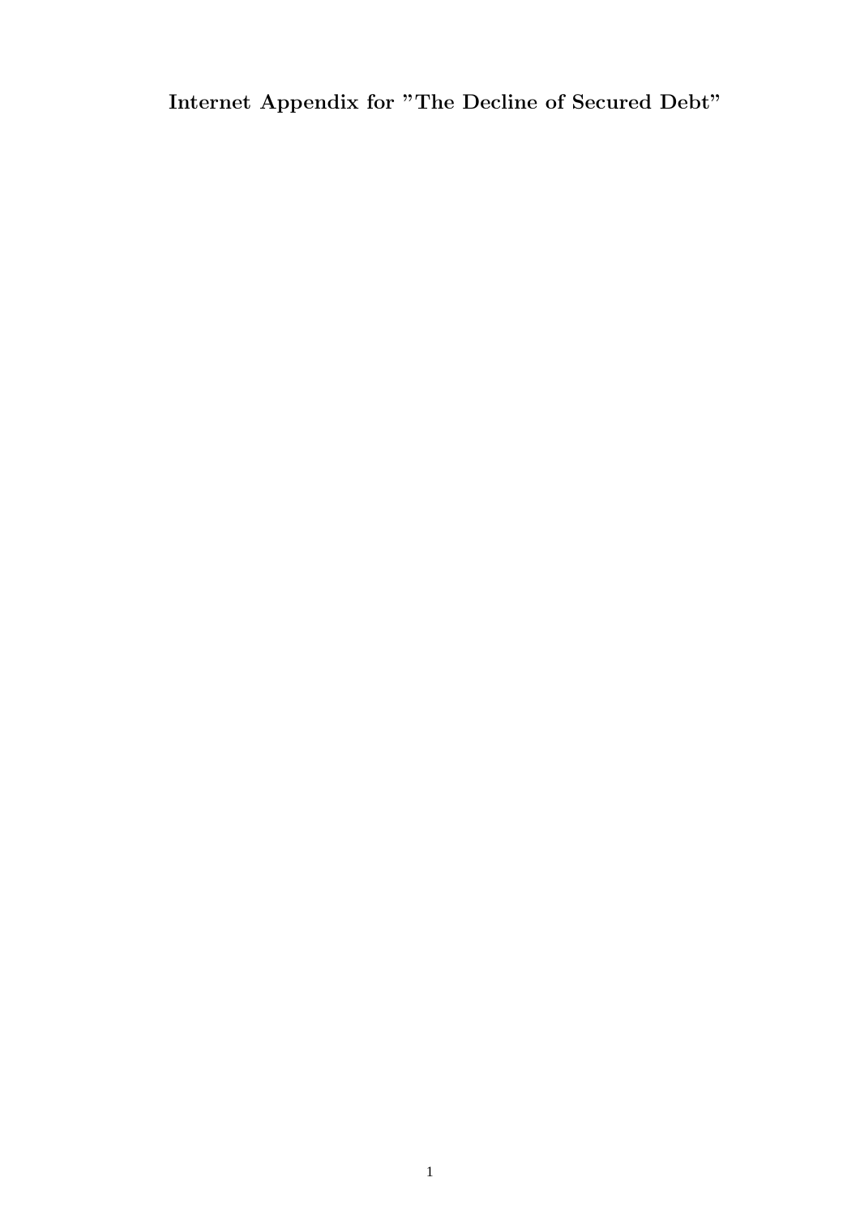# Internet Appendix for "The Decline of Secured Debt"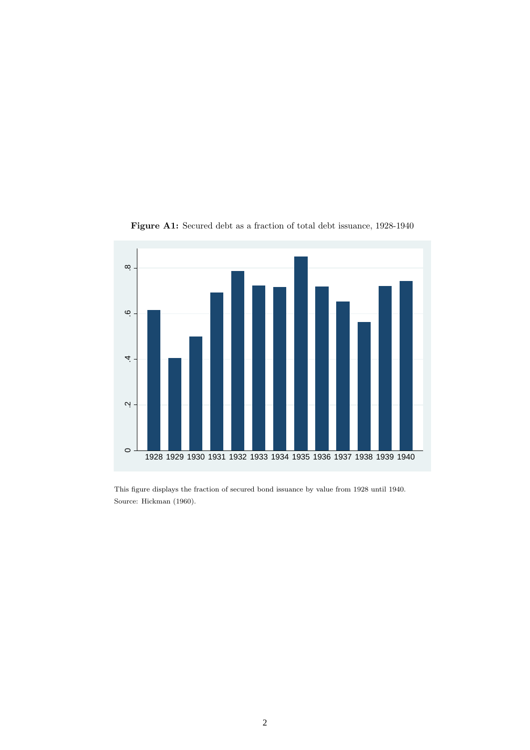**Figure A1:** Secured debt as a fraction of total debt issuance, 1928-1940

This figure displays the fraction of secured bond issuance by value from 1928 until 1940. Source: Hickman (1960).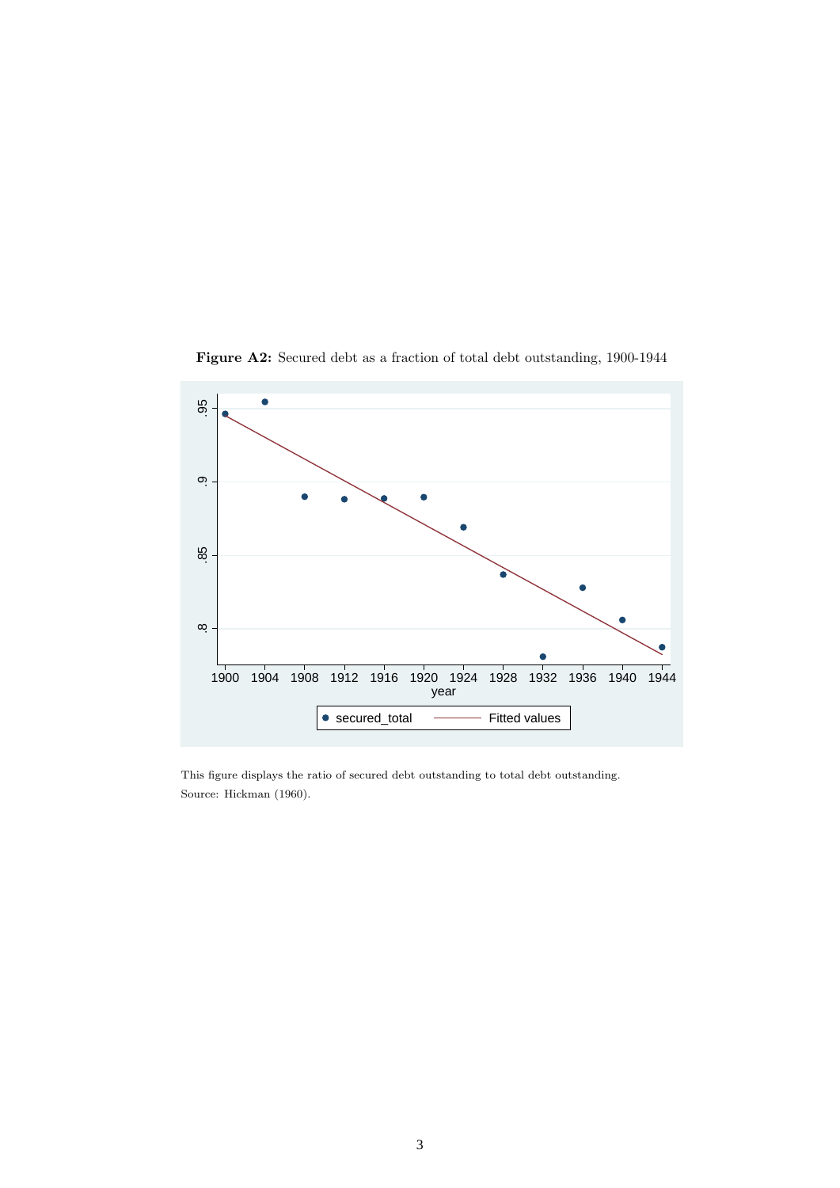**Figure A2:** Secured debt as a fraction of total debt outstanding, 1900-1944

This figure displays the ratio of secured debt outstanding to total debt outstanding.
Source: Hickman (1960).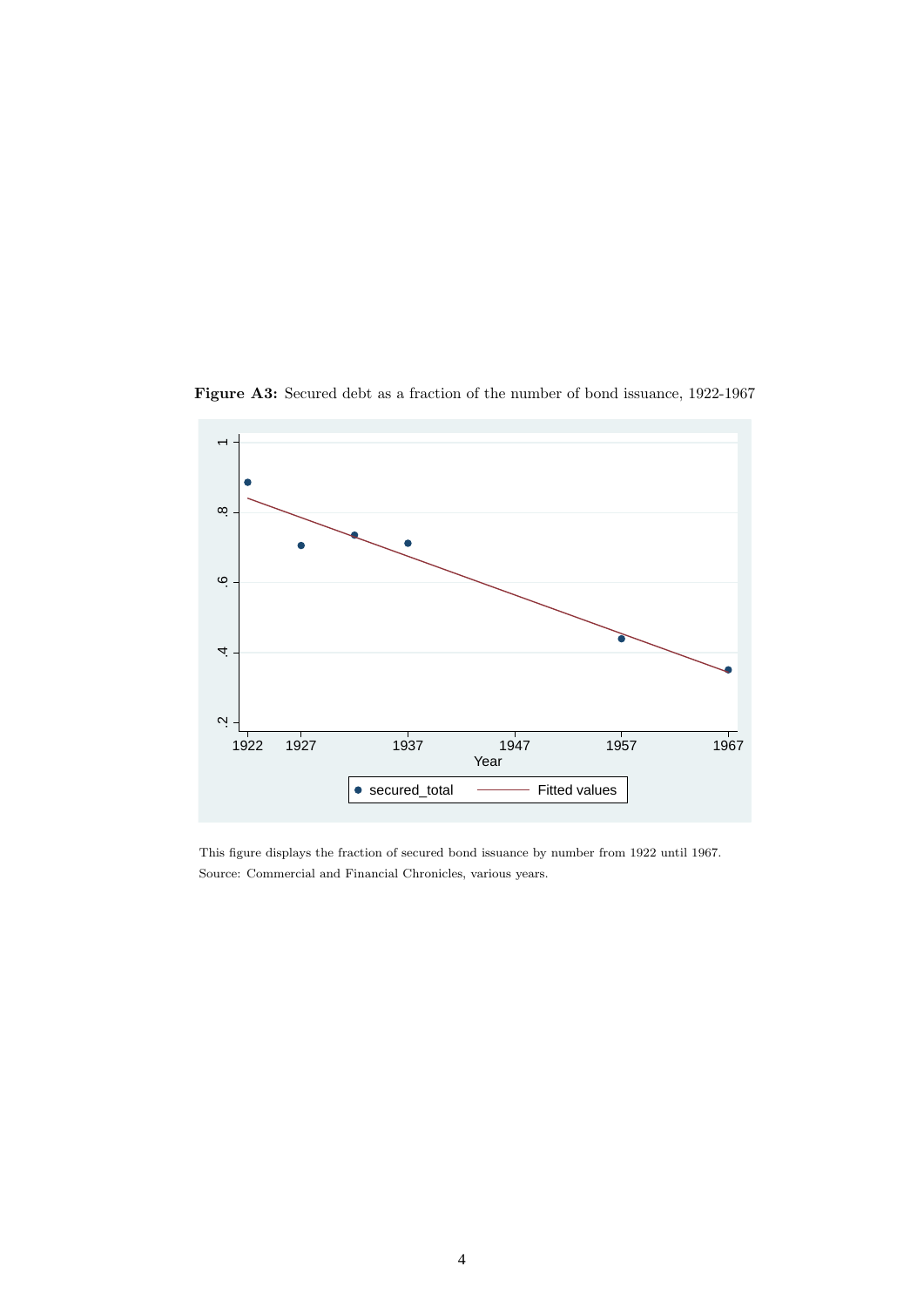**Figure A3:** Secured debt as a fraction of the number of bond issuance, 1922-1967

This figure displays the fraction of secured bond issuance by number from 1922 until 1967.
Source: Commercial and Financial Chronicles, various years.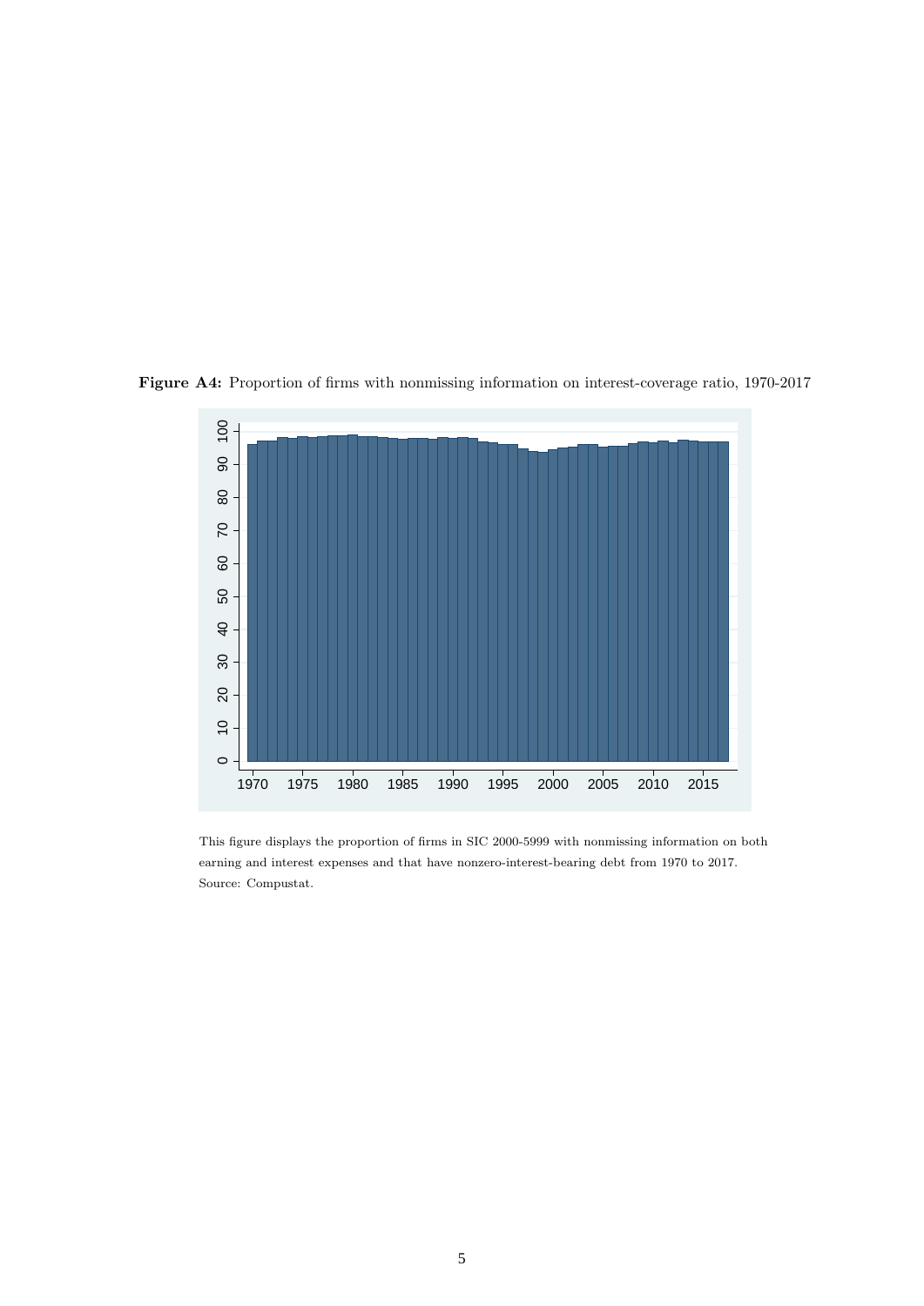**Figure A4:** Proportion of firms with nonmissing information on interest-coverage ratio, 1970-2017

This figure displays the proportion of firms in SIC 2000-5999 with nonmissing information on both earning and interest expenses and that have nonzero-interest-bearing debt from 1970 to 2017. Source: Compustat.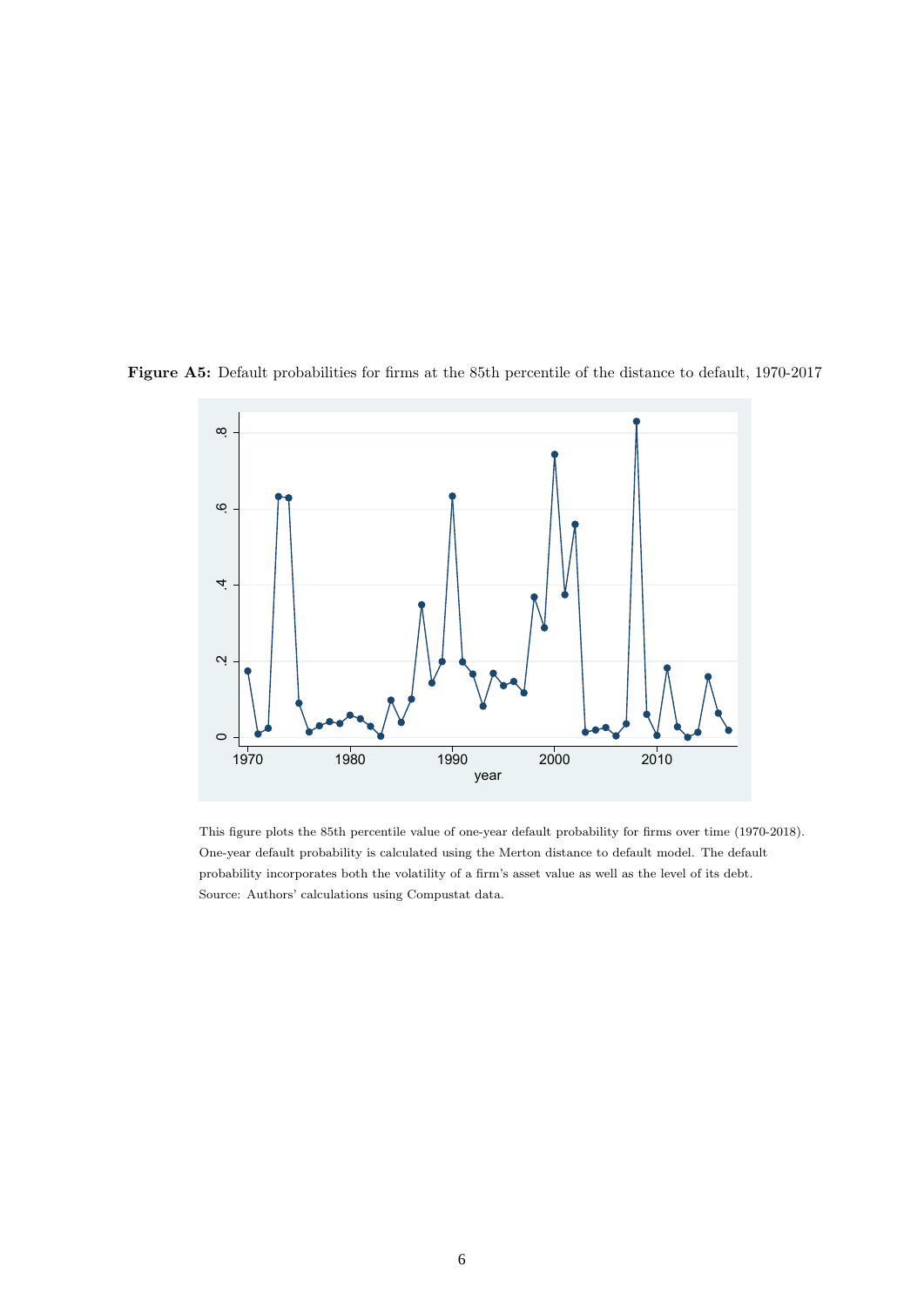**Figure A5:** Default probabilities for firms at the 85th percentile of the distance to default, 1970-2017

This figure plots the 85th percentile value of one-year default probability for firms over time (1970-2018). One-year default probability is calculated using the Merton distance to default model. The default probability incorporates both the volatility of a firm's asset value as well as the level of its debt.
Source: Authors' calculations using Compustat data.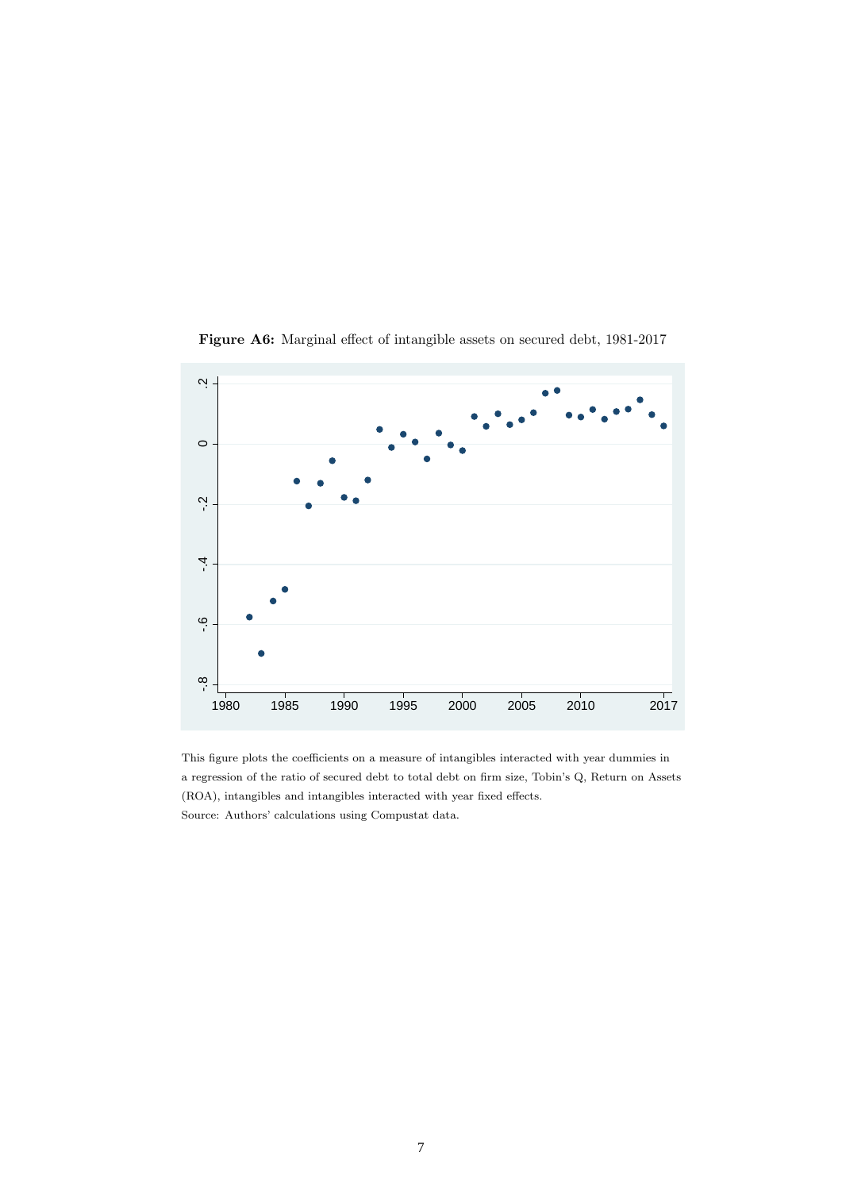**Figure A6:** Marginal effect of intangible assets on secured debt, 1981-2017

This figure plots the coefficients on a measure of intangibles interacted with year dummies in a regression of the ratio of secured debt to total debt on firm size, Tobin's Q, Return on Assets (ROA), intangibles and intangibles interacted with year fixed effects.

Source: Authors' calculations using Compustat data.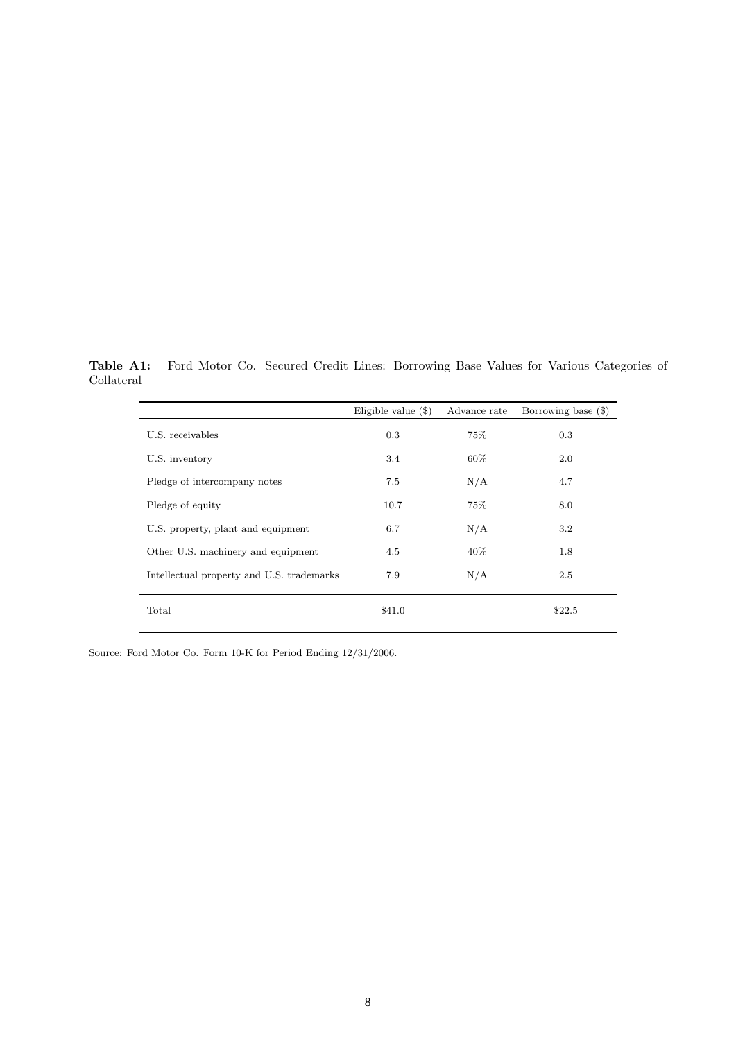**Table A1:** Ford Motor Co. Secured Credit Lines: Borrowing Base Values for Various Categories of Collateral

| | Eligible value ($) | Advance rate | Borrowing base ($) |
|---|---|---|---|
| U.S. receivables | 0.3 | 75% | 0.3 |
| U.S. inventory | 3.4 | 60% | 2.0 |
| Pledge of intercompany notes | 7.5 | N/A | 4.7 |
| Pledge of equity | 10.7 | 75% | 8.0 |
| U.S. property, plant and equipment | 6.7 | N/A | 3.2 |
| Other U.S. machinery and equipment | 4.5 | 40% | 1.8 |
| Intellectual property and U.S. trademarks | 7.9 | N/A | 2.5 |
| Total | $41.0 | | $22.5 |

Source: Ford Motor Co. Form 10-K for Period Ending 12/31/2006.